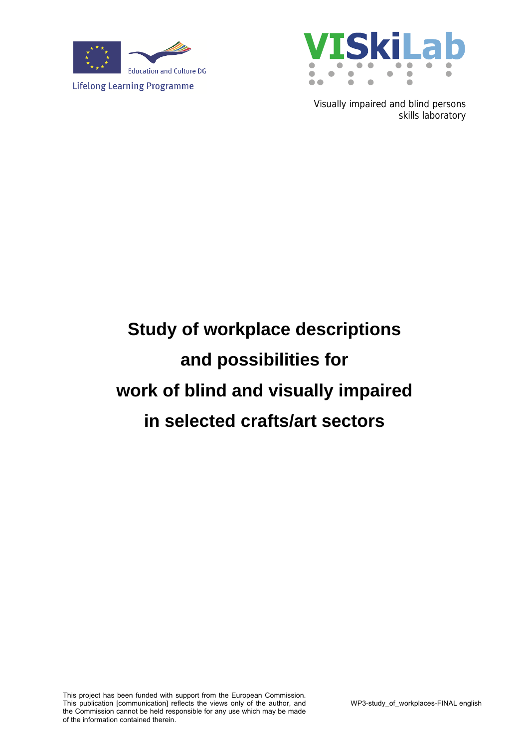Education and Culture DG

Lifelong Learning Programme

VISkiLab

Visually impaired and blind persons skills laboratory

# Study of workplace descriptions and possibilities for work of blind and visually impaired in selected crafts/art sectors

This project has been funded with support from the European Commission. This publication [communication] reflects the views only of the author, and the Commission cannot be held responsible for any use which may be made of the information contained therein.

WP3-study_of_workplaces-FINAL english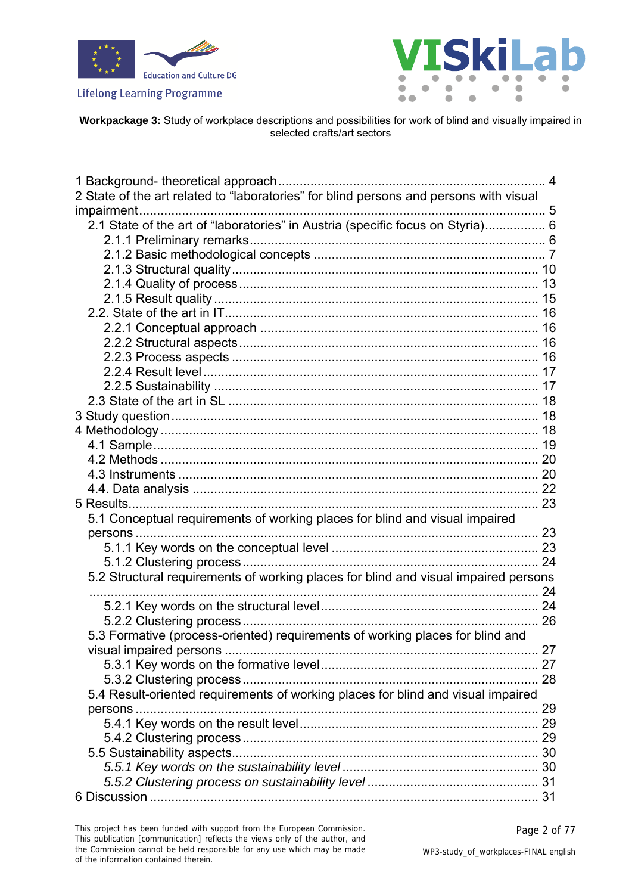**Workpackage 3:** Study of workplace descriptions and possibilities for work of blind and visually impaired in selected crafts/art sectors

1 Background- theoretical approach ... 4
2 State of the art related to "laboratories" for blind persons and persons with visual impairment ... 5
- 2.1 State of the art of "laboratories" in Austria (specific focus on Styria) ... 6
  - 2.1.1 Preliminary remarks ... 6
  - 2.1.2 Basic methodological concepts ... 7
  - 2.1.3 Structural quality ... 10
  - 2.1.4 Quality of process ... 13
  - 2.1.5 Result quality ... 15
- 2.2. State of the art in IT ... 16
  - 2.2.1 Conceptual approach ... 16
  - 2.2.2 Structural aspects ... 16
  - 2.2.3 Process aspects ... 16
  - 2.2.4 Result level ... 17
  - 2.2.5 Sustainability ... 17
- 2.3 State of the art in SL ... 18

3 Study question ... 18
4 Methodology ... 18
- 4.1 Sample ... 19
- 4.2 Methods ... 20
- 4.3 Instruments ... 20
- 4.4. Data analysis ... 22

5 Results ... 23
- 5.1 Conceptual requirements of working places for blind and visual impaired persons ... 23
  - 5.1.1 Key words on the conceptual level ... 23
  - 5.1.2 Clustering process ... 24
- 5.2 Structural requirements of working places for blind and visual impaired persons ... 24
  - 5.2.1 Key words on the structural level ... 24
  - 5.2.2 Clustering process ... 26
- 5.3 Formative (process-oriented) requirements of working places for blind and visual impaired persons ... 27
  - 5.3.1 Key words on the formative level ... 27
  - 5.3.2 Clustering process ... 28
- 5.4 Result-oriented requirements of working places for blind and visual impaired persons ... 29
  - 5.4.1 Key words on the result level ... 29
  - 5.4.2 Clustering process ... 29
- 5.5 Sustainability aspects ... 30
  - *5.5.1 Key words on the sustainability level* ... 30
  - *5.5.2 Clustering process on sustainability level* ... 31

6 Discussion ... 31

This project has been funded with support from the European Commission. This publication [communication] reflects the views only of the author, and the Commission cannot be held responsible for any use which may be made of the information contained therein.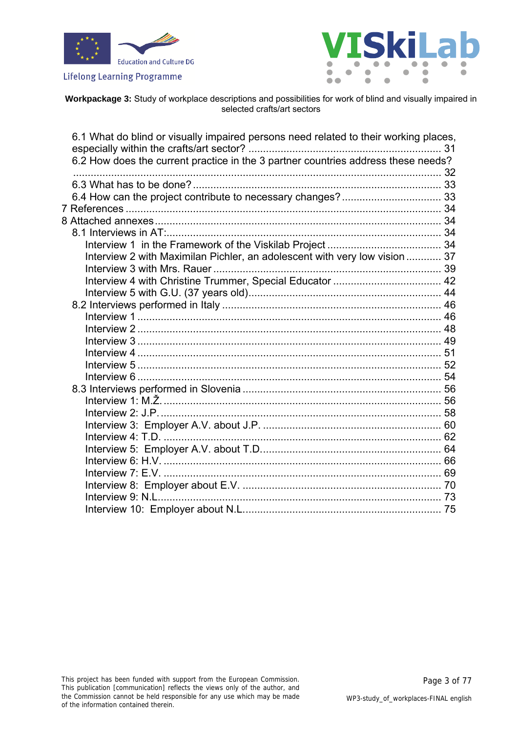6.1 What do blind or visually impaired persons need related to their working places, especially within the crafts/art sector? ..... 31
6.2 How does the current practice in the 3 partner countries address these needs? ..... 32
6.3 What has to be done? ..... 33
6.4 How can the project contribute to necessary changes? ..... 33
7 References ..... 34
8 Attached annexes ..... 34
8.1 Interviews in AT: ..... 34
Interview 1 in the Framework of the Viskilab Project ..... 34
Interview 2 with Maximilan Pichler, an adolescent with very low vision ..... 37
Interview 3 with Mrs. Rauer ..... 39
Interview 4 with Christine Trummer, Special Educator ..... 42
Interview 5 with G.U. (37 years old) ..... 44
8.2 Interviews performed in Italy ..... 46
Interview 1 ..... 46
Interview 2 ..... 48
Interview 3 ..... 49
Interview 4 ..... 51
Interview 5 ..... 52
Interview 6 ..... 54
8.3 Interviews performed in Slovenia ..... 56
Interview 1: M.Ž. ..... 56
Interview 2: J.P. ..... 58
Interview 3: Employer A.V. about J.P. ..... 60
Interview 4: T.D. ..... 62
Interview 5: Employer A.V. about T.D. ..... 64
Interview 6: H.V. ..... 66
Interview 7: E.V. ..... 69
Interview 8: Employer about E.V. ..... 70
Interview 9: N.L. ..... 73
Interview 10: Employer about N.L. ..... 75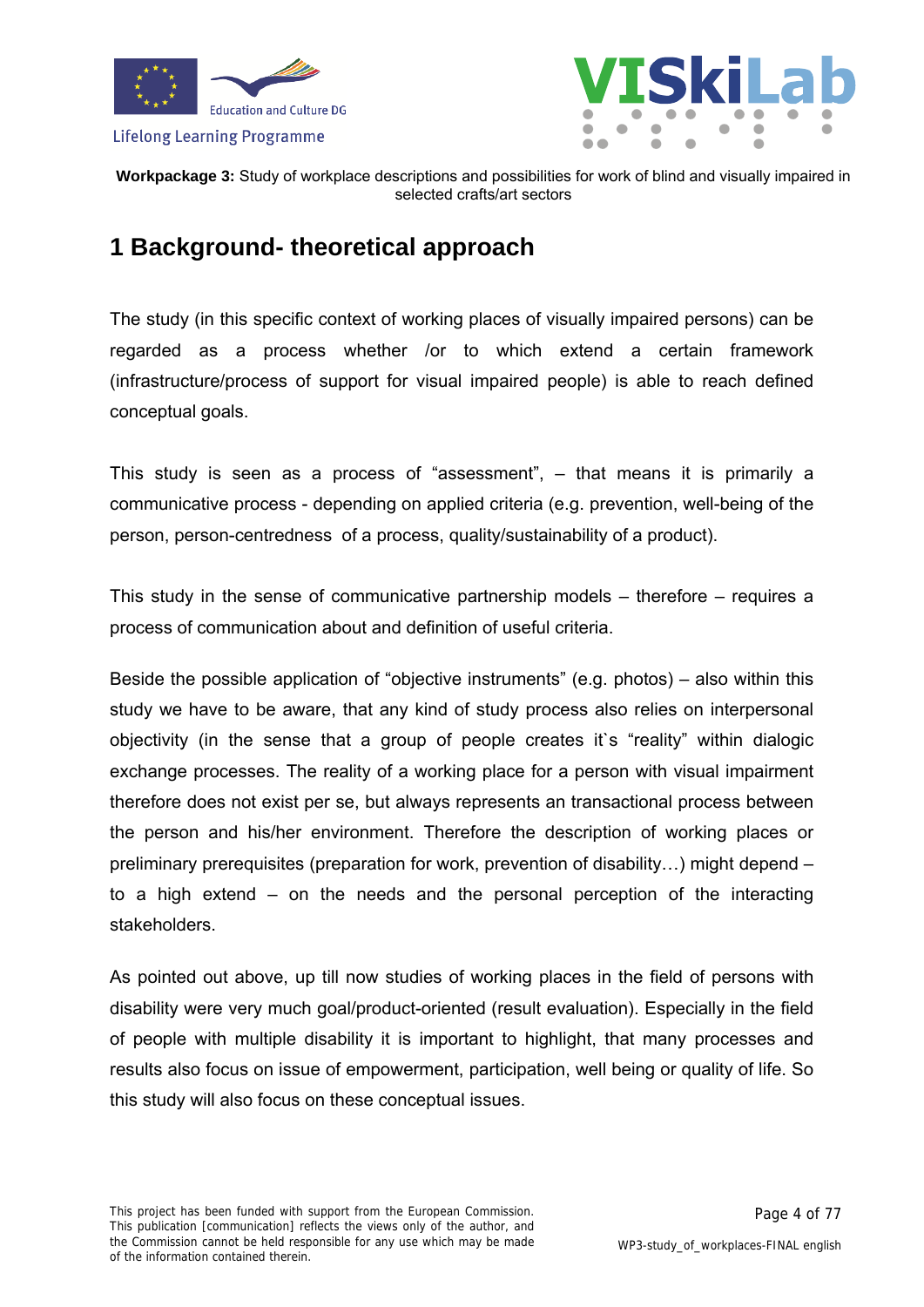# 1 Background- theoretical approach

The study (in this specific context of working places of visually impaired persons) can be regarded as a process whether /or to which extend a certain framework (infrastructure/process of support for visual impaired people) is able to reach defined conceptual goals.

This study is seen as a process of "assessment", – that means it is primarily a communicative process - depending on applied criteria (e.g. prevention, well-being of the person, person-centredness of a process, quality/sustainability of a product).

This study in the sense of communicative partnership models – therefore – requires a process of communication about and definition of useful criteria.

Beside the possible application of "objective instruments" (e.g. photos) – also within this study we have to be aware, that any kind of study process also relies on interpersonal objectivity (in the sense that a group of people creates it`s "reality" within dialogic exchange processes. The reality of a working place for a person with visual impairment therefore does not exist per se, but always represents an transactional process between the person and his/her environment. Therefore the description of working places or preliminary prerequisites (preparation for work, prevention of disability…) might depend – to a high extend – on the needs and the personal perception of the interacting stakeholders.

As pointed out above, up till now studies of working places in the field of persons with disability were very much goal/product-oriented (result evaluation). Especially in the field of people with multiple disability it is important to highlight, that many processes and results also focus on issue of empowerment, participation, well being or quality of life. So this study will also focus on these conceptual issues.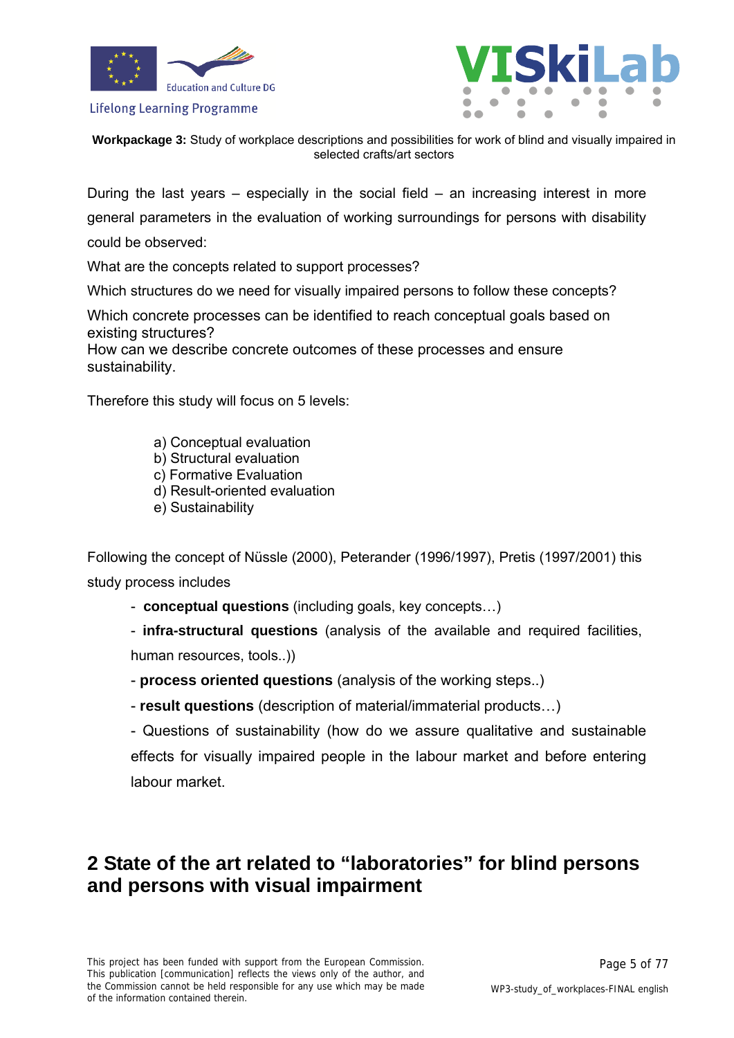During the last years – especially in the social field – an increasing interest in more general parameters in the evaluation of working surroundings for persons with disability could be observed:

What are the concepts related to support processes?

Which structures do we need for visually impaired persons to follow these concepts?

Which concrete processes can be identified to reach conceptual goals based on existing structures?
How can we describe concrete outcomes of these processes and ensure sustainability.

Therefore this study will focus on 5 levels:

a) Conceptual evaluation
b) Structural evaluation
c) Formative Evaluation
d) Result-oriented evaluation
e) Sustainability

Following the concept of Nüssle (2000), Peterander (1996/1997), Pretis (1997/2001) this study process includes

- **conceptual questions** (including goals, key concepts…)
- **infra-structural questions** (analysis of the available and required facilities, human resources, tools..))
- **process oriented questions** (analysis of the working steps..)
- **result questions** (description of material/immaterial products…)
- Questions of sustainability (how do we assure qualitative and sustainable effects for visually impaired people in the labour market and before entering labour market.

# 2 State of the art related to "laboratories" for blind persons and persons with visual impairment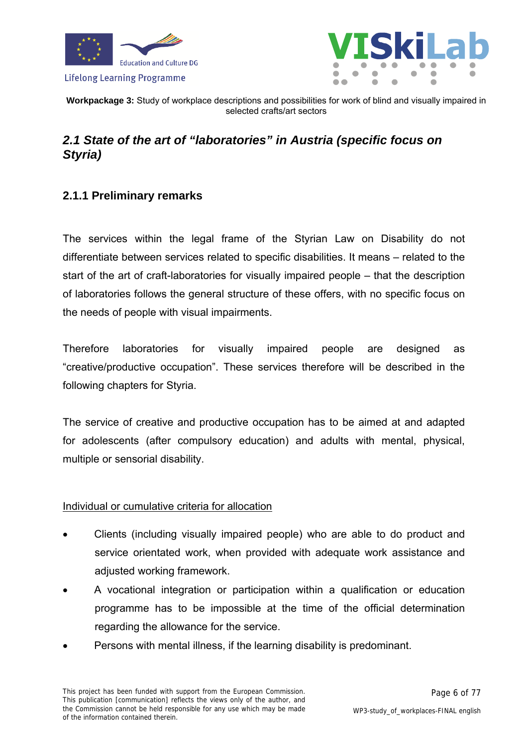## *2.1 State of the art of "laboratories" in Austria (specific focus on Styria)*

### 2.1.1 Preliminary remarks

The services within the legal frame of the Styrian Law on Disability do not differentiate between services related to specific disabilities. It means – related to the start of the art of craft-laboratories for visually impaired people – that the description of laboratories follows the general structure of these offers, with no specific focus on the needs of people with visual impairments.

Therefore laboratories for visually impaired people are designed as "creative/productive occupation". These services therefore will be described in the following chapters for Styria.

The service of creative and productive occupation has to be aimed at and adapted for adolescents (after compulsory education) and adults with mental, physical, multiple or sensorial disability.

<u>Individual or cumulative criteria for allocation</u>

- Clients (including visually impaired people) who are able to do product and service orientated work, when provided with adequate work assistance and adjusted working framework.
- A vocational integration or participation within a qualification or education programme has to be impossible at the time of the official determination regarding the allowance for the service.
- Persons with mental illness, if the learning disability is predominant.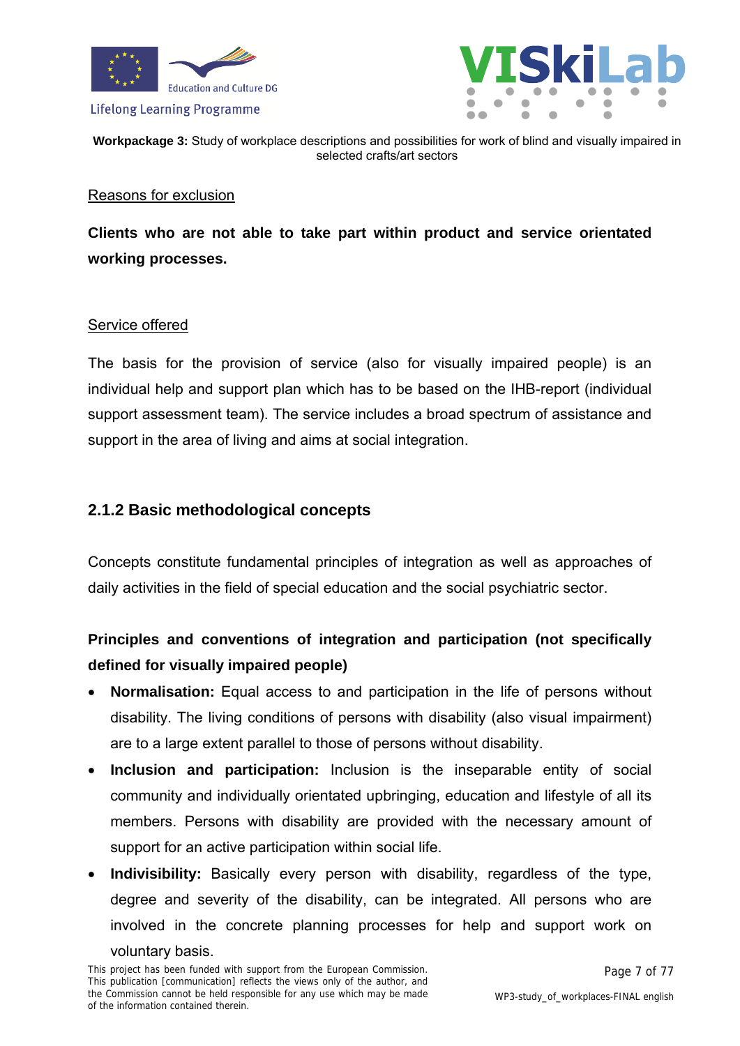Reasons for exclusion

**Clients who are not able to take part within product and service orientated working processes.**

Service offered

The basis for the provision of service (also for visually impaired people) is an individual help and support plan which has to be based on the IHB-report (individual support assessment team). The service includes a broad spectrum of assistance and support in the area of living and aims at social integration.

### 2.1.2 Basic methodological concepts

Concepts constitute fundamental principles of integration as well as approaches of daily activities in the field of special education and the social psychiatric sector.

**Principles and conventions of integration and participation (not specifically defined for visually impaired people)**

- **Normalisation:** Equal access to and participation in the life of persons without disability. The living conditions of persons with disability (also visual impairment) are to a large extent parallel to those of persons without disability.
- **Inclusion and participation:** Inclusion is the inseparable entity of social community and individually orientated upbringing, education and lifestyle of all its members. Persons with disability are provided with the necessary amount of support for an active participation within social life.
- **Indivisibility:** Basically every person with disability, regardless of the type, degree and severity of the disability, can be integrated. All persons who are involved in the concrete planning processes for help and support work on voluntary basis.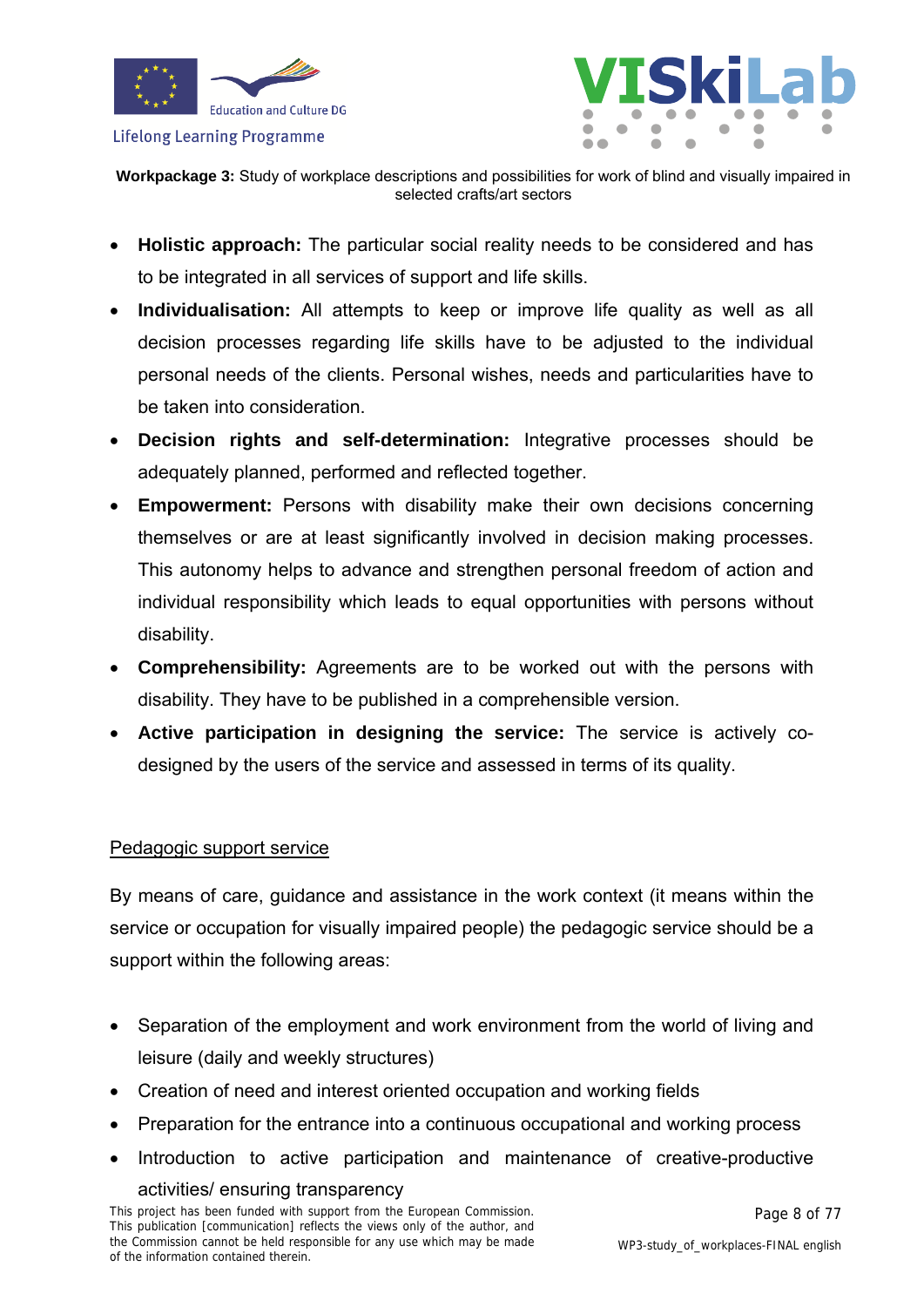- **Holistic approach:** The particular social reality needs to be considered and has to be integrated in all services of support and life skills.
- **Individualisation:** All attempts to keep or improve life quality as well as all decision processes regarding life skills have to be adjusted to the individual personal needs of the clients. Personal wishes, needs and particularities have to be taken into consideration.
- **Decision rights and self-determination:** Integrative processes should be adequately planned, performed and reflected together.
- **Empowerment:** Persons with disability make their own decisions concerning themselves or are at least significantly involved in decision making processes. This autonomy helps to advance and strengthen personal freedom of action and individual responsibility which leads to equal opportunities with persons without disability.
- **Comprehensibility:** Agreements are to be worked out with the persons with disability. They have to be published in a comprehensible version.
- **Active participation in designing the service:** The service is actively co-designed by the users of the service and assessed in terms of its quality.

<u>Pedagogic support service</u>

By means of care, guidance and assistance in the work context (it means within the service or occupation for visually impaired people) the pedagogic service should be a support within the following areas:

- Separation of the employment and work environment from the world of living and leisure (daily and weekly structures)
- Creation of need and interest oriented occupation and working fields
- Preparation for the entrance into a continuous occupational and working process
- Introduction to active participation and maintenance of creative-productive activities/ ensuring transparency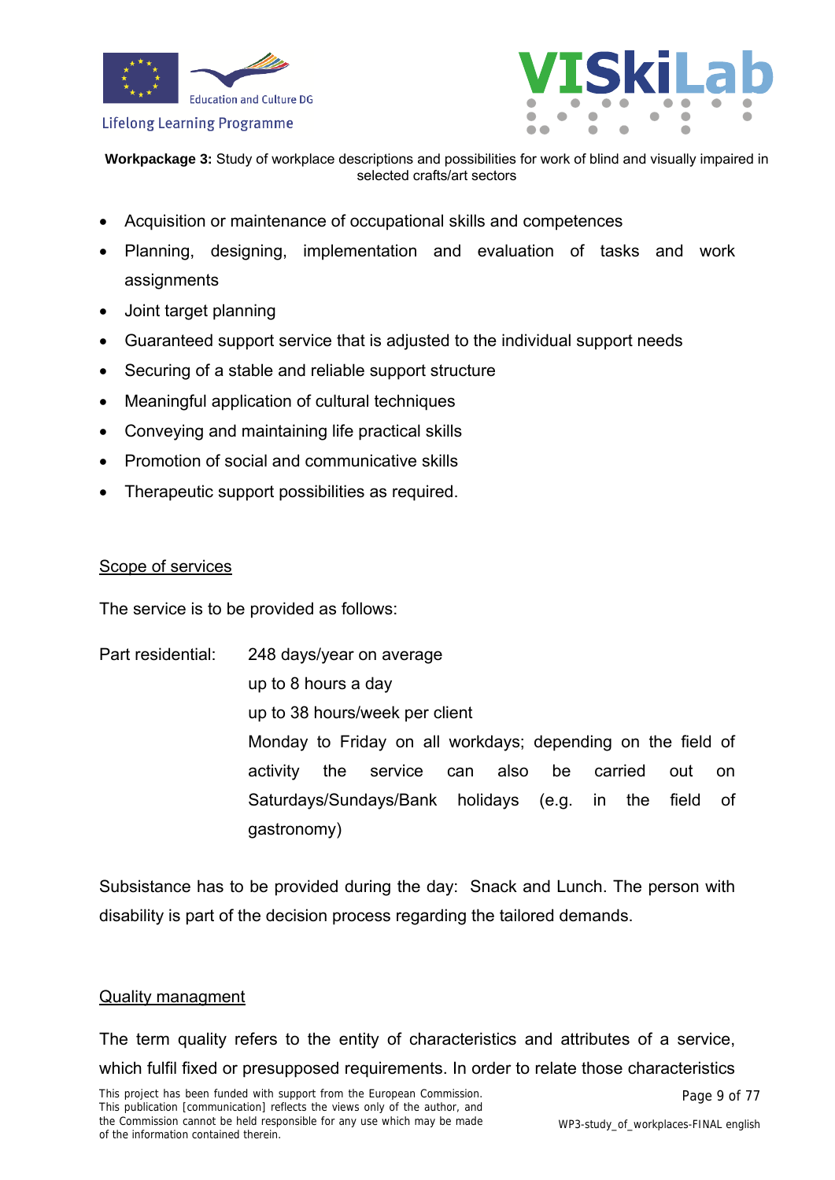- Acquisition or maintenance of occupational skills and competences
- Planning, designing, implementation and evaluation of tasks and work assignments
- Joint target planning
- Guaranteed support service that is adjusted to the individual support needs
- Securing of a stable and reliable support structure
- Meaningful application of cultural techniques
- Conveying and maintaining life practical skills
- Promotion of social and communicative skills
- Therapeutic support possibilities as required.

<u>Scope of services</u>

The service is to be provided as follows:

Part residential: 248 days/year on average
up to 8 hours a day
up to 38 hours/week per client
Monday to Friday on all workdays; depending on the field of activity the service can also be carried out on Saturdays/Sundays/Bank holidays (e.g. in the field of gastronomy)

Subsistance has to be provided during the day: Snack and Lunch. The person with disability is part of the decision process regarding the tailored demands.

<u>Quality managment</u>

The term quality refers to the entity of characteristics and attributes of a service, which fulfil fixed or presupposed requirements. In order to relate those characteristics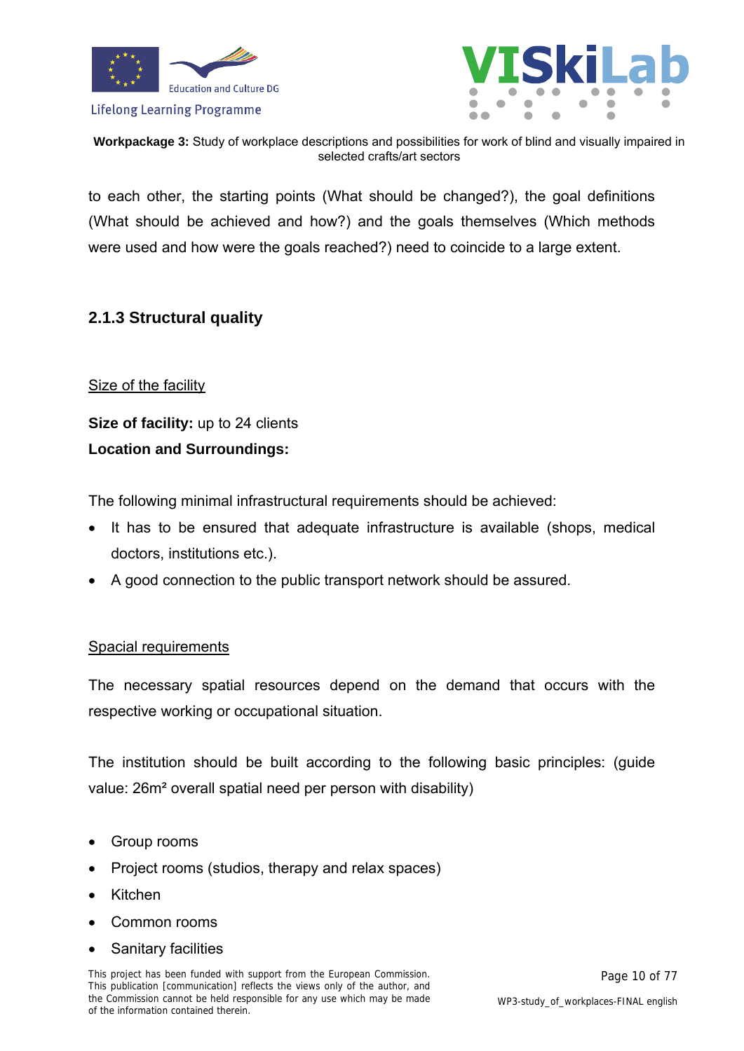to each other, the starting points (What should be changed?), the goal definitions (What should be achieved and how?) and the goals themselves (Which methods were used and how were the goals reached?) need to coincide to a large extent.

### 2.1.3 Structural quality

Size of the facility

**Size of facility:** up to 24 clients

**Location and Surroundings:**

The following minimal infrastructural requirements should be achieved:

- It has to be ensured that adequate infrastructure is available (shops, medical doctors, institutions etc.).
- A good connection to the public transport network should be assured.

Spacial requirements

The necessary spatial resources depend on the demand that occurs with the respective working or occupational situation.

The institution should be built according to the following basic principles: (guide value: 26m² overall spatial need per person with disability)

- Group rooms
- Project rooms (studios, therapy and relax spaces)
- Kitchen
- Common rooms
- Sanitary facilities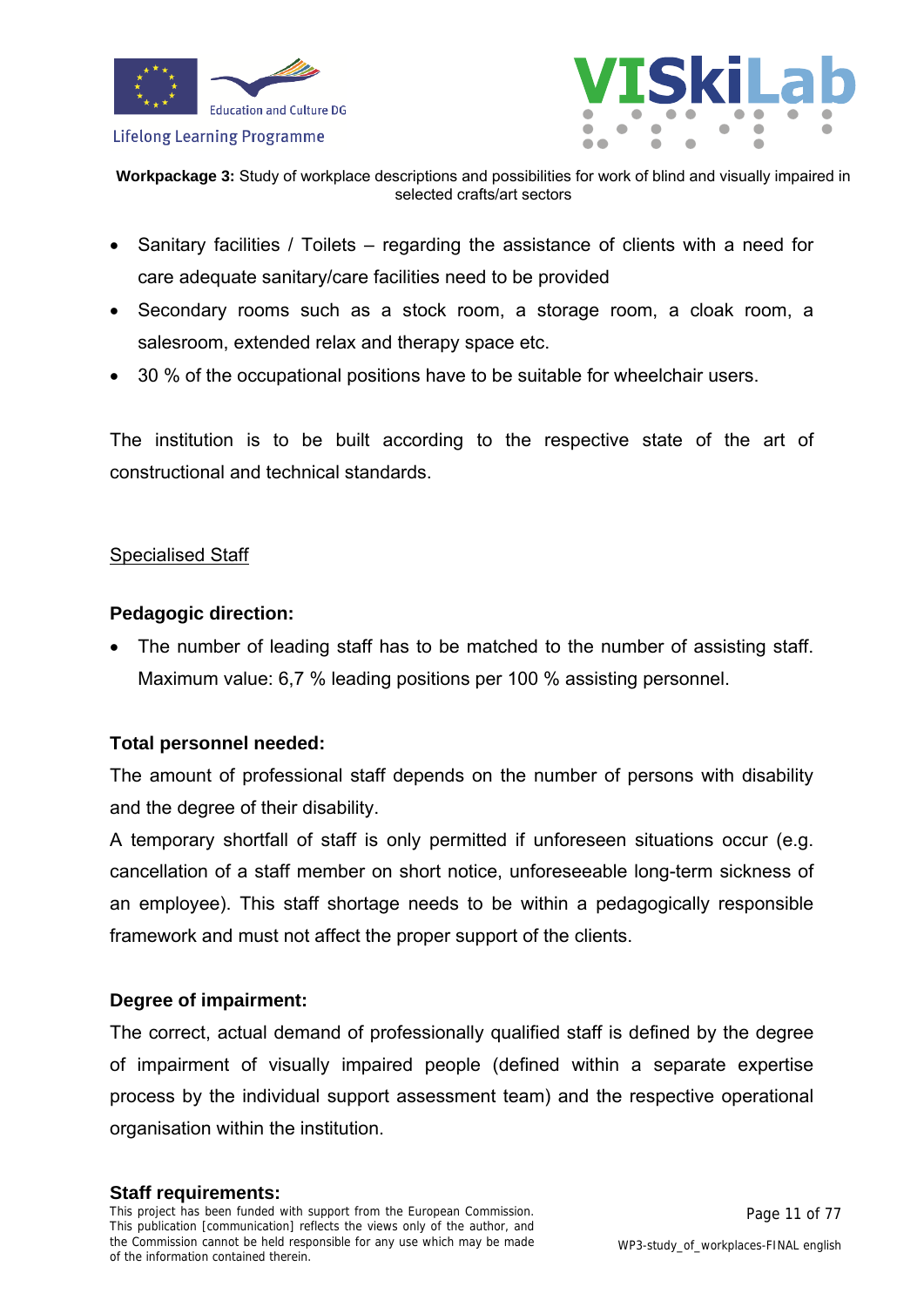- Sanitary facilities / Toilets – regarding the assistance of clients with a need for care adequate sanitary/care facilities need to be provided
- Secondary rooms such as a stock room, a storage room, a cloak room, a salesroom, extended relax and therapy space etc.
- 30 % of the occupational positions have to be suitable for wheelchair users.

The institution is to be built according to the respective state of the art of constructional and technical standards.

<u>Specialised Staff</u>

**Pedagogic direction:**

- The number of leading staff has to be matched to the number of assisting staff. Maximum value: 6,7 % leading positions per 100 % assisting personnel.

**Total personnel needed:**

The amount of professional staff depends on the number of persons with disability and the degree of their disability.

A temporary shortfall of staff is only permitted if unforeseen situations occur (e.g. cancellation of a staff member on short notice, unforeseeable long-term sickness of an employee). This staff shortage needs to be within a pedagogically responsible framework and must not affect the proper support of the clients.

**Degree of impairment:**

The correct, actual demand of professionally qualified staff is defined by the degree of impairment of visually impaired people (defined within a separate expertise process by the individual support assessment team) and the respective operational organisation within the institution.

**Staff requirements:**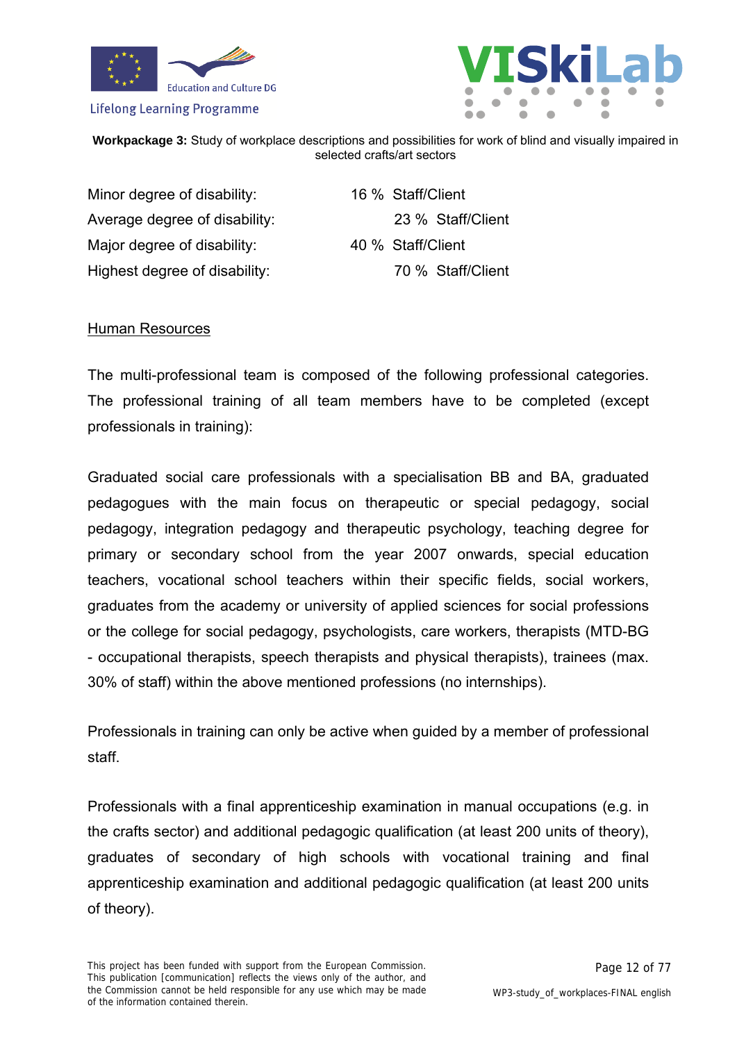| | |
|---|---|
| Minor degree of disability: | 16 % Staff/Client |
| Average degree of disability: | 23 % Staff/Client |
| Major degree of disability: | 40 % Staff/Client |
| Highest degree of disability: | 70 % Staff/Client |

Human Resources

The multi-professional team is composed of the following professional categories. The professional training of all team members have to be completed (except professionals in training):

Graduated social care professionals with a specialisation BB and BA, graduated pedagogues with the main focus on therapeutic or special pedagogy, social pedagogy, integration pedagogy and therapeutic psychology, teaching degree for primary or secondary school from the year 2007 onwards, special education teachers, vocational school teachers within their specific fields, social workers, graduates from the academy or university of applied sciences for social professions or the college for social pedagogy, psychologists, care workers, therapists (MTD-BG - occupational therapists, speech therapists and physical therapists), trainees (max. 30% of staff) within the above mentioned professions (no internships).

Professionals in training can only be active when guided by a member of professional staff.

Professionals with a final apprenticeship examination in manual occupations (e.g. in the crafts sector) and additional pedagogic qualification (at least 200 units of theory), graduates of secondary of high schools with vocational training and final apprenticeship examination and additional pedagogic qualification (at least 200 units of theory).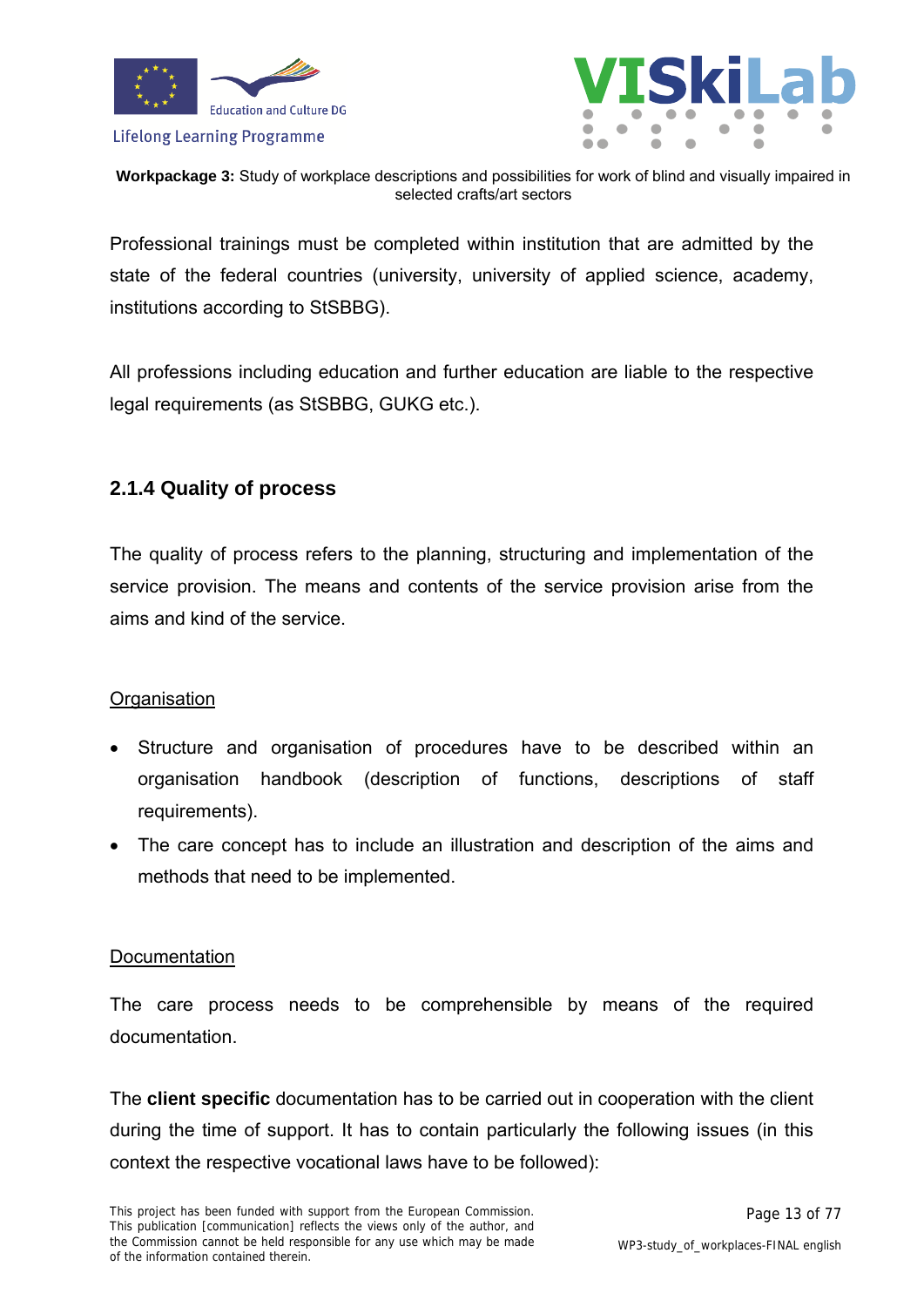Professional trainings must be completed within institution that are admitted by the state of the federal countries (university, university of applied science, academy, institutions according to StSBBG).

All professions including education and further education are liable to the respective legal requirements (as StSBBG, GUKG etc.).

### 2.1.4 Quality of process

The quality of process refers to the planning, structuring and implementation of the service provision. The means and contents of the service provision arise from the aims and kind of the service.

<u>Organisation</u>

- Structure and organisation of procedures have to be described within an organisation handbook (description of functions, descriptions of staff requirements).
- The care concept has to include an illustration and description of the aims and methods that need to be implemented.

<u>Documentation</u>

The care process needs to be comprehensible by means of the required documentation.

The **client specific** documentation has to be carried out in cooperation with the client during the time of support. It has to contain particularly the following issues (in this context the respective vocational laws have to be followed):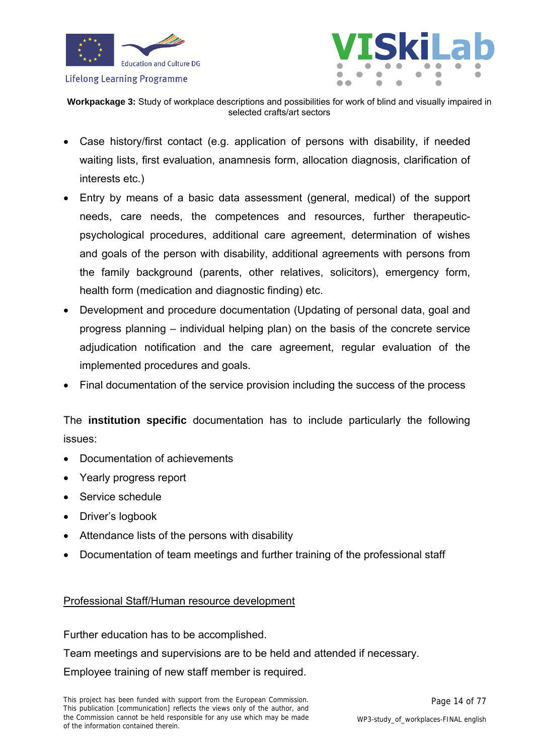- Case history/first contact (e.g. application of persons with disability, if needed waiting lists, first evaluation, anamnesis form, allocation diagnosis, clarification of interests etc.)
- Entry by means of a basic data assessment (general, medical) of the support needs, care needs, the competences and resources, further therapeutic-psychological procedures, additional care agreement, determination of wishes and goals of the person with disability, additional agreements with persons from the family background (parents, other relatives, solicitors), emergency form, health form (medication and diagnostic finding) etc.
- Development and procedure documentation (Updating of personal data, goal and progress planning – individual helping plan) on the basis of the concrete service adjudication notification and the care agreement, regular evaluation of the implemented procedures and goals.
- Final documentation of the service provision including the success of the process

The **institution specific** documentation has to include particularly the following issues:

- Documentation of achievements
- Yearly progress report
- Service schedule
- Driver's logbook
- Attendance lists of the persons with disability
- Documentation of team meetings and further training of the professional staff

<u>Professional Staff/Human resource development</u>

Further education has to be accomplished.

Team meetings and supervisions are to be held and attended if necessary.

Employee training of new staff member is required.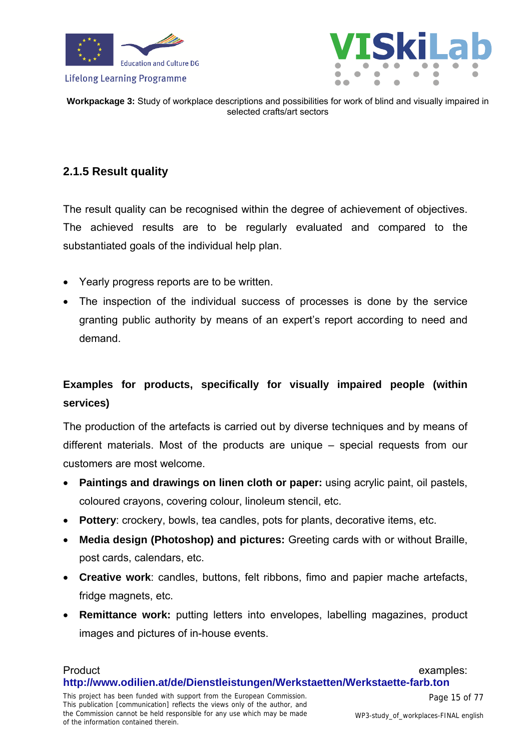### 2.1.5 Result quality

The result quality can be recognised within the degree of achievement of objectives. The achieved results are to be regularly evaluated and compared to the substantiated goals of the individual help plan.

- Yearly progress reports are to be written.
- The inspection of the individual success of processes is done by the service granting public authority by means of an expert's report according to need and demand.

**Examples for products, specifically for visually impaired people (within services)**

The production of the artefacts is carried out by diverse techniques and by means of different materials. Most of the products are unique – special requests from our customers are most welcome.

- **Paintings and drawings on linen cloth or paper:** using acrylic paint, oil pastels, coloured crayons, covering colour, linoleum stencil, etc.
- **Pottery**: crockery, bowls, tea candles, pots for plants, decorative items, etc.
- **Media design (Photoshop) and pictures:** Greeting cards with or without Braille, post cards, calendars, etc.
- **Creative work**: candles, buttons, felt ribbons, fimo and papier mache artefacts, fridge magnets, etc.
- **Remittance work:** putting letters into envelopes, labelling magazines, product images and pictures of in-house events.

Product examples: **http://www.odilien.at/de/Dienstleistungen/Werkstaetten/Werkstaette-farb.ton**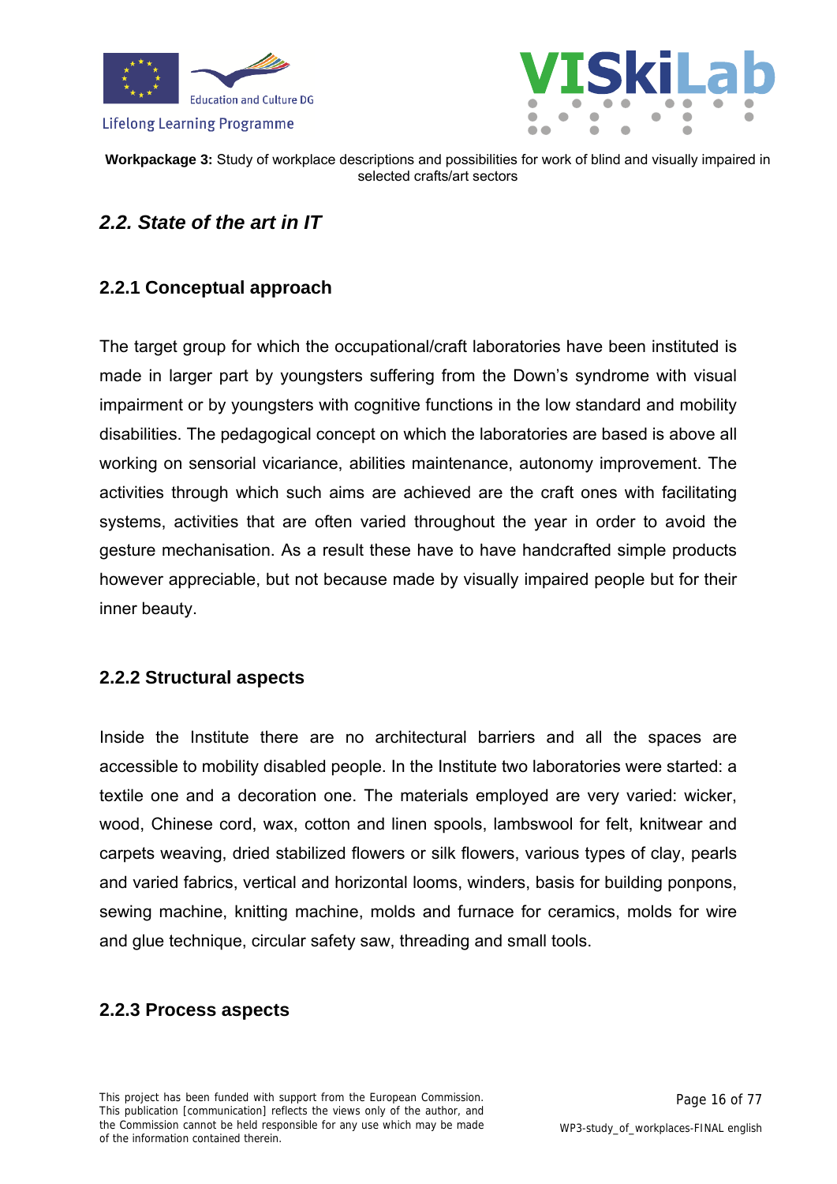## *2.2. State of the art in IT*

### 2.2.1 Conceptual approach

The target group for which the occupational/craft laboratories have been instituted is made in larger part by youngsters suffering from the Down's syndrome with visual impairment or by youngsters with cognitive functions in the low standard and mobility disabilities. The pedagogical concept on which the laboratories are based is above all working on sensorial vicariance, abilities maintenance, autonomy improvement. The activities through which such aims are achieved are the craft ones with facilitating systems, activities that are often varied throughout the year in order to avoid the gesture mechanisation. As a result these have to have handcrafted simple products however appreciable, but not because made by visually impaired people but for their inner beauty.

### 2.2.2 Structural aspects

Inside the Institute there are no architectural barriers and all the spaces are accessible to mobility disabled people. In the Institute two laboratories were started: a textile one and a decoration one. The materials employed are very varied: wicker, wood, Chinese cord, wax, cotton and linen spools, lambswool for felt, knitwear and carpets weaving, dried stabilized flowers or silk flowers, various types of clay, pearls and varied fabrics, vertical and horizontal looms, winders, basis for building ponpons, sewing machine, knitting machine, molds and furnace for ceramics, molds for wire and glue technique, circular safety saw, threading and small tools.

### 2.2.3 Process aspects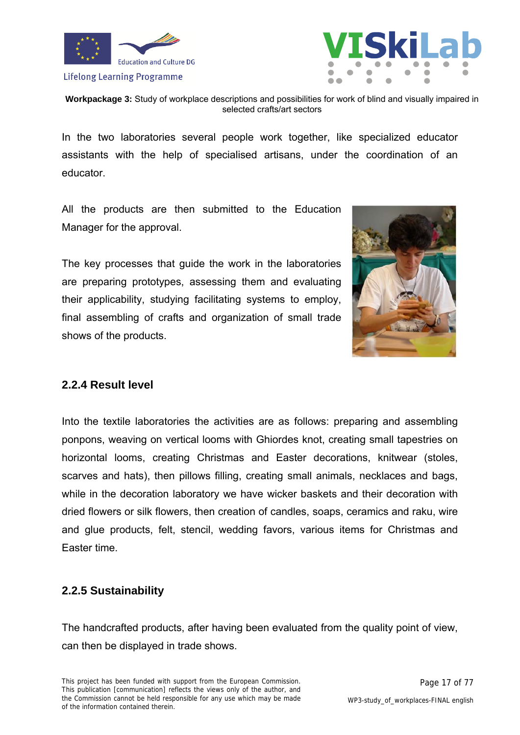In the two laboratories several people work together, like specialized educator assistants with the help of specialised artisans, under the coordination of an educator.

All the products are then submitted to the Education Manager for the approval.

The key processes that guide the work in the laboratories are preparing prototypes, assessing them and evaluating their applicability, studying facilitating systems to employ, final assembling of crafts and organization of small trade shows of the products.

### 2.2.4 Result level

Into the textile laboratories the activities are as follows: preparing and assembling ponpons, weaving on vertical looms with Ghiordes knot, creating small tapestries on horizontal looms, creating Christmas and Easter decorations, knitwear (stoles, scarves and hats), then pillows filling, creating small animals, necklaces and bags, while in the decoration laboratory we have wicker baskets and their decoration with dried flowers or silk flowers, then creation of candles, soaps, ceramics and raku, wire and glue products, felt, stencil, wedding favors, various items for Christmas and Easter time.

### 2.2.5 Sustainability

The handcrafted products, after having been evaluated from the quality point of view, can then be displayed in trade shows.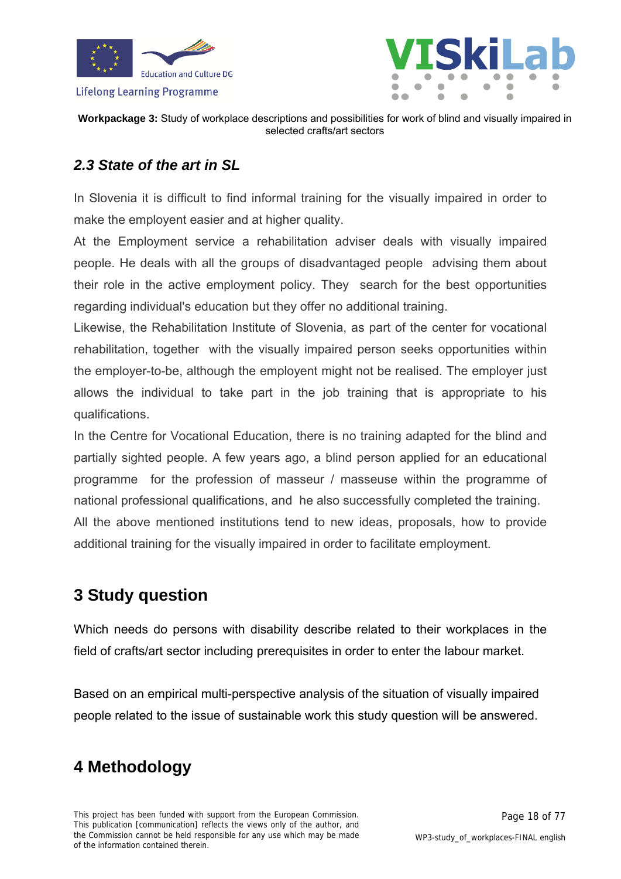### *2.3 State of the art in SL*

In Slovenia it is difficult to find informal training for the visually impaired in order to make the employent easier and at higher quality.

At the Employment service a rehabilitation adviser deals with visually impaired people. He deals with all the groups of disadvantaged people advising them about their role in the active employment policy. They search for the best opportunities regarding individual's education but they offer no additional training.

Likewise, the Rehabilitation Institute of Slovenia, as part of the center for vocational rehabilitation, together with the visually impaired person seeks opportunities within the employer-to-be, although the employent might not be realised. The employer just allows the individual to take part in the job training that is appropriate to his qualifications.

In the Centre for Vocational Education, there is no training adapted for the blind and partially sighted people. A few years ago, a blind person applied for an educational programme for the profession of masseur / masseuse within the programme of national professional qualifications, and he also successfully completed the training.

All the above mentioned institutions tend to new ideas, proposals, how to provide additional training for the visually impaired in order to facilitate employment.

## 3 Study question

Which needs do persons with disability describe related to their workplaces in the field of crafts/art sector including prerequisites in order to enter the labour market.

Based on an empirical multi-perspective analysis of the situation of visually impaired people related to the issue of sustainable work this study question will be answered.

## 4 Methodology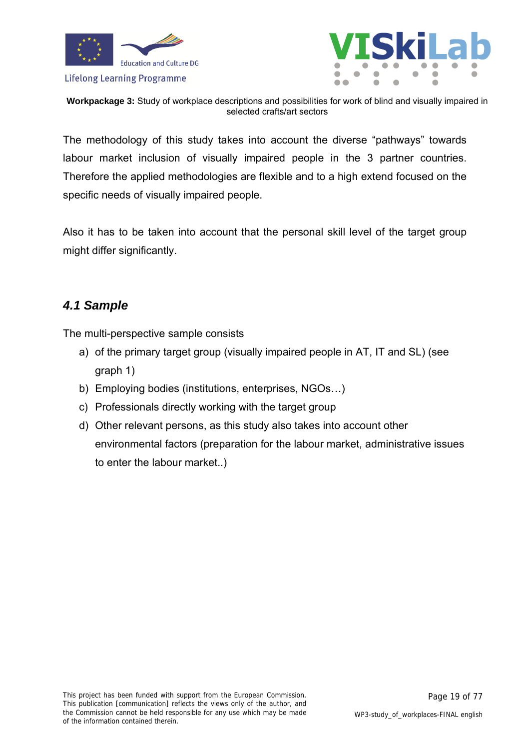The methodology of this study takes into account the diverse “pathways” towards labour market inclusion of visually impaired people in the 3 partner countries. Therefore the applied methodologies are flexible and to a high extend focused on the specific needs of visually impaired people.

Also it has to be taken into account that the personal skill level of the target group might differ significantly.

### *4.1 Sample*

The multi-perspective sample consists

a) of the primary target group (visually impaired people in AT, IT and SL) (see graph 1)
b) Employing bodies (institutions, enterprises, NGOs…)
c) Professionals directly working with the target group
d) Other relevant persons, as this study also takes into account other environmental factors (preparation for the labour market, administrative issues to enter the labour market..)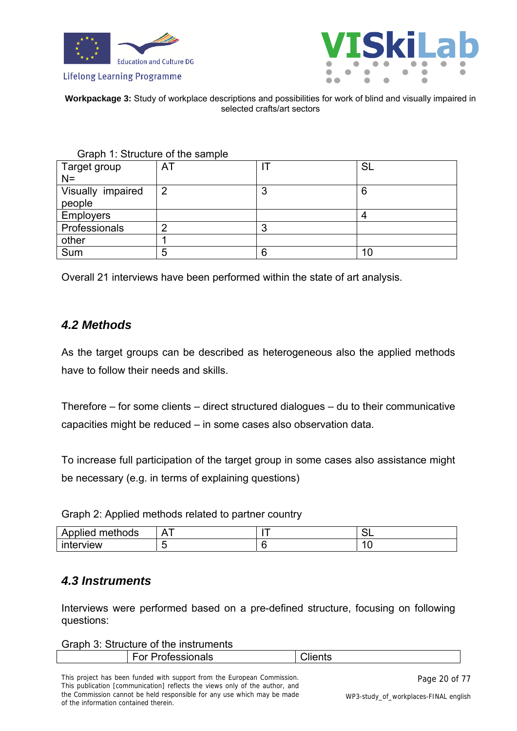Graph 1: Structure of the sample

| Target group N= | AT | IT | SL |
|---|---|---|---|
| Visually impaired people | 2 | 3 | 6 |
| Employers | | | 4 |
| Professionals | 2 | 3 | |
| other | 1 | | |
| Sum | 5 | 6 | 10 |

Overall 21 interviews have been performed within the state of art analysis.

### *4.2 Methods*

As the target groups can be described as heterogeneous also the applied methods have to follow their needs and skills.

Therefore – for some clients – direct structured dialogues – du to their communicative capacities might be reduced – in some cases also observation data.

To increase full participation of the target group in some cases also assistance might be necessary (e.g. in terms of explaining questions)

Graph 2: Applied methods related to partner country

| Applied methods | AT | IT | SL |
|---|---|---|---|
| interview | 5 | 6 | 10 |

### *4.3 Instruments*

Interviews were performed based on a pre-defined structure, focusing on following questions:

Graph 3: Structure of the instruments

| | For Professionals | Clients |
|---|---|---|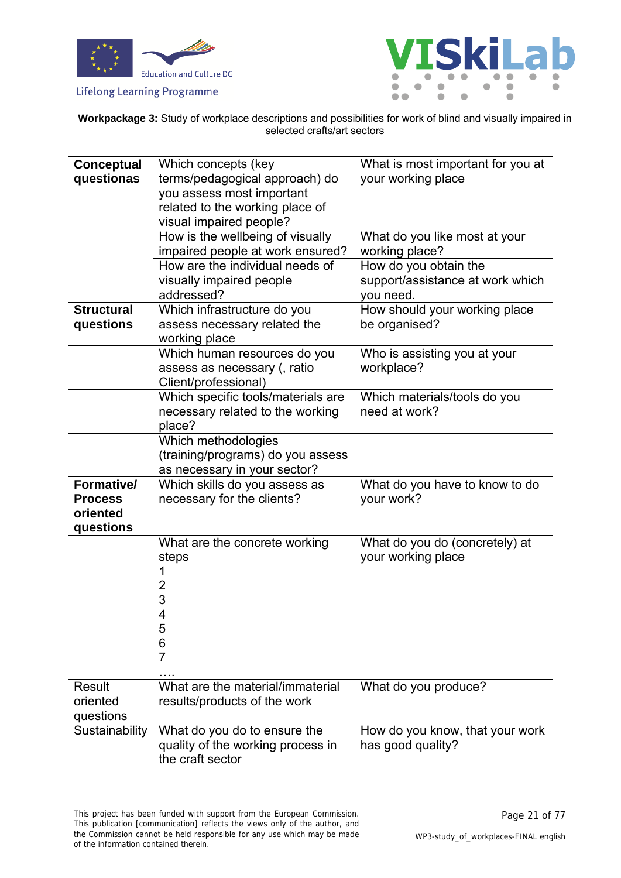**Workpackage 3:** Study of workplace descriptions and possibilities for work of blind and visually impaired in selected crafts/art sectors

| | | |
|---|---|---|
| **Conceptual questionas** | Which concepts (key terms/pedagogical approach) do you assess most important related to the working place of visual impaired people? | What is most important for you at your working place |
| | How is the wellbeing of visually impaired people at work ensured? | What do you like most at your working place? |
| | How are the individual needs of visually impaired people addressed? | How do you obtain the support/assistance at work which you need. |
| **Structural questions** | Which infrastructure do you assess necessary related the working place | How should your working place be organised? |
| | Which human resources do you assess as necessary (, ratio Client/professional) | Who is assisting you at your workplace? |
| | Which specific tools/materials are necessary related to the working place? | Which materials/tools do you need at work? |
| | Which methodologies (training/programs) do you assess as necessary in your sector? | |
| **Formative/ Process oriented questions** | Which skills do you assess as necessary for the clients? | What do you have to know to do your work? |
| | What are the concrete working steps<br>1<br>2<br>3<br>4<br>5<br>6<br>7<br>…. | What do you do (concretely) at your working place |
| Result oriented questions | What are the material/immaterial results/products of the work | What do you produce? |
| Sustainability | What do you do to ensure the quality of the working process in the craft sector | How do you know, that your work has good quality? |

This project has been funded with support from the European Commission. This publication [communication] reflects the views only of the author, and the Commission cannot be held responsible for any use which may be made of the information contained therein.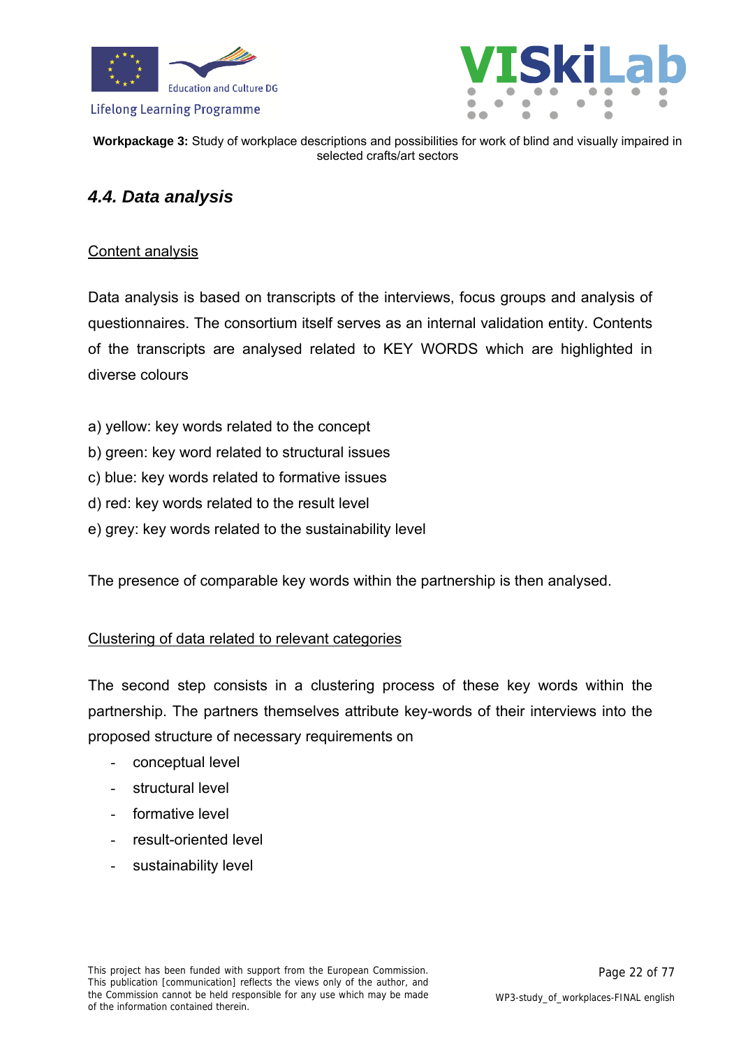## *4.4. Data analysis*

Content analysis

Data analysis is based on transcripts of the interviews, focus groups and analysis of questionnaires. The consortium itself serves as an internal validation entity. Contents of the transcripts are analysed related to KEY WORDS which are highlighted in diverse colours

a) yellow: key words related to the concept
b) green: key word related to structural issues
c) blue: key words related to formative issues
d) red: key words related to the result level
e) grey: key words related to the sustainability level

The presence of comparable key words within the partnership is then analysed.

Clustering of data related to relevant categories

The second step consists in a clustering process of these key words within the partnership. The partners themselves attribute key-words of their interviews into the proposed structure of necessary requirements on

- conceptual level
- structural level
- formative level
- result-oriented level
- sustainability level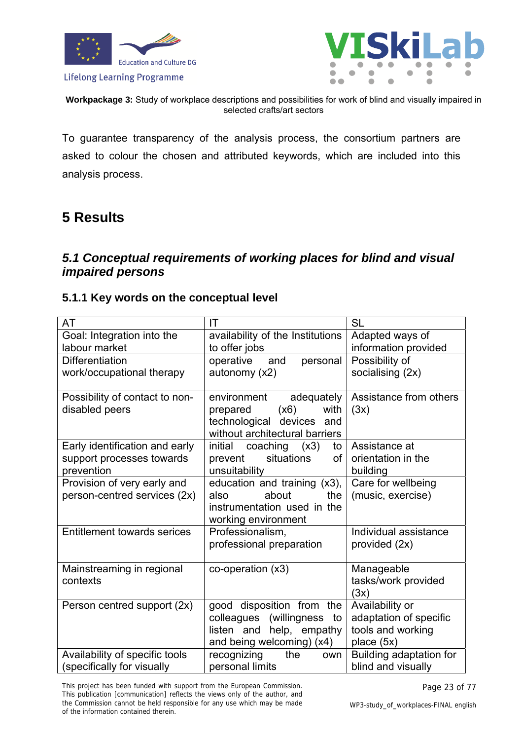**Workpackage 3:** Study of workplace descriptions and possibilities for work of blind and visually impaired in selected crafts/art sectors

To guarantee transparency of the analysis process, the consortium partners are asked to colour the chosen and attributed keywords, which are included into this analysis process.

# 5 Results

## *5.1 Conceptual requirements of working places for blind and visual impaired persons*

### 5.1.1 Key words on the conceptual level

| AT | IT | SL |
|---|---|---|
| Goal: Integration into the labour market | availability of the Institutions to offer jobs | Adapted ways of information provided |
| Differentiation work/occupational therapy | operative and personal autonomy (x2) | Possibility of socialising (2x) |
| Possibility of contact to non-disabled peers | environment adequately prepared (x6) with technological devices and without architectural barriers | Assistance from others (3x) |
| Early identification and early support processes towards prevention | initial coaching (x3) to prevent situations of unsuitability | Assistance at orientation in the building |
| Provision of very early and person-centred services (2x) | education and training (x3), also about the instrumentation used in the working environment | Care for wellbeing (music, exercise) |
| Entitlement towards serices | Professionalism, professional preparation | Individual assistance provided (2x) |
| Mainstreaming in regional contexts | co-operation (x3) | Manageable tasks/work provided (3x) |
| Person centred support (2x) | good disposition from the colleagues (willingness to listen and help, empathy and being welcoming) (x4) | Availability or adaptation of specific tools and working place (5x) |
| Availability of specific tools (specifically for visually | recognizing the own personal limits | Building adaptation for blind and visually |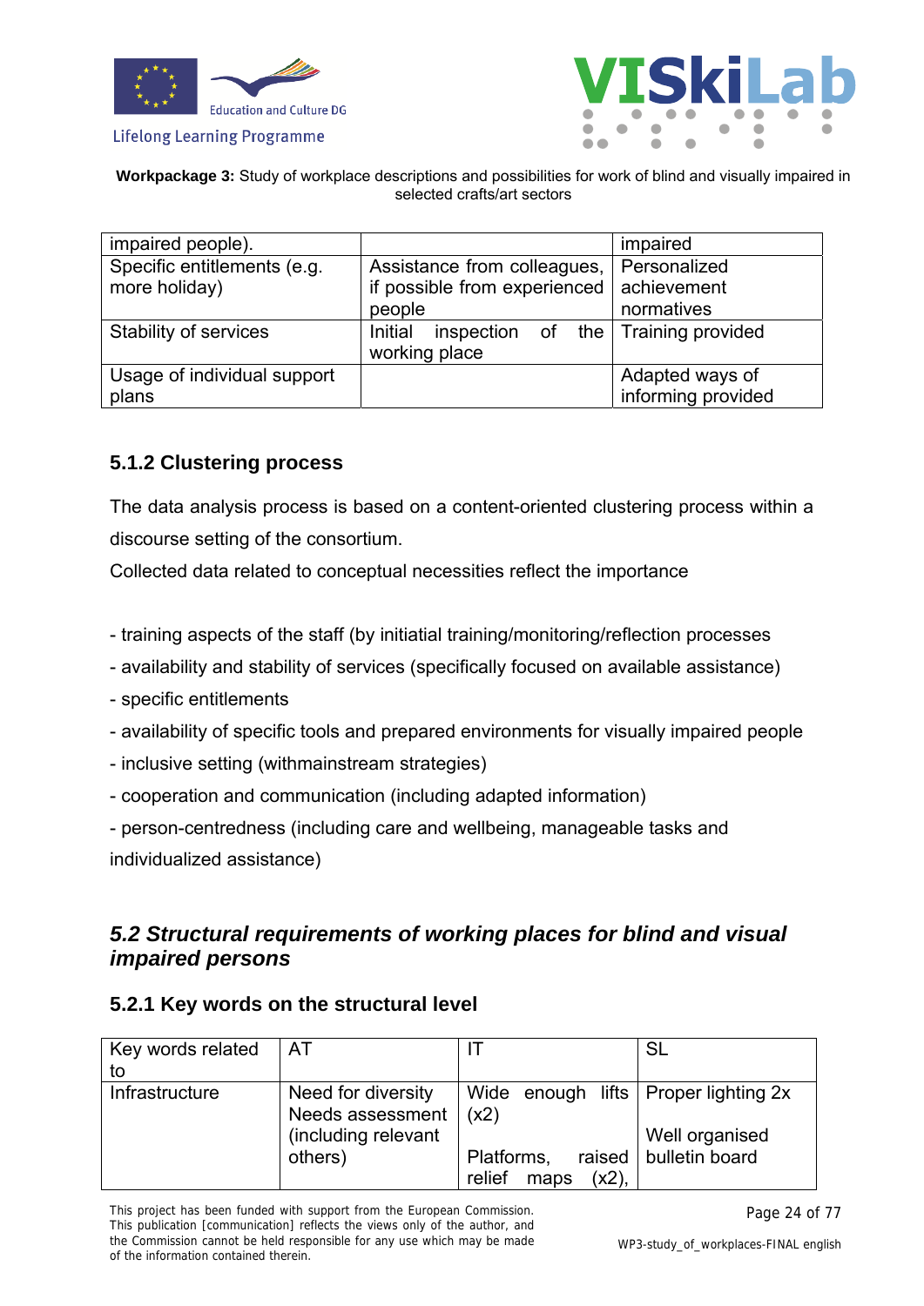Workpackage 3: Study of workplace descriptions and possibilities for work of blind and visually impaired in selected crafts/art sectors

| impaired people). | | impaired |
|---|---|---|
| Specific entitlements (e.g. more holiday) | Assistance from colleagues, if possible from experienced people | Personalized achievement normatives |
| Stability of services | Initial inspection of the working place | Training provided |
| Usage of individual support plans | | Adapted ways of informing provided |

### 5.1.2 Clustering process

The data analysis process is based on a content-oriented clustering process within a discourse setting of the consortium.

Collected data related to conceptual necessities reflect the importance

- training aspects of the staff (by initiatial training/monitoring/reflection processes
- availability and stability of services (specifically focused on available assistance)
- specific entitlements
- availability of specific tools and prepared environments for visually impaired people
- inclusive setting (withmainstream strategies)
- cooperation and communication (including adapted information)
- person-centredness (including care and wellbeing, manageable tasks and individualized assistance)

## *5.2 Structural requirements of working places for blind and visual impaired persons*

### 5.2.1 Key words on the structural level

| Key words related to | AT | IT | SL |
|---|---|---|---|
| Infrastructure | Need for diversity Needs assessment (including relevant others) | Wide enough lifts (x2)<br><br>Platforms, raised relief maps (x2), | Proper lighting 2x<br><br>Well organised bulletin board |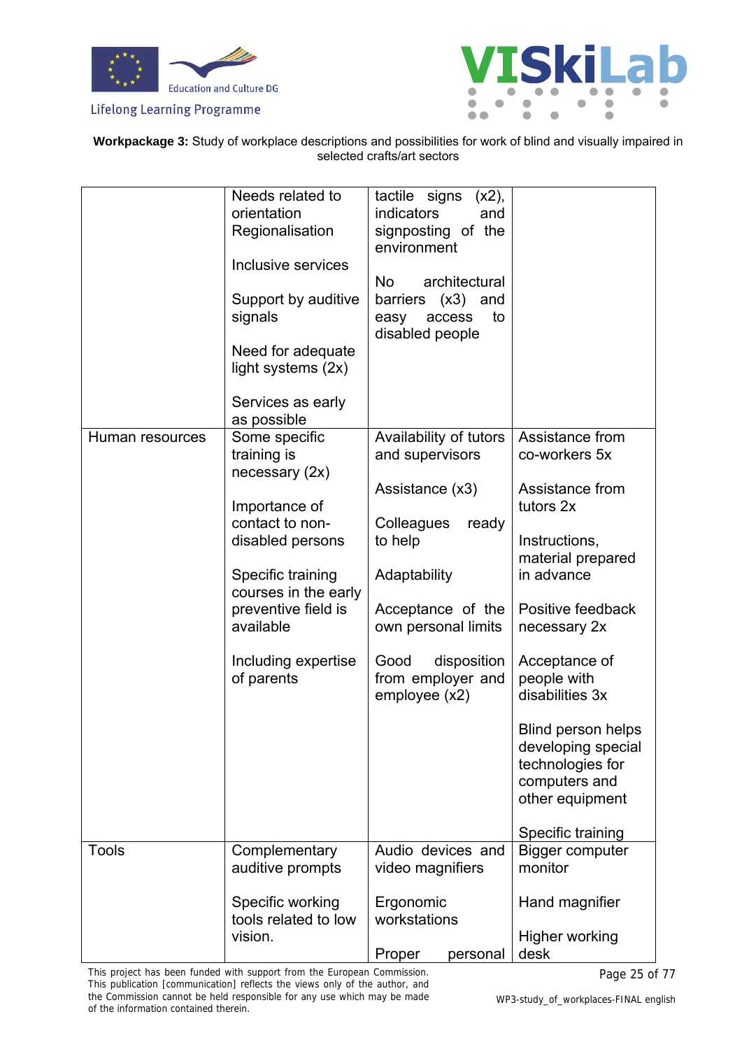**Workpackage 3:** Study of workplace descriptions and possibilities for work of blind and visually impaired in selected crafts/art sectors

| | | | |
|---|---|---|---|
| | Needs related to orientation<br>Regionalisation<br><br>Inclusive services<br><br>Support by auditive signals<br><br>Need for adequate light systems (2x)<br><br>Services as early as possible | tactile signs (x2), indicators and signposting of the environment<br><br>No architectural barriers (x3) and easy access to disabled people | |
| Human resources | Some specific training is necessary (2x)<br><br>Importance of contact to non-disabled persons<br><br>Specific training courses in the early preventive field is available<br><br>Including expertise of parents | Availability of tutors and supervisors<br><br>Assistance (x3)<br><br>Colleagues ready to help<br><br>Adaptability<br><br>Acceptance of the own personal limits<br><br>Good disposition from employer and employee (x2) | Assistance from co-workers 5x<br><br>Assistance from tutors 2x<br><br>Instructions, material prepared in advance<br><br>Positive feedback necessary 2x<br><br>Acceptance of people with disabilities 3x<br><br>Blind person helps developing special technologies for computers and other equipment<br><br>Specific training |
| Tools | Complementary auditive prompts<br><br>Specific working tools related to low vision. | Audio devices and video magnifiers<br><br>Ergonomic workstations<br><br>Proper personal | Bigger computer monitor<br><br>Hand magnifier<br><br>Higher working desk |

This project has been funded with support from the European Commission. This publication [communication] reflects the views only of the author, and the Commission cannot be held responsible for any use which may be made of the information contained therein.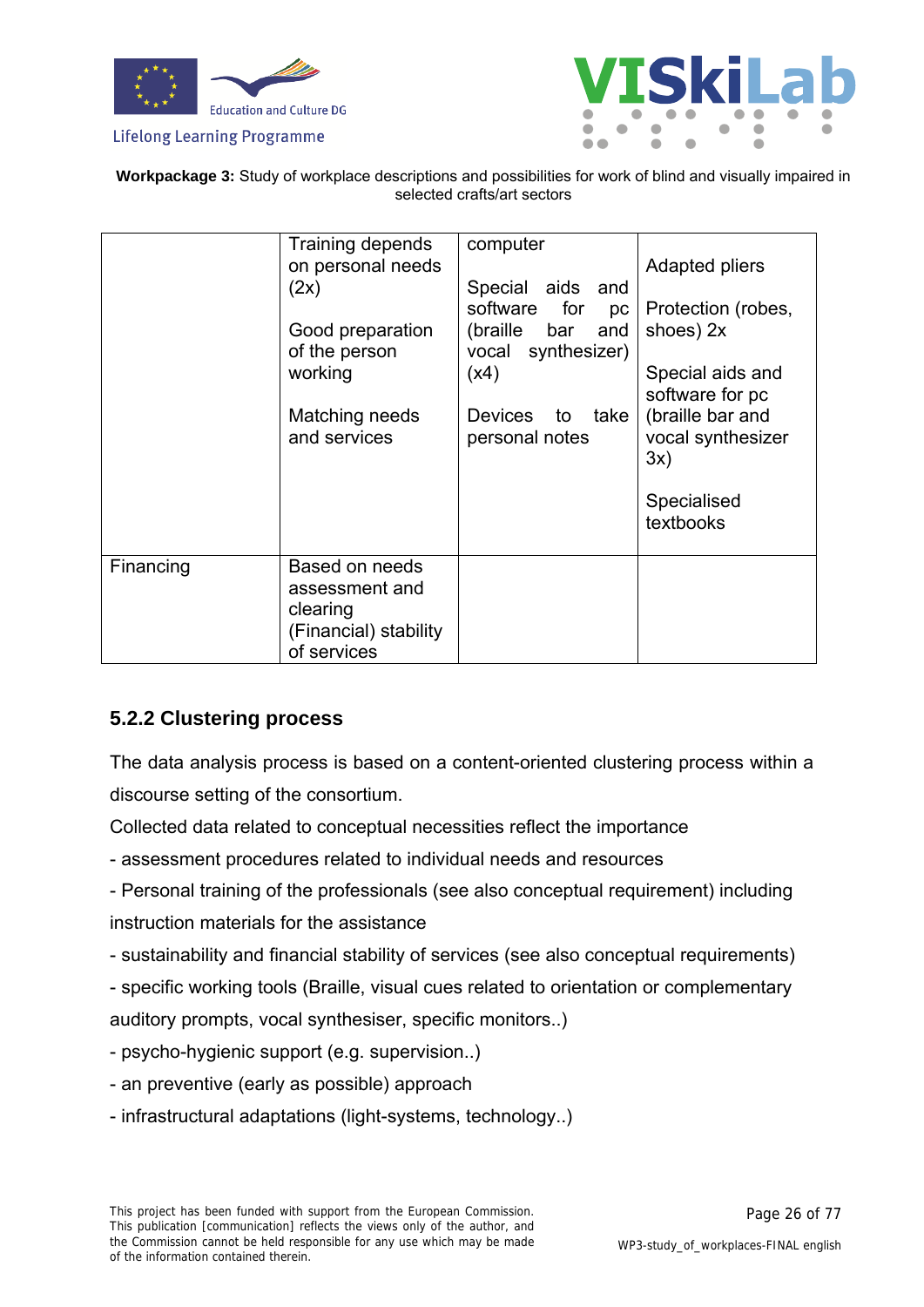**Workpackage 3:** Study of workplace descriptions and possibilities for work of blind and visually impaired in selected crafts/art sectors

| | | | |
|---|---|---|---|
| | Training depends on personal needs (2x)<br><br>Good preparation of the person working<br><br>Matching needs and services | computer<br><br>Special aids and software for pc (braille bar and vocal synthesizer) (x4)<br><br>Devices to take personal notes | Adapted pliers<br><br>Protection (robes, shoes) 2x<br><br>Special aids and software for pc (braille bar and vocal synthesizer 3x)<br><br>Specialised textbooks |
| Financing | Based on needs assessment and clearing (Financial) stability of services | | |

### 5.2.2 Clustering process

The data analysis process is based on a content-oriented clustering process within a discourse setting of the consortium.

Collected data related to conceptual necessities reflect the importance

- assessment procedures related to individual needs and resources
- Personal training of the professionals (see also conceptual requirement) including instruction materials for the assistance
- sustainability and financial stability of services (see also conceptual requirements)
- specific working tools (Braille, visual cues related to orientation or complementary auditory prompts, vocal synthesiser, specific monitors..)
- psycho-hygienic support (e.g. supervision..)
- an preventive (early as possible) approach
- infrastructural adaptations (light-systems, technology..)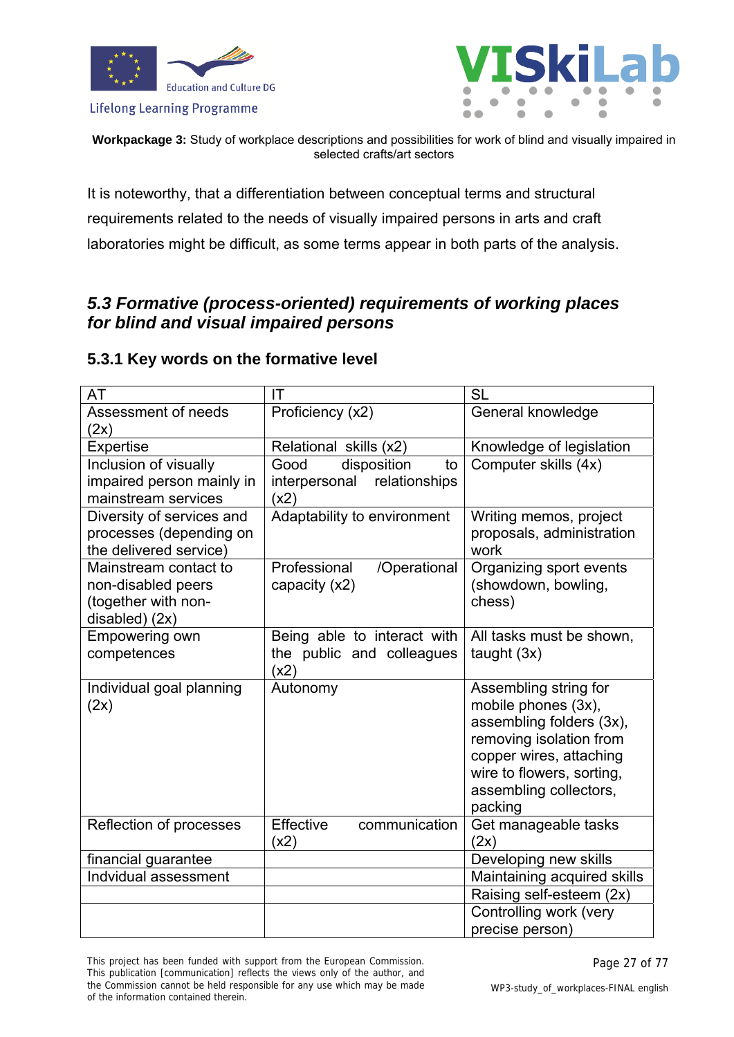It is noteworthy, that a differentiation between conceptual terms and structural requirements related to the needs of visually impaired persons in arts and craft laboratories might be difficult, as some terms appear in both parts of the analysis.

## *5.3 Formative (process-oriented) requirements of working places for blind and visual impaired persons*

### 5.3.1 Key words on the formative level

| AT | IT | SL |
|---|---|---|
| Assessment of needs (2x) | Proficiency (x2) | General knowledge |
| Expertise | Relational skills (x2) | Knowledge of legislation |
| Inclusion of visually impaired person mainly in mainstream services | Good disposition to interpersonal relationships (x2) | Computer skills (4x) |
| Diversity of services and processes (depending on the delivered service) | Adaptability to environment | Writing memos, project proposals, administration work |
| Mainstream contact to non-disabled peers (together with non-disabled) (2x) | Professional /Operational capacity (x2) | Organizing sport events (showdown, bowling, chess) |
| Empowering own competences | Being able to interact with the public and colleagues (x2) | All tasks must be shown, taught (3x) |
| Individual goal planning (2x) | Autonomy | Assembling string for mobile phones (3x), assembling folders (3x), removing isolation from copper wires, attaching wire to flowers, sorting, assembling collectors, packing |
| Reflection of processes | Effective communication (x2) | Get manageable tasks (2x) |
| financial guarantee | | Developing new skills |
| Indvidual assessment | | Maintaining acquired skills |
| | | Raising self-esteem (2x) |
| | | Controlling work (very precise person) |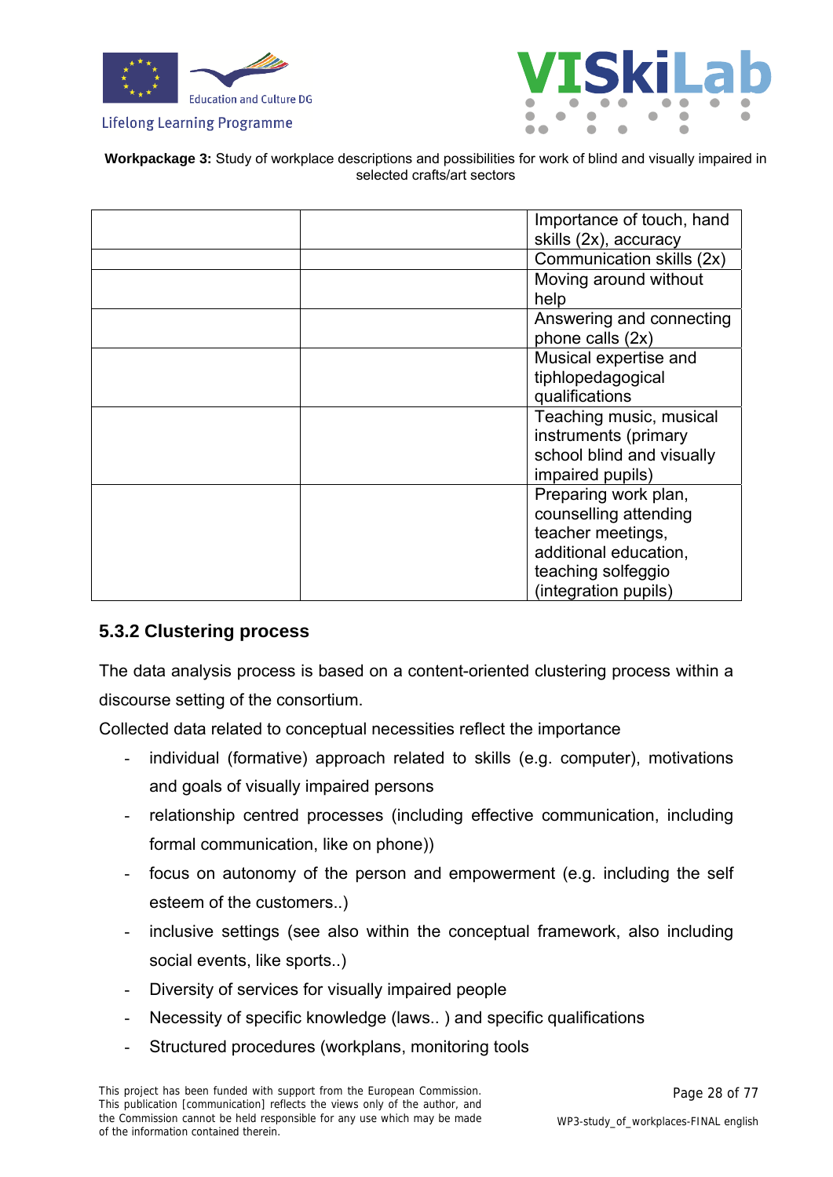| | | |
|---|---|---|
| | | Importance of touch, hand skills (2x), accuracy |
| | | Communication skills (2x) |
| | | Moving around without help |
| | | Answering and connecting phone calls (2x) |
| | | Musical expertise and tiphlopedagogical qualifications |
| | | Teaching music, musical instruments (primary school blind and visually impaired pupils) |
| | | Preparing work plan, counselling attending teacher meetings, additional education, teaching solfeggio (integration pupils) |

### 5.3.2 Clustering process

The data analysis process is based on a content-oriented clustering process within a discourse setting of the consortium.

Collected data related to conceptual necessities reflect the importance

- individual (formative) approach related to skills (e.g. computer), motivations and goals of visually impaired persons
- relationship centred processes (including effective communication, including formal communication, like on phone))
- focus on autonomy of the person and empowerment (e.g. including the self esteem of the customers..)
- inclusive settings (see also within the conceptual framework, also including social events, like sports..)
- Diversity of services for visually impaired people
- Necessity of specific knowledge (laws.. ) and specific qualifications
- Structured procedures (workplans, monitoring tools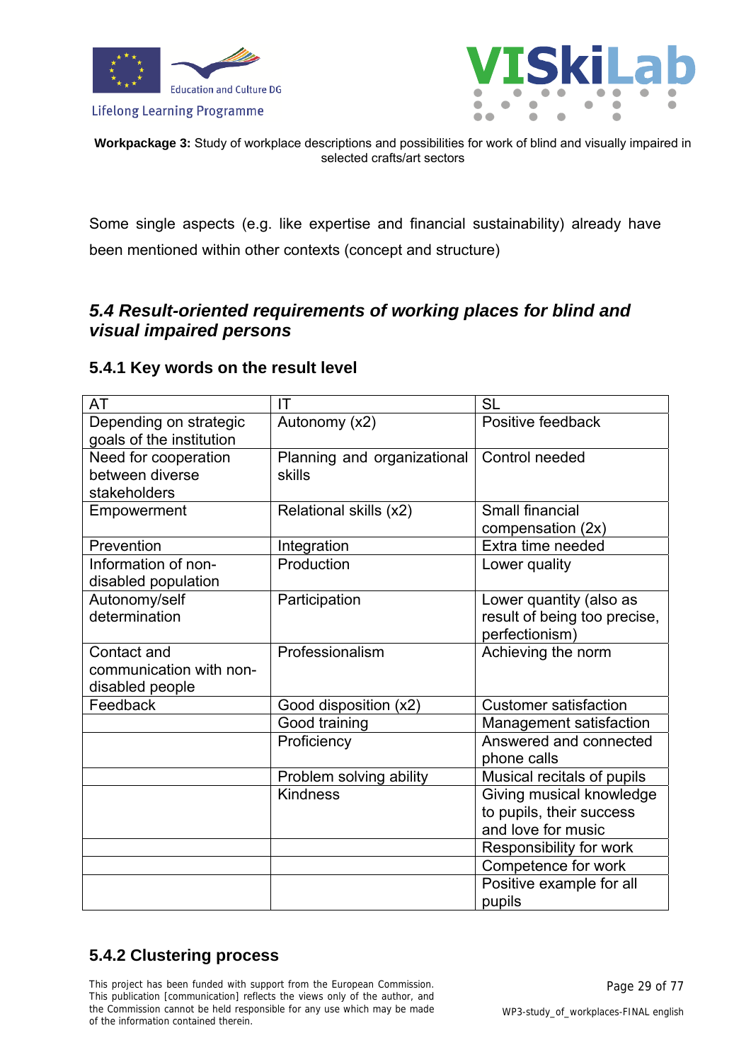Some single aspects (e.g. like expertise and financial sustainability) already have been mentioned within other contexts (concept and structure)

## *5.4 Result-oriented requirements of working places for blind and visual impaired persons*

### 5.4.1 Key words on the result level

| AT | IT | SL |
|---|---|---|
| Depending on strategic goals of the institution | Autonomy (x2) | Positive feedback |
| Need for cooperation between diverse stakeholders | Planning and organizational skills | Control needed |
| Empowerment | Relational skills (x2) | Small financial compensation (2x) |
| Prevention | Integration | Extra time needed |
| Information of non-disabled population | Production | Lower quality |
| Autonomy/self determination | Participation | Lower quantity (also as result of being too precise, perfectionism) |
| Contact and communication with non-disabled people | Professionalism | Achieving the norm |
| Feedback | Good disposition (x2) | Customer satisfaction |
| | Good training | Management satisfaction |
| | Proficiency | Answered and connected phone calls |
| | Problem solving ability | Musical recitals of pupils |
| | Kindness | Giving musical knowledge to pupils, their success and love for music |
| | | Responsibility for work |
| | | Competence for work |
| | | Positive example for all pupils |

### 5.4.2 Clustering process

This project has been funded with support from the European Commission. This publication [communication] reflects the views only of the author, and the Commission cannot be held responsible for any use which may be made of the information contained therein.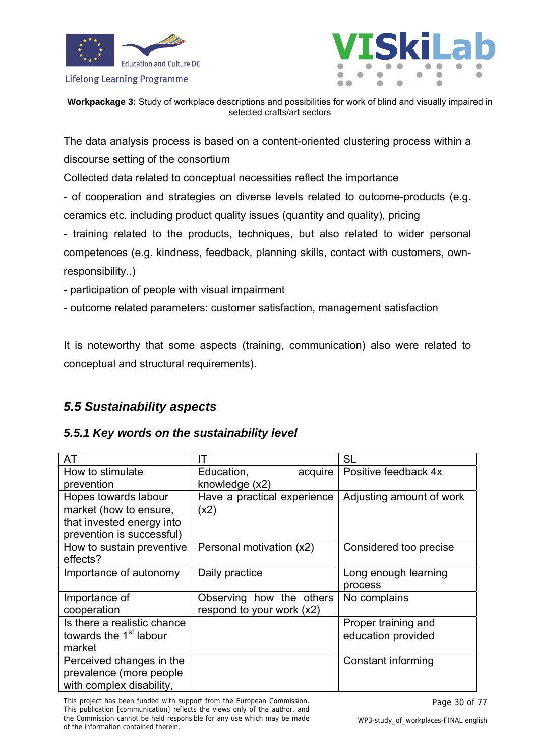The data analysis process is based on a content-oriented clustering process within a discourse setting of the consortium

Collected data related to conceptual necessities reflect the importance

- of cooperation and strategies on diverse levels related to outcome-products (e.g. ceramics etc. including product quality issues (quantity and quality), pricing
- training related to the products, techniques, but also related to wider personal competences (e.g. kindness, feedback, planning skills, contact with customers, own-responsibility..)
- participation of people with visual impairment
- outcome related parameters: customer satisfaction, management satisfaction

It is noteworthy that some aspects (training, communication) also were related to conceptual and structural requirements).

## *5.5 Sustainability aspects*

### *5.5.1 Key words on the sustainability level*

| AT | IT | SL |
|---|---|---|
| How to stimulate prevention | Education, acquire knowledge (x2) | Positive feedback 4x |
| Hopes towards labour market (how to ensure, that invested energy into prevention is successful) | Have a practical experience (x2) | Adjusting amount of work |
| How to sustain preventive effects? | Personal motivation (x2) | Considered too precise |
| Importance of autonomy | Daily practice | Long enough learning process |
| Importance of cooperation | Observing how the others respond to your work (x2) | No complains |
| Is there a realistic chance towards the 1st labour market | | Proper training and education provided |
| Perceived changes in the prevalence (more people with complex disability, | | Constant informing |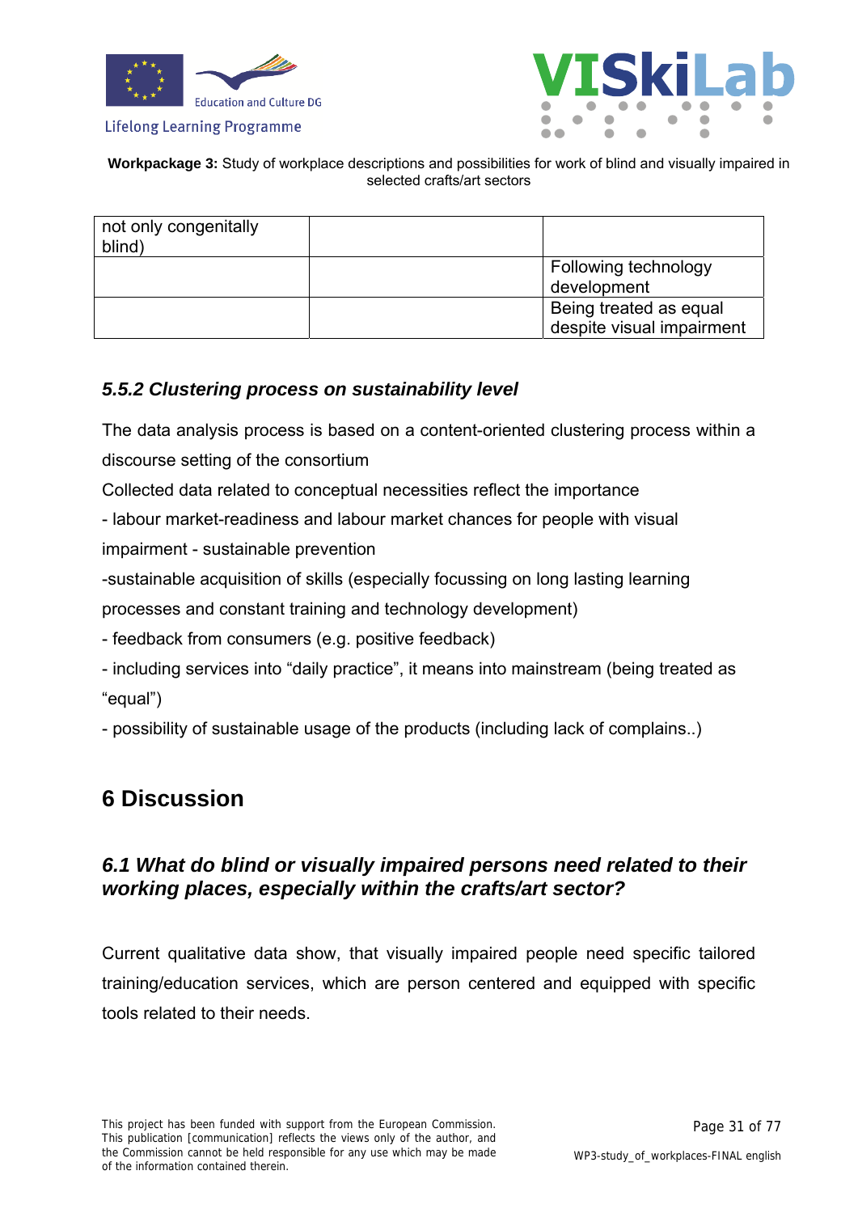| not only congenitally blind) | | |
|---|---|---|
| | | Following technology development |
| | | Being treated as equal despite visual impairment |

### *5.5.2 Clustering process on sustainability level*

The data analysis process is based on a content-oriented clustering process within a discourse setting of the consortium

Collected data related to conceptual necessities reflect the importance

- labour market-readiness and labour market chances for people with visual impairment - sustainable prevention

-sustainable acquisition of skills (especially focussing on long lasting learning processes and constant training and technology development)

- feedback from consumers (e.g. positive feedback)

- including services into "daily practice", it means into mainstream (being treated as "equal")

- possibility of sustainable usage of the products (including lack of complains..)

# 6 Discussion

## *6.1 What do blind or visually impaired persons need related to their working places, especially within the crafts/art sector?*

Current qualitative data show, that visually impaired people need specific tailored training/education services, which are person centered and equipped with specific tools related to their needs.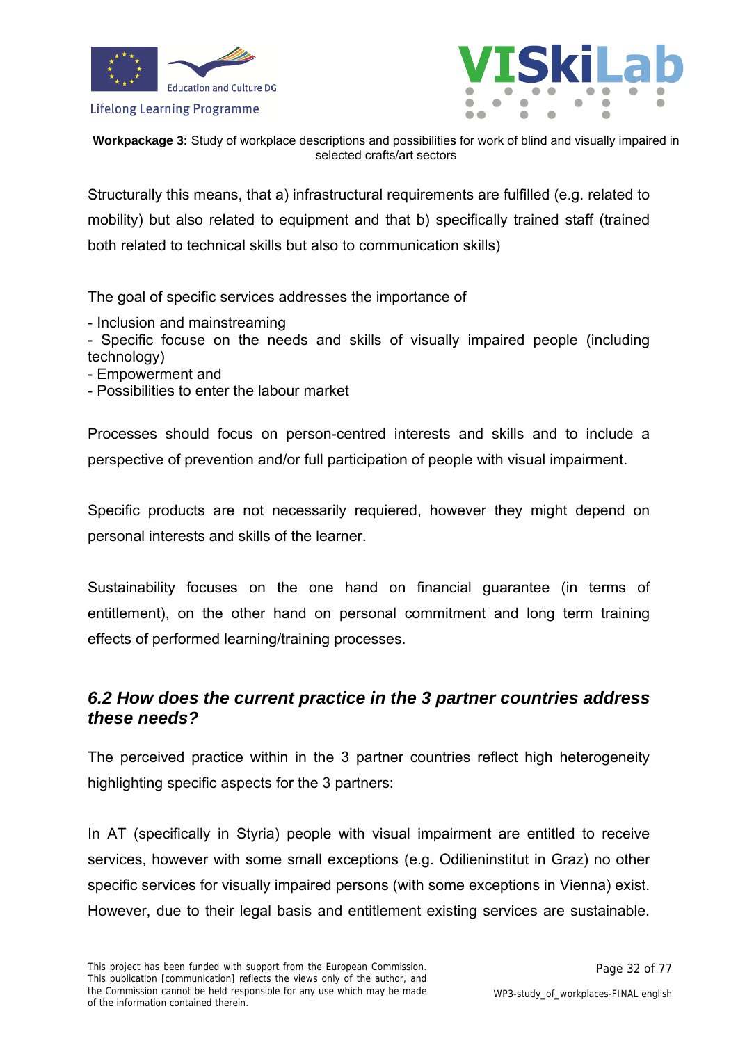Structurally this means, that a) infrastructural requirements are fulfilled (e.g. related to mobility) but also related to equipment and that b) specifically trained staff (trained both related to technical skills but also to communication skills)

The goal of specific services addresses the importance of

- Inclusion and mainstreaming
- Specific focuse on the needs and skills of visually impaired people (including technology)
- Empowerment and
- Possibilities to enter the labour market

Processes should focus on person-centred interests and skills and to include a perspective of prevention and/or full participation of people with visual impairment.

Specific products are not necessarily required, however they might depend on personal interests and skills of the learner.

Sustainability focuses on the one hand on financial guarantee (in terms of entitlement), on the other hand on personal commitment and long term training effects of performed learning/training processes.

## *6.2 How does the current practice in the 3 partner countries address these needs?*

The perceived practice within in the 3 partner countries reflect high heterogeneity highlighting specific aspects for the 3 partners:

In AT (specifically in Styria) people with visual impairment are entitled to receive services, however with some small exceptions (e.g. Odilieninstitut in Graz) no other specific services for visually impaired persons (with some exceptions in Vienna) exist. However, due to their legal basis and entitlement existing services are sustainable.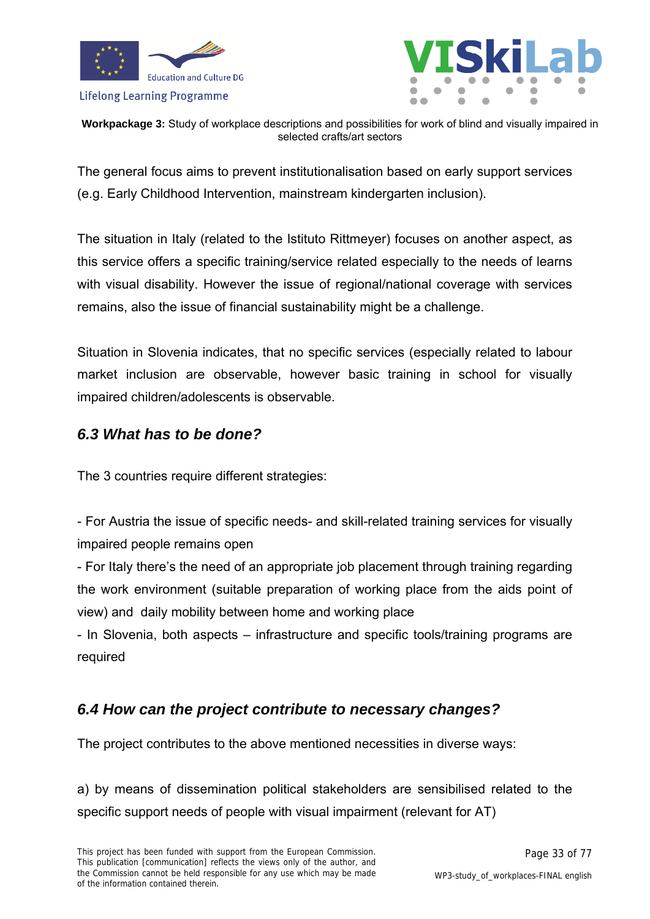The general focus aims to prevent institutionalisation based on early support services (e.g. Early Childhood Intervention, mainstream kindergarten inclusion).

The situation in Italy (related to the Istituto Rittmeyer) focuses on another aspect, as this service offers a specific training/service related especially to the needs of learns with visual disability. However the issue of regional/national coverage with services remains, also the issue of financial sustainability might be a challenge.

Situation in Slovenia indicates, that no specific services (especially related to labour market inclusion are observable, however basic training in school for visually impaired children/adolescents is observable.

## *6.3 What has to be done?*

The 3 countries require different strategies:

- For Austria the issue of specific needs- and skill-related training services for visually impaired people remains open
- For Italy there's the need of an appropriate job placement through training regarding the work environment (suitable preparation of working place from the aids point of view) and daily mobility between home and working place
- In Slovenia, both aspects – infrastructure and specific tools/training programs are required

## *6.4 How can the project contribute to necessary changes?*

The project contributes to the above mentioned necessities in diverse ways:

a) by means of dissemination political stakeholders are sensibilised related to the specific support needs of people with visual impairment (relevant for AT)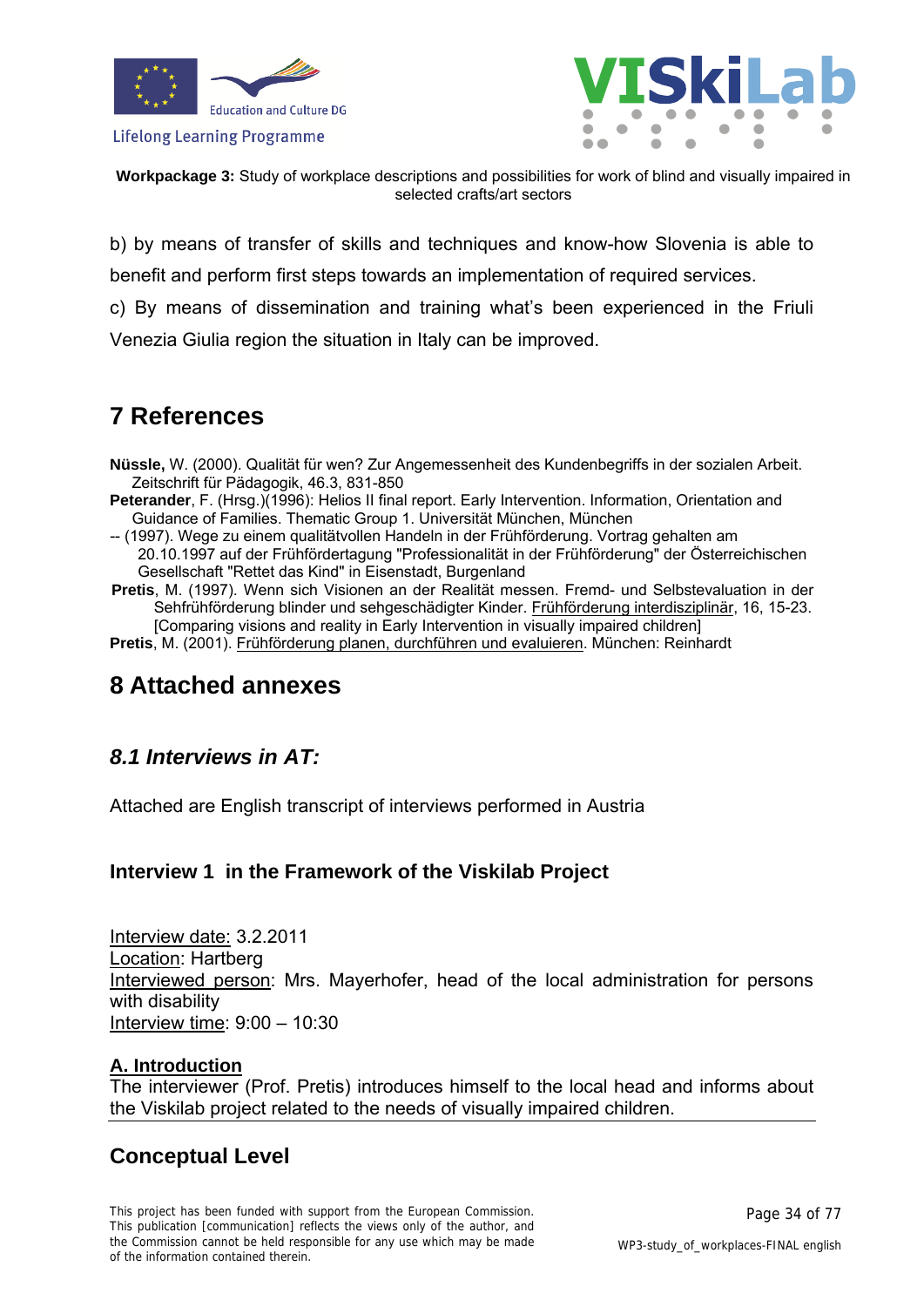b) by means of transfer of skills and techniques and know-how Slovenia is able to benefit and perform first steps towards an implementation of required services.

c) By means of dissemination and training what's been experienced in the Friuli Venezia Giulia region the situation in Italy can be improved.

# 7 References

**Nüssle,** W. (2000). Qualität für wen? Zur Angemessenheit des Kundenbegriffs in der sozialen Arbeit. Zeitschrift für Pädagogik, 46.3, 831-850

**Peterander**, F. (Hrsg.)(1996): Helios II final report. Early Intervention. Information, Orientation and Guidance of Families. Thematic Group 1. Universität München, München

-- (1997). Wege zu einem qualitätvollen Handeln in der Frühförderung. Vortrag gehalten am 20.10.1997 auf der Frühfördertagung "Professionalität in der Frühförderung" der Österreichischen Gesellschaft "Rettet das Kind" in Eisenstadt, Burgenland

**Pretis**, M. (1997). Wenn sich Visionen an der Realität messen. Fremd- und Selbstevaluation in der Sehfrühförderung blinder und sehgeschädigter Kinder. Frühförderung interdisziplinär, 16, 15-23. [Comparing visions and reality in Early Intervention in visually impaired children]

**Pretis**, M. (2001). Frühförderung planen, durchführen und evaluieren. München: Reinhardt

# 8 Attached annexes

## *8.1 Interviews in AT:*

Attached are English transcript of interviews performed in Austria

### Interview 1 in the Framework of the Viskilab Project

Interview date: 3.2.2011
Location: Hartberg
Interviewed person: Mrs. Mayerhofer, head of the local administration for persons with disability
Interview time: 9:00 – 10:30

**A. Introduction**

The interviewer (Prof. Pretis) introduces himself to the local head and informs about the Viskilab project related to the needs of visually impaired children.

### Conceptual Level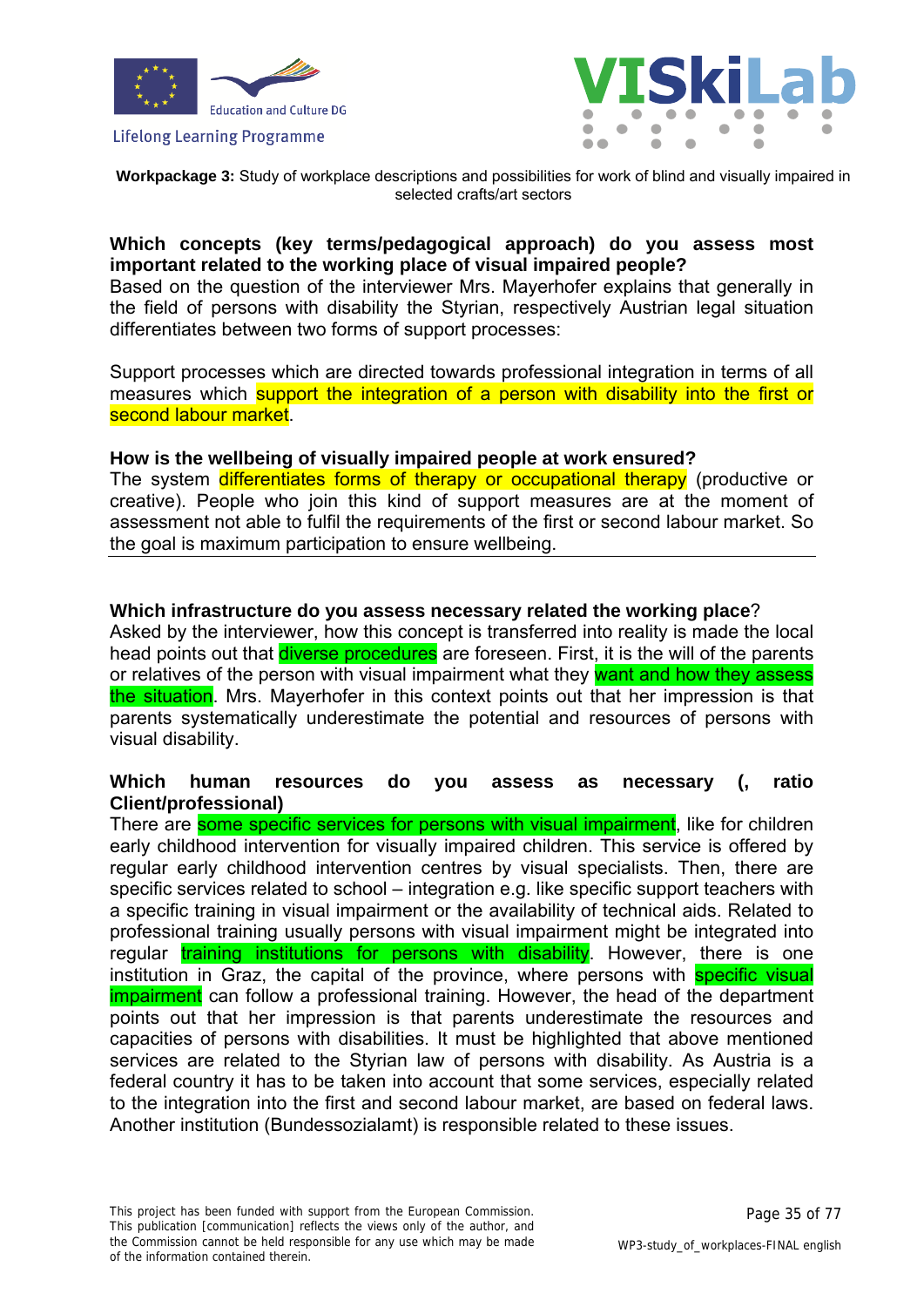**Workpackage 3:** Study of workplace descriptions and possibilities for work of blind and visually impaired in selected crafts/art sectors

**Which concepts (key terms/pedagogical approach) do you assess most important related to the working place of visual impaired people?**

Based on the question of the interviewer Mrs. Mayerhofer explains that generally in the field of persons with disability the Styrian, respectively Austrian legal situation differentiates between two forms of support processes:

Support processes which are directed towards professional integration in terms of all measures which support the integration of a person with disability into the first or second labour market.

**How is the wellbeing of visually impaired people at work ensured?**

The system differentiates forms of therapy or occupational therapy (productive or creative). People who join this kind of support measures are at the moment of assessment not able to fulfil the requirements of the first or second labour market. So the goal is maximum participation to ensure wellbeing.

**Which infrastructure do you assess necessary related the working place**?

Asked by the interviewer, how this concept is transferred into reality is made the local head points out that diverse procedures are foreseen. First, it is the will of the parents or relatives of the person with visual impairment what they want and how they assess the situation. Mrs. Mayerhofer in this context points out that her impression is that parents systematically underestimate the potential and resources of persons with visual disability.

**Which human resources do you assess as necessary (, ratio Client/professional)**

There are some specific services for persons with visual impairment, like for children early childhood intervention for visually impaired children. This service is offered by regular early childhood intervention centres by visual specialists. Then, there are specific services related to school – integration e.g. like specific support teachers with a specific training in visual impairment or the availability of technical aids. Related to professional training usually persons with visual impairment might be integrated into regular training institutions for persons with disability. However, there is one institution in Graz, the capital of the province, where persons with specific visual impairment can follow a professional training. However, the head of the department points out that her impression is that parents underestimate the resources and capacities of persons with disabilities. It must be highlighted that above mentioned services are related to the Styrian law of persons with disability. As Austria is a federal country it has to be taken into account that some services, especially related to the integration into the first and second labour market, are based on federal laws. Another institution (Bundessozialamt) is responsible related to these issues.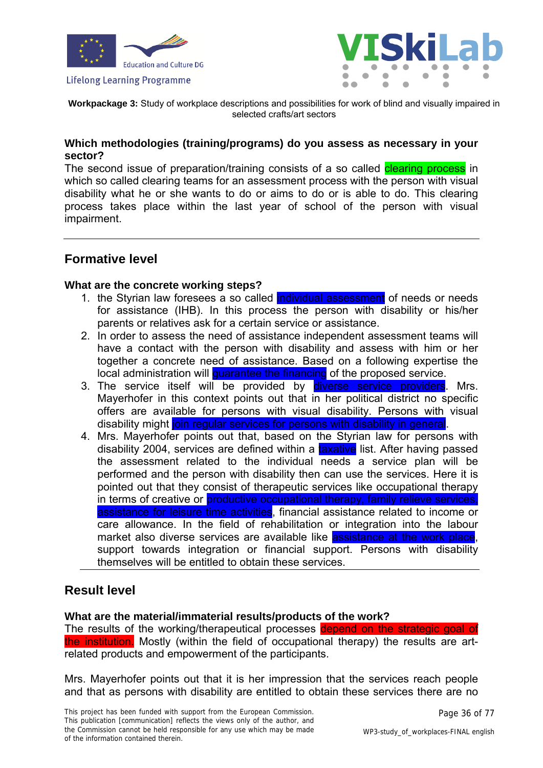**Workpackage 3:** Study of workplace descriptions and possibilities for work of blind and visually impaired in selected crafts/art sectors

**Which methodologies (training/programs) do you assess as necessary in your sector?**

The second issue of preparation/training consists of a so called clearing process in which so called clearing teams for an assessment process with the person with visual disability what he or she wants to do or aims to do or is able to do. This clearing process takes place within the last year of school of the person with visual impairment.

---

## Formative level

**What are the concrete working steps?**

1. the Styrian law foresees a so called individual assessment of needs or needs for assistance (IHB). In this process the person with disability or his/her parents or relatives ask for a certain service or assistance.
2. In order to assess the need of assistance independent assessment teams will have a contact with the person with disability and assess with him or her together a concrete need of assistance. Based on a following expertise the local administration will guarantee the financing of the proposed service.
3. The service itself will be provided by diverse service providers. Mrs. Mayerhofer in this context points out that in her political district no specific offers are available for persons with visual disability. Persons with visual disability might join regular services for persons with disability in general.
4. Mrs. Mayerhofer points out that, based on the Styrian law for persons with disability 2004, services are defined within a taxative list. After having passed the assessment related to the individual needs a service plan will be performed and the person with disability then can use the services. Here it is pointed out that they consist of therapeutic services like occupational therapy in terms of creative or productive occupational therapy, family relieve services, assistance for leisure time activities, financial assistance related to income or care allowance. In the field of rehabilitation or integration into the labour market also diverse services are available like assistance at the work place, support towards integration or financial support. Persons with disability themselves will be entitled to obtain these services.

---

## Result level

**What are the material/immaterial results/products of the work?**

The results of the working/therapeutical processes depend on the strategic goal of the institution. Mostly (within the field of occupational therapy) the results are art-related products and empowerment of the participants.

Mrs. Mayerhofer points out that it is her impression that the services reach people and that as persons with disability are entitled to obtain these services there are no

This project has been funded with support from the European Commission. This publication [communication] reflects the views only of the author, and the Commission cannot be held responsible for any use which may be made of the information contained therein.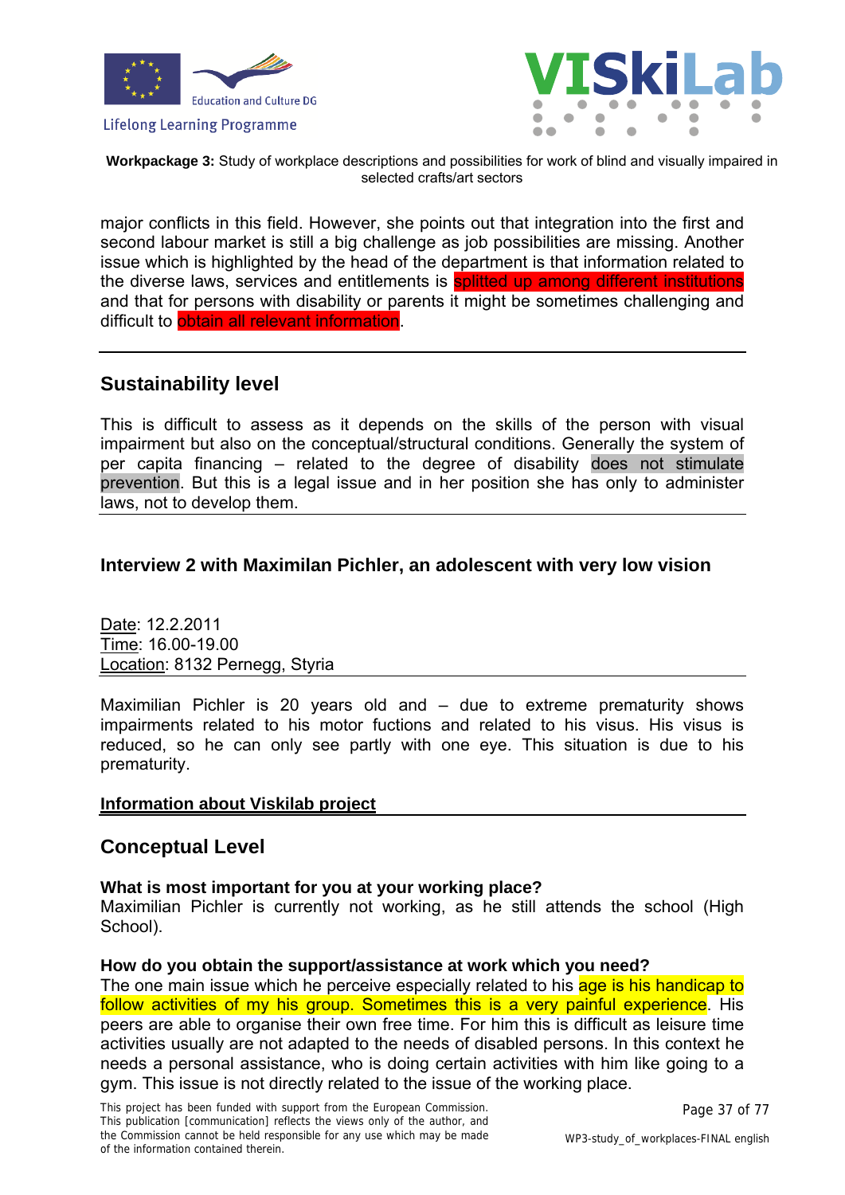major conflicts in this field. However, she points out that integration into the first and second labour market is still a big challenge as job possibilities are missing. Another issue which is highlighted by the head of the department is that information related to the diverse laws, services and entitlements is splitted up among different institutions and that for persons with disability or parents it might be sometimes challenging and difficult to obtain all relevant information.

## Sustainability level

This is difficult to assess as it depends on the skills of the person with visual impairment but also on the conceptual/structural conditions. Generally the system of per capita financing – related to the degree of disability does not stimulate prevention. But this is a legal issue and in her position she has only to administer laws, not to develop them.

### Interview 2 with Maximilan Pichler, an adolescent with very low vision

Date: 12.2.2011
Time: 16.00-19.00
Location: 8132 Pernegg, Styria

Maximilian Pichler is 20 years old and – due to extreme prematurity shows impairments related to his motor fuctions and related to his visus. His visus is reduced, so he can only see partly with one eye. This situation is due to his prematurity.

**Information about Viskilab project**

## Conceptual Level

**What is most important for you at your working place?**
Maximilian Pichler is currently not working, as he still attends the school (High School).

**How do you obtain the support/assistance at work which you need?**
The one main issue which he perceive especially related to his age is his handicap to follow activities of my his group. Sometimes this is a very painful experience. His peers are able to organise their own free time. For him this is difficult as leisure time activities usually are not adapted to the needs of disabled persons. In this context he needs a personal assistance, who is doing certain activities with him like going to a gym. This issue is not directly related to the issue of the working place.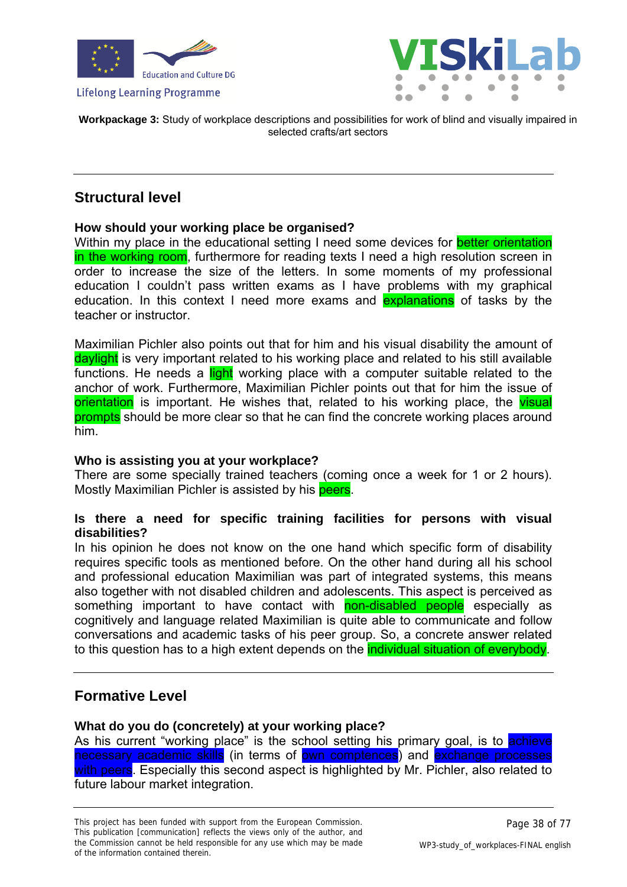**Workpackage 3:** Study of workplace descriptions and possibilities for work of blind and visually impaired in selected crafts/art sectors

## Structural level

### How should your working place be organised?

Within my place in the educational setting I need some devices for better orientation in the working room, furthermore for reading texts I need a high resolution screen in order to increase the size of the letters. In some moments of my professional education I couldn't pass written exams as I have problems with my graphical education. In this context I need more exams and explanations of tasks by the teacher or instructor.

Maximilian Pichler also points out that for him and his visual disability the amount of daylight is very important related to his working place and related to his still available functions. He needs a light working place with a computer suitable related to the anchor of work. Furthermore, Maximilian Pichler points out that for him the issue of orientation is important. He wishes that, related to his working place, the visual prompts should be more clear so that he can find the concrete working places around him.

### Who is assisting you at your workplace?

There are some specially trained teachers (coming once a week for 1 or 2 hours). Mostly Maximilian Pichler is assisted by his peers.

### Is there a need for specific training facilities for persons with visual disabilities?

In his opinion he does not know on the one hand which specific form of disability requires specific tools as mentioned before. On the other hand during all his school and professional education Maximilian was part of integrated systems, this means also together with not disabled children and adolescents. This aspect is perceived as something important to have contact with non-disabled people especially as cognitively and language related Maximilian is quite able to communicate and follow conversations and academic tasks of his peer group. So, a concrete answer related to this question has to a high extent depends on the individual situation of everybody.

## Formative Level

### What do you do (concretely) at your working place?

As his current "working place" is the school setting his primary goal, is to achieve necessary academic skills (in terms of own competences) and exchange processes with peers. Especially this second aspect is highlighted by Mr. Pichler, also related to future labour market integration.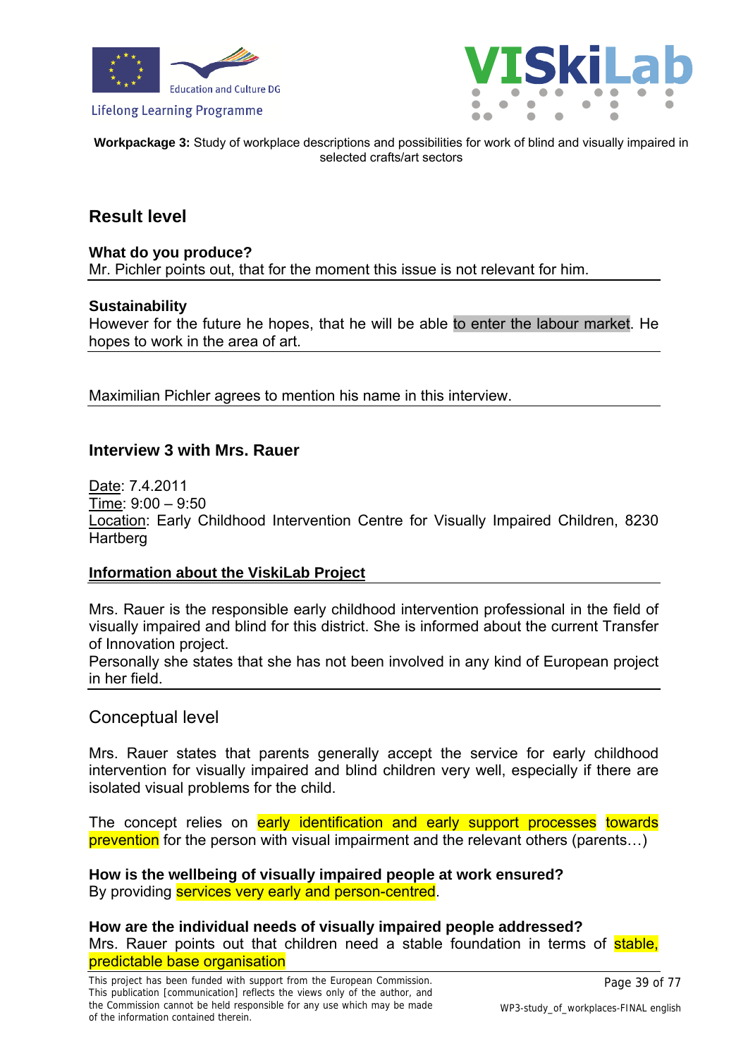## Result level

**What do you produce?**
Mr. Pichler points out, that for the moment this issue is not relevant for him.

**Sustainability**
However for the future he hopes, that he will be able to enter the labour market. He hopes to work in the area of art.

Maximilian Pichler agrees to mention his name in this interview.

### Interview 3 with Mrs. Rauer

Date: 7.4.2011
Time: 9:00 – 9:50
Location: Early Childhood Intervention Centre for Visually Impaired Children, 8230 Hartberg

**Information about the ViskiLab Project**

Mrs. Rauer is the responsible early childhood intervention professional in the field of visually impaired and blind for this district. She is informed about the current Transfer of Innovation project.
Personally she states that she has not been involved in any kind of European project in her field.

## Conceptual level

Mrs. Rauer states that parents generally accept the service for early childhood intervention for visually impaired and blind children very well, especially if there are isolated visual problems for the child.

The concept relies on early identification and early support processes towards prevention for the person with visual impairment and the relevant others (parents…)

**How is the wellbeing of visually impaired people at work ensured?**
By providing services very early and person-centred.

**How are the individual needs of visually impaired people addressed?**
Mrs. Rauer points out that children need a stable foundation in terms of stable, predictable base organisation

This project has been funded with support from the European Commission. This publication [communication] reflects the views only of the author, and the Commission cannot be held responsible for any use which may be made of the information contained therein.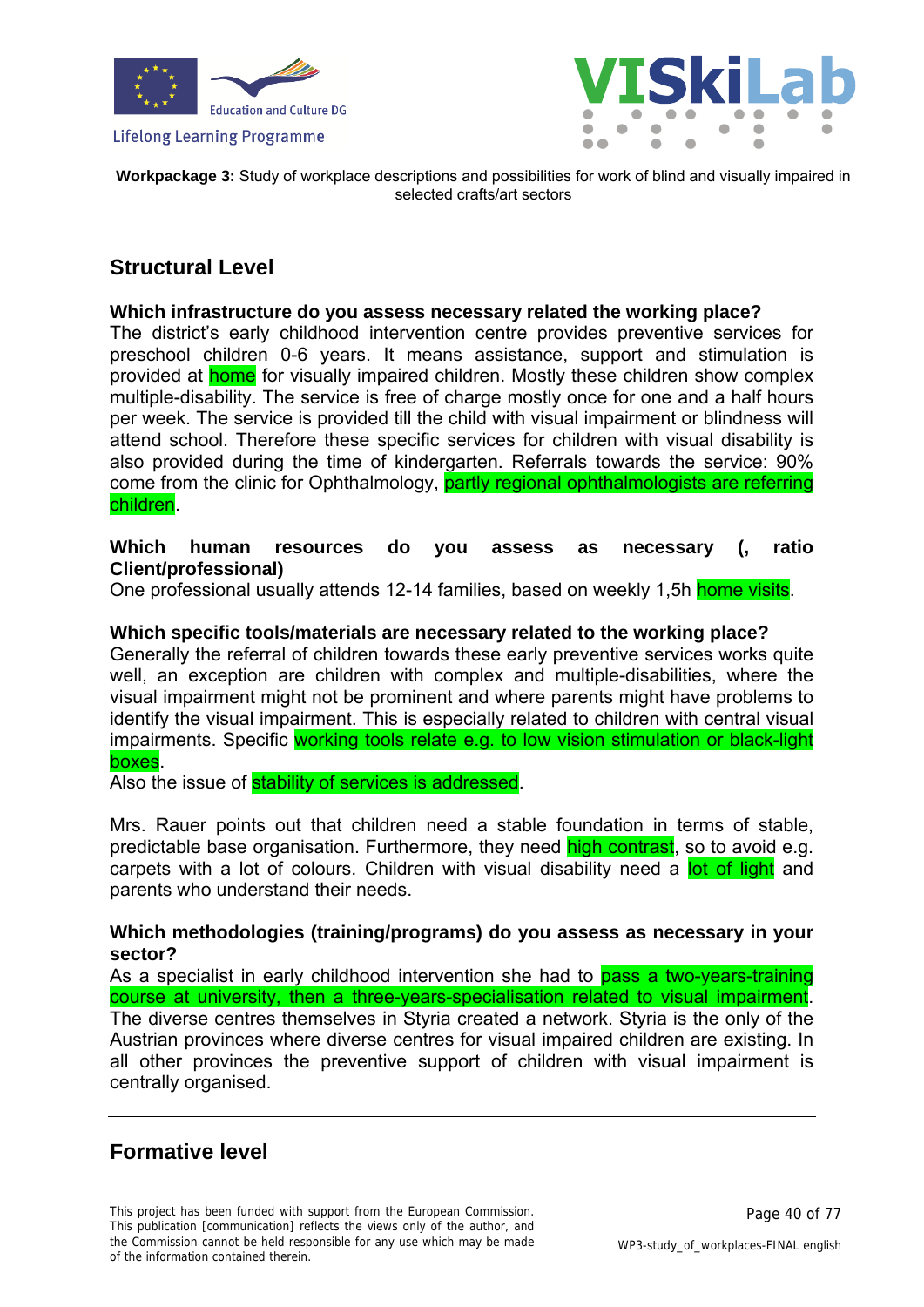**Workpackage 3:** Study of workplace descriptions and possibilities for work of blind and visually impaired in selected crafts/art sectors

## Structural Level

**Which infrastructure do you assess necessary related the working place?**
The district's early childhood intervention centre provides preventive services for preschool children 0-6 years. It means assistance, support and stimulation is provided at home for visually impaired children. Mostly these children show complex multiple-disability. The service is free of charge mostly once for one and a half hours per week. The service is provided till the child with visual impairment or blindness will attend school. Therefore these specific services for children with visual disability is also provided during the time of kindergarten. Referrals towards the service: 90% come from the clinic for Ophthalmology, partly regional ophthalmologists are referring children.

**Which human resources do you assess as necessary (, ratio Client/professional)**
One professional usually attends 12-14 families, based on weekly 1,5h home visits.

**Which specific tools/materials are necessary related to the working place?**
Generally the referral of children towards these early preventive services works quite well, an exception are children with complex and multiple-disabilities, where the visual impairment might not be prominent and where parents might have problems to identify the visual impairment. This is especially related to children with central visual impairments. Specific working tools relate e.g. to low vision stimulation or black-light boxes.
Also the issue of stability of services is addressed.

Mrs. Rauer points out that children need a stable foundation in terms of stable, predictable base organisation. Furthermore, they need high contrast, so to avoid e.g. carpets with a lot of colours. Children with visual disability need a lot of light and parents who understand their needs.

**Which methodologies (training/programs) do you assess as necessary in your sector?**
As a specialist in early childhood intervention she had to pass a two-years-training course at university, then a three-years-specialisation related to visual impairment. The diverse centres themselves in Styria created a network. Styria is the only of the Austrian provinces where diverse centres for visual impaired children are existing. In all other provinces the preventive support of children with visual impairment is centrally organised.

---

## Formative level

This project has been funded with support from the European Commission. This publication [communication] reflects the views only of the author, and the Commission cannot be held responsible for any use which may be made of the information contained therein.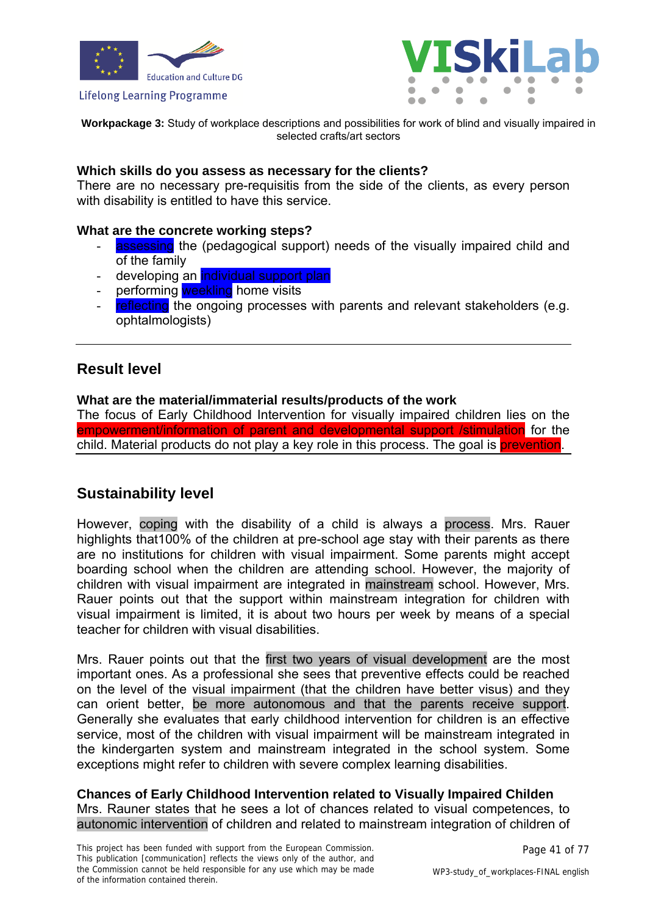**Which skills do you assess as necessary for the clients?**
There are no necessary pre-requisitis from the side of the clients, as every person with disability is entitled to have this service.

**What are the concrete working steps?**

- assessing the (pedagogical support) needs of the visually impaired child and of the family
- developing an individual support plan
- performing weekling home visits
- reflecting the ongoing processes with parents and relevant stakeholders (e.g. ophtalmologists)

---

## Result level

**What are the material/immaterial results/products of the work**
The focus of Early Childhood Intervention for visually impaired children lies on the empowerment/information of parent and developmental support /stimulation for the child. Material products do not play a key role in this process. The goal is prevention.

## Sustainability level

However, coping with the disability of a child is always a process. Mrs. Rauer highlights that100% of the children at pre-school age stay with their parents as there are no institutions for children with visual impairment. Some parents might accept boarding school when the children are attending school. However, the majority of children with visual impairment are integrated in mainstream school. However, Mrs. Rauer points out that the support within mainstream integration for children with visual impairment is limited, it is about two hours per week by means of a special teacher for children with visual disabilities.

Mrs. Rauer points out that the first two years of visual development are the most important ones. As a professional she sees that preventive effects could be reached on the level of the visual impairment (that the children have better visus) and they can orient better, be more autonomous and that the parents receive support. Generally she evaluates that early childhood intervention for children is an effective service, most of the children with visual impairment will be mainstream integrated in the kindergarten system and mainstream integrated in the school system. Some exceptions might refer to children with severe complex learning disabilities.

**Chances of Early Childhood Intervention related to Visually Impaired Childen**
Mrs. Rauner states that he sees a lot of chances related to visual competences, to autonomic intervention of children and related to mainstream integration of children of

This project has been funded with support from the European Commission. This publication [communication] reflects the views only of the author, and the Commission cannot be held responsible for any use which may be made of the information contained therein.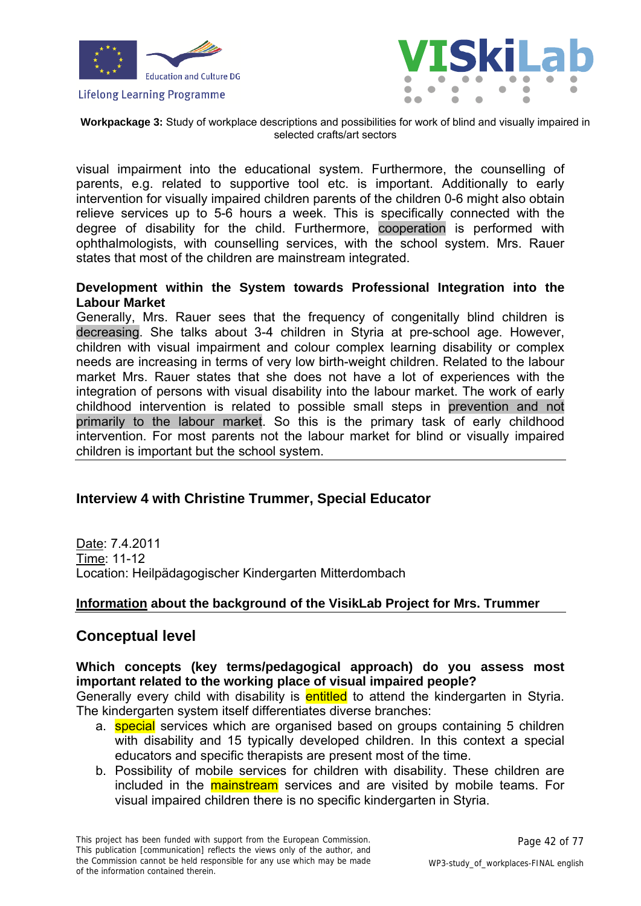visual impairment into the educational system. Furthermore, the counselling of parents, e.g. related to supportive tool etc. is important. Additionally to early intervention for visually impaired children parents of the children 0-6 might also obtain relieve services up to 5-6 hours a week. This is specifically connected with the degree of disability for the child. Furthermore, cooperation is performed with ophthalmologists, with counselling services, with the school system. Mrs. Rauer states that most of the children are mainstream integrated.

**Development within the System towards Professional Integration into the Labour Market**

Generally, Mrs. Rauer sees that the frequency of congenitally blind children is decreasing. She talks about 3-4 children in Styria at pre-school age. However, children with visual impairment and colour complex learning disability or complex needs are increasing in terms of very low birth-weight children. Related to the labour market Mrs. Rauer states that she does not have a lot of experiences with the integration of persons with visual disability into the labour market. The work of early childhood intervention is related to possible small steps in prevention and not primarily to the labour market. So this is the primary task of early childhood intervention. For most parents not the labour market for blind or visually impaired children is important but the school system.

---

## Interview 4 with Christine Trummer, Special Educator

Date: 7.4.2011
Time: 11-12
Location: Heilpädagogischer Kindergarten Mitterdombach

**Information about the background of the VisikLab Project for Mrs. Trummer**

---

## Conceptual level

**Which concepts (key terms/pedagogical approach) do you assess most important related to the working place of visual impaired people?**

Generally every child with disability is entitled to attend the kindergarten in Styria. The kindergarten system itself differentiates diverse branches:

a. special services which are organised based on groups containing 5 children with disability and 15 typically developed children. In this context a special educators and specific therapists are present most of the time.
b. Possibility of mobile services for children with disability. These children are included in the mainstream services and are visited by mobile teams. For visual impaired children there is no specific kindergarten in Styria.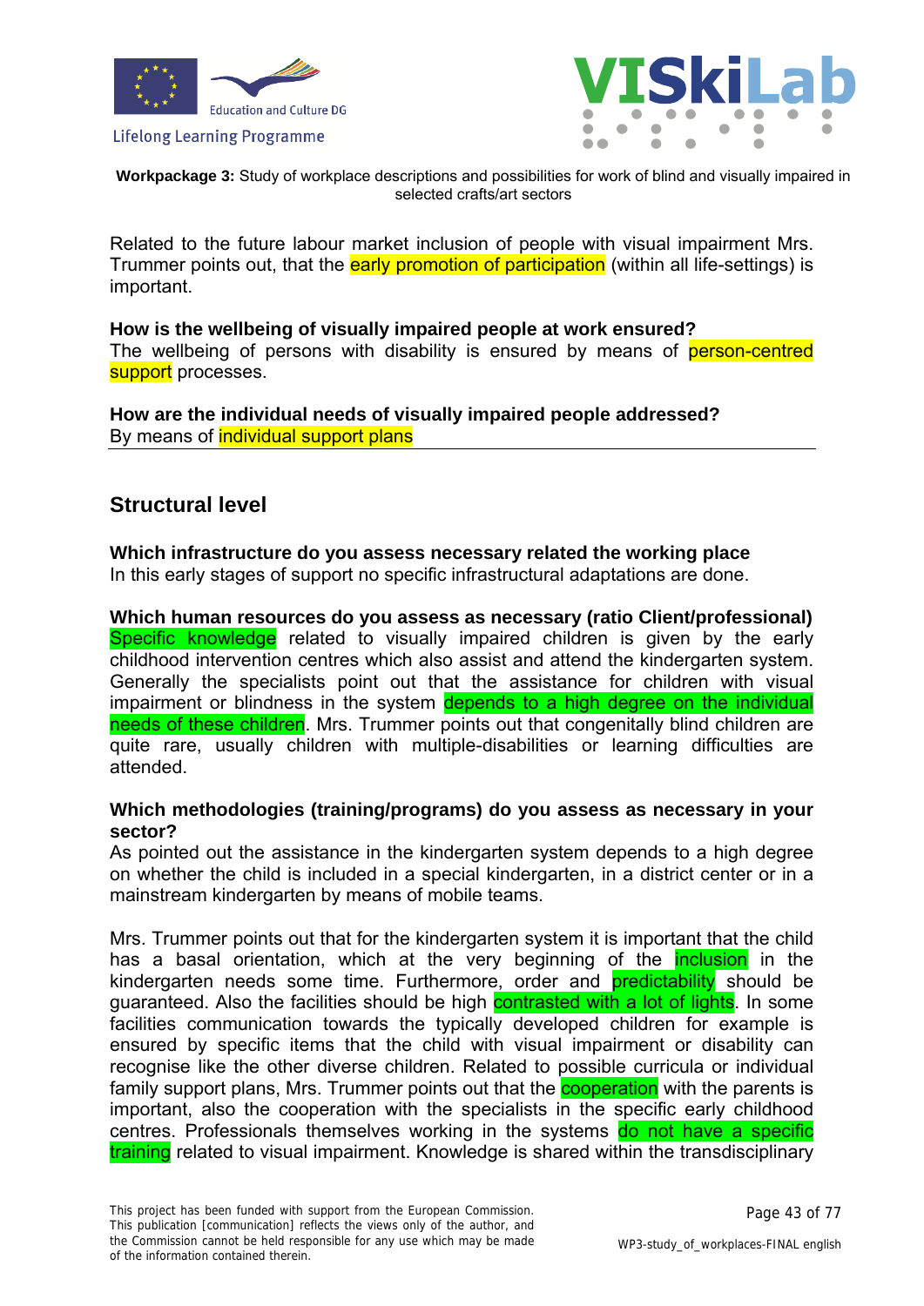Related to the future labour market inclusion of people with visual impairment Mrs. Trummer points out, that the early promotion of participation (within all life-settings) is important.

**How is the wellbeing of visually impaired people at work ensured?**
The wellbeing of persons with disability is ensured by means of person-centred support processes.

**How are the individual needs of visually impaired people addressed?**
By means of individual support plans

## Structural level

**Which infrastructure do you assess necessary related the working place**
In this early stages of support no specific infrastructural adaptations are done.

**Which human resources do you assess as necessary (ratio Client/professional)**
Specific knowledge related to visually impaired children is given by the early childhood intervention centres which also assist and attend the kindergarten system. Generally the specialists point out that the assistance for children with visual impairment or blindness in the system depends to a high degree on the individual needs of these children. Mrs. Trummer points out that congenitally blind children are quite rare, usually children with multiple-disabilities or learning difficulties are attended.

**Which methodologies (training/programs) do you assess as necessary in your sector?**
As pointed out the assistance in the kindergarten system depends to a high degree on whether the child is included in a special kindergarten, in a district center or in a mainstream kindergarten by means of mobile teams.

Mrs. Trummer points out that for the kindergarten system it is important that the child has a basal orientation, which at the very beginning of the inclusion in the kindergarten needs some time. Furthermore, order and predictability should be guaranteed. Also the facilities should be high contrasted with a lot of lights. In some facilities communication towards the typically developed children for example is ensured by specific items that the child with visual impairment or disability can recognise like the other diverse children. Related to possible curricula or individual family support plans, Mrs. Trummer points out that the cooperation with the parents is important, also the cooperation with the specialists in the specific early childhood centres. Professionals themselves working in the systems do not have a specific training related to visual impairment. Knowledge is shared within the transdisciplinary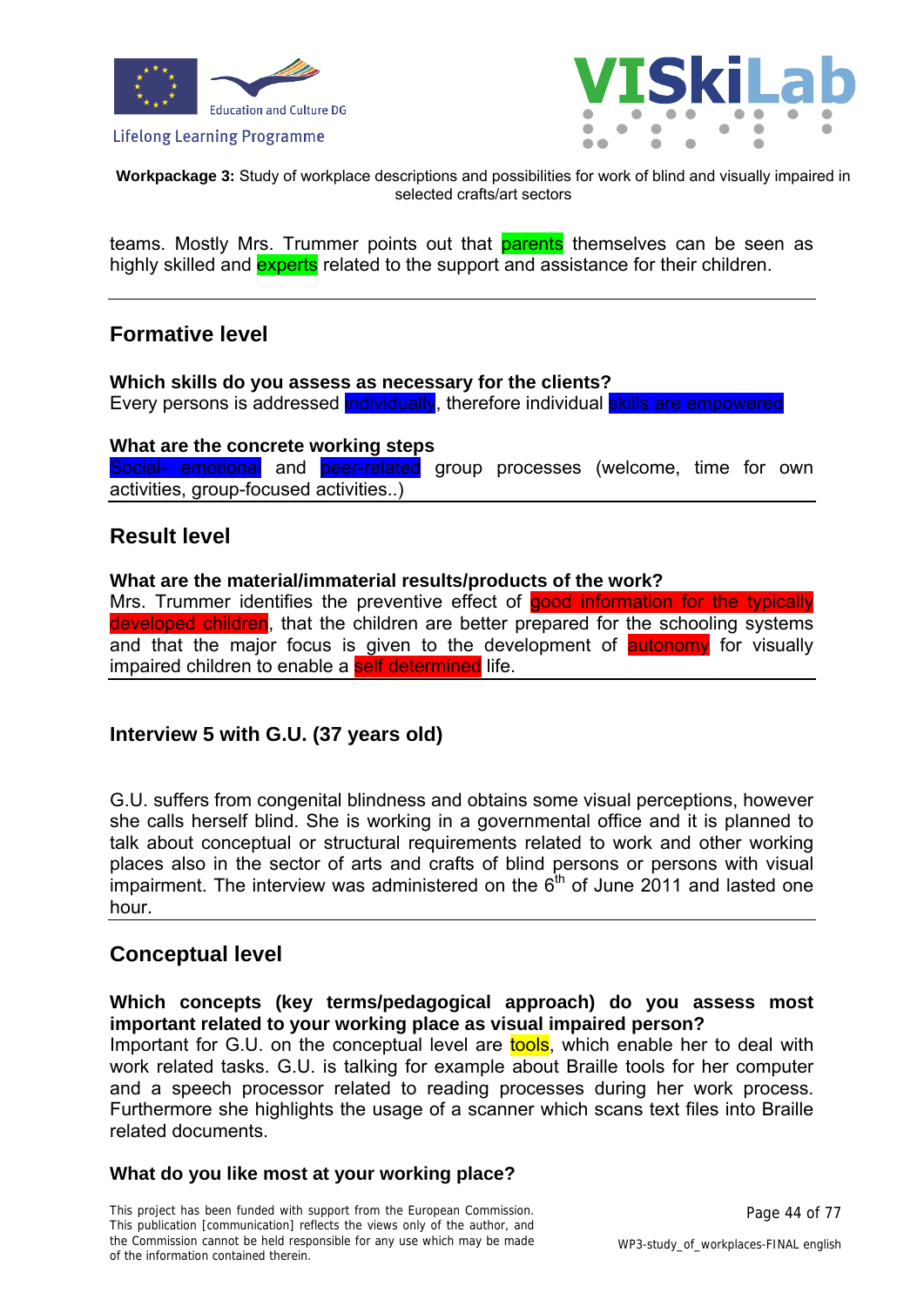teams. Mostly Mrs. Trummer points out that parents themselves can be seen as highly skilled and experts related to the support and assistance for their children.

---

## Formative level

**Which skills do you assess as necessary for the clients?**
Every persons is addressed individually, therefore individual skills are empowered

**What are the concrete working steps**
Social- emotional and peer-related group processes (welcome, time for own activities, group-focused activities..)

---

## Result level

**What are the material/immaterial results/products of the work?**
Mrs. Trummer identifies the preventive effect of good information for the typically developed children, that the children are better prepared for the schooling systems and that the major focus is given to the development of autonomy for visually impaired children to enable a self determined life.

---

### Interview 5 with G.U. (37 years old)

G.U. suffers from congenital blindness and obtains some visual perceptions, however she calls herself blind. She is working in a governmental office and it is planned to talk about conceptual or structural requirements related to work and other working places also in the sector of arts and crafts of blind persons or persons with visual impairment. The interview was administered on the 6th of June 2011 and lasted one hour.

---

## Conceptual level

**Which concepts (key terms/pedagogical approach) do you assess most important related to your working place as visual impaired person?**
Important for G.U. on the conceptual level are tools, which enable her to deal with work related tasks. G.U. is talking for example about Braille tools for her computer and a speech processor related to reading processes during her work process. Furthermore she highlights the usage of a scanner which scans text files into Braille related documents.

**What do you like most at your working place?**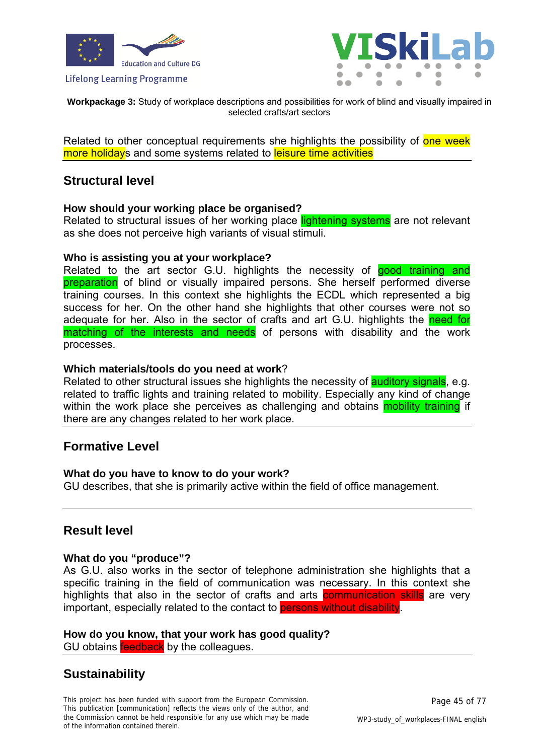Related to other conceptual requirements she highlights the possibility of one week more holidays and some systems related to leisure time activities

## Structural level

**How should your working place be organised?**
Related to structural issues of her working place lightening systems are not relevant as she does not perceive high variants of visual stimuli.

**Who is assisting you at your workplace?**
Related to the art sector G.U. highlights the necessity of good training and preparation of blind or visually impaired persons. She herself performed diverse training courses. In this context she highlights the ECDL which represented a big success for her. On the other hand she highlights that other courses were not so adequate for her. Also in the sector of crafts and art G.U. highlights the need for matching of the interests and needs of persons with disability and the work processes.

**Which materials/tools do you need at work**?
Related to other structural issues she highlights the necessity of auditory signals, e.g. related to traffic lights and training related to mobility. Especially any kind of change within the work place she perceives as challenging and obtains mobility training if there are any changes related to her work place.

## Formative Level

**What do you have to know to do your work?**
GU describes, that she is primarily active within the field of office management.

## Result level

**What do you "produce"?**
As G.U. also works in the sector of telephone administration she highlights that a specific training in the field of communication was necessary. In this context she highlights that also in the sector of crafts and arts communication skills are very important, especially related to the contact to persons without disability.

**How do you know, that your work has good quality?**
GU obtains feedback by the colleagues.

## Sustainability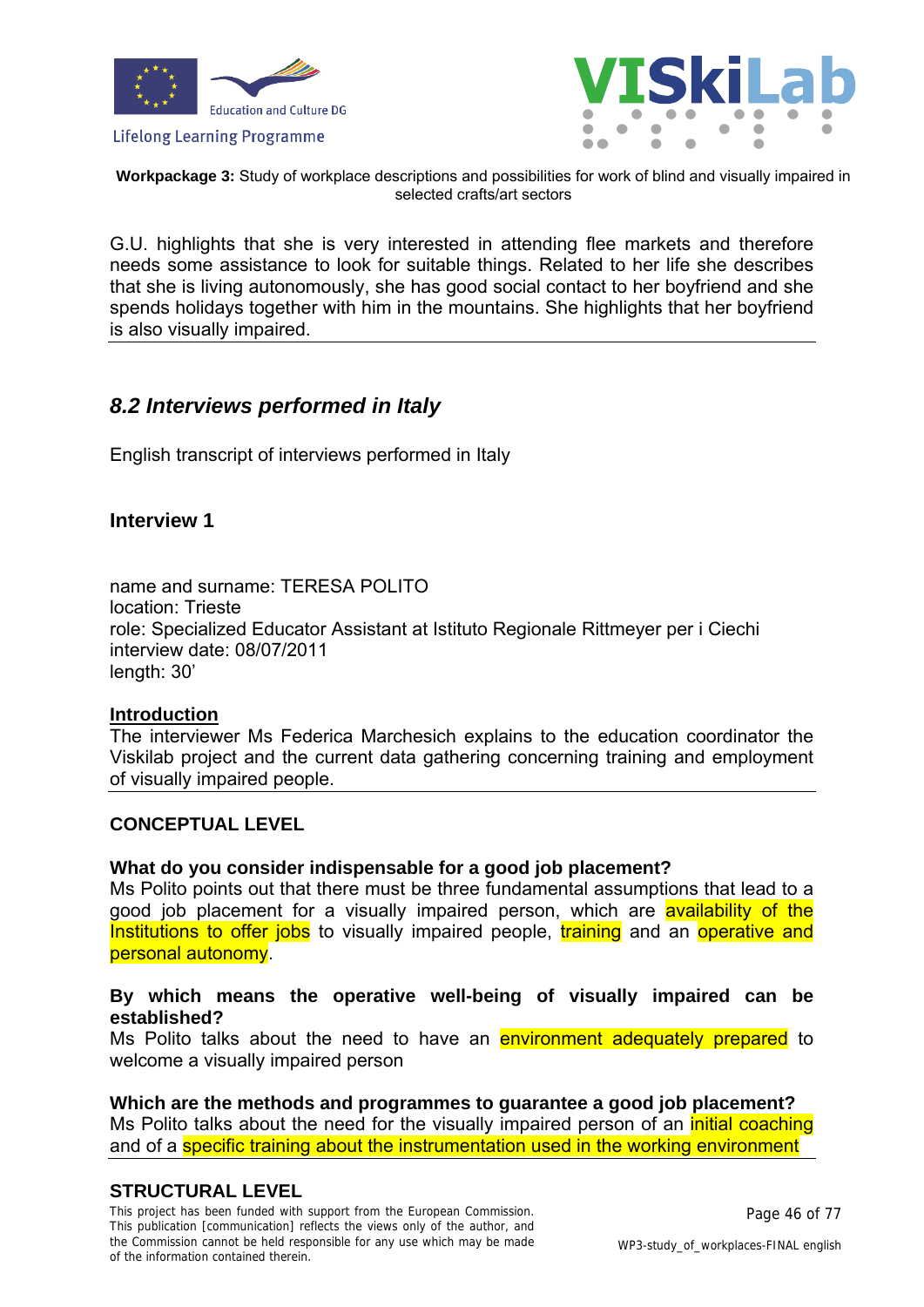G.U. highlights that she is very interested in attending flee markets and therefore needs some assistance to look for suitable things. Related to her life she describes that she is living autonomously, she has good social contact to her boyfriend and she spends holidays together with him in the mountains. She highlights that her boyfriend is also visually impaired.

## *8.2 Interviews performed in Italy*

English transcript of interviews performed in Italy

### Interview 1

name and surname: TERESA POLITO
location: Trieste
role: Specialized Educator Assistant at Istituto Regionale Rittmeyer per i Ciechi
interview date: 08/07/2011
length: 30'

**Introduction**
The interviewer Ms Federica Marchesich explains to the education coordinator the Viskilab project and the current data gathering concerning training and employment of visually impaired people.

**CONCEPTUAL LEVEL**

**What do you consider indispensable for a good job placement?**
Ms Polito points out that there must be three fundamental assumptions that lead to a good job placement for a visually impaired person, which are availability of the Institutions to offer jobs to visually impaired people, training and an operative and personal autonomy.

**By which means the operative well-being of visually impaired can be established?**
Ms Polito talks about the need to have an environment adequately prepared to welcome a visually impaired person

**Which are the methods and programmes to guarantee a good job placement?**
Ms Polito talks about the need for the visually impaired person of an initial coaching and of a specific training about the instrumentation used in the working environment

**STRUCTURAL LEVEL**

This project has been funded with support from the European Commission. This publication [communication] reflects the views only of the author, and the Commission cannot be held responsible for any use which may be made of the information contained therein.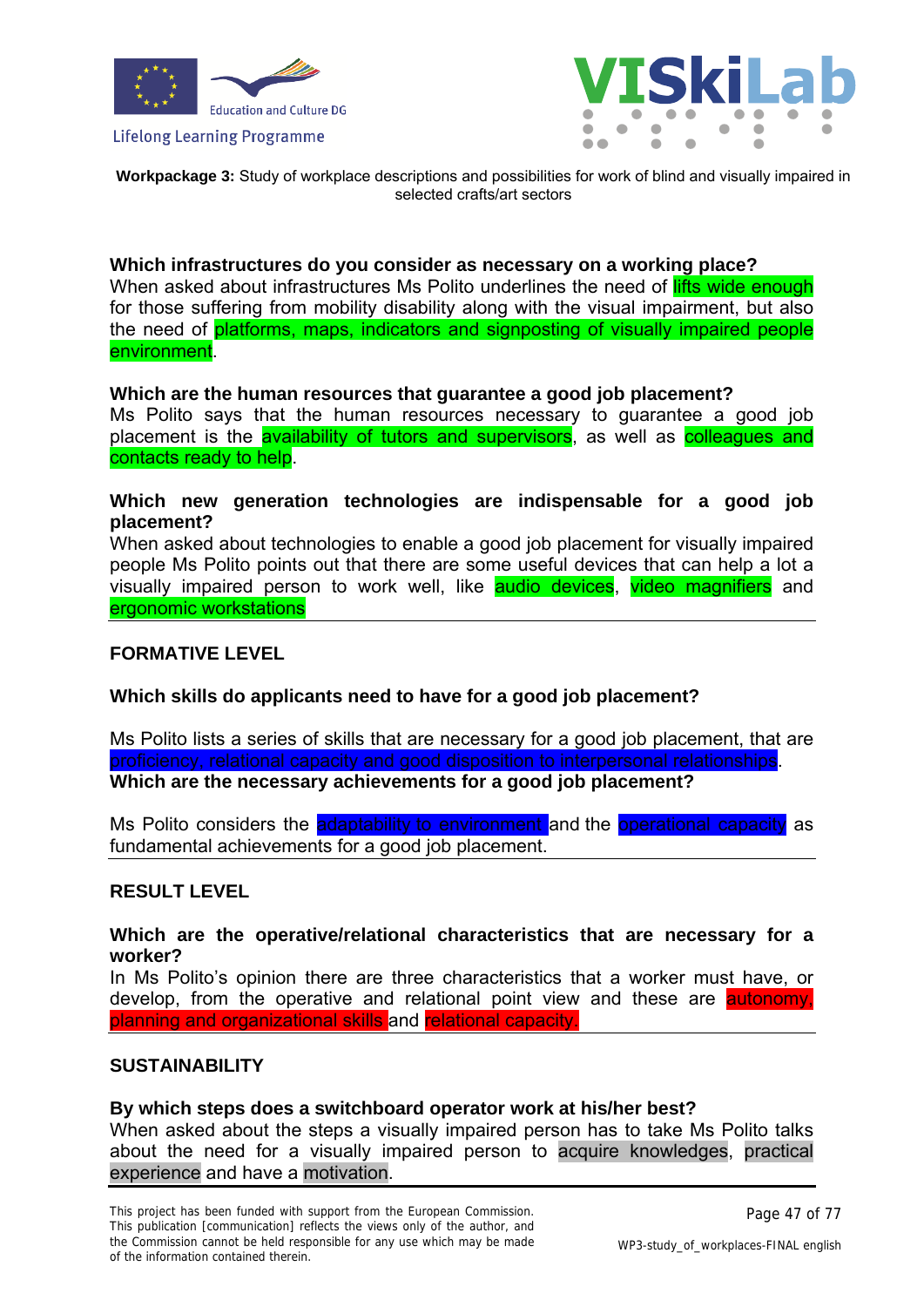**Which infrastructures do you consider as necessary on a working place?**
When asked about infrastructures Ms Polito underlines the need of lifts wide enough for those suffering from mobility disability along with the visual impairment, but also the need of platforms, maps, indicators and signposting of visually impaired people environment.

**Which are the human resources that guarantee a good job placement?**
Ms Polito says that the human resources necessary to guarantee a good job placement is the availability of tutors and supervisors, as well as colleagues and contacts ready to help.

**Which new generation technologies are indispensable for a good job placement?**
When asked about technologies to enable a good job placement for visually impaired people Ms Polito points out that there are some useful devices that can help a lot a visually impaired person to work well, like audio devices, video magnifiers and ergonomic workstations

---

## FORMATIVE LEVEL

**Which skills do applicants need to have for a good job placement?**

Ms Polito lists a series of skills that are necessary for a good job placement, that are proficiency, relational capacity and good disposition to interpersonal relationships.

**Which are the necessary achievements for a good job placement?**

Ms Polito considers the adaptability to environment and the operational capacity as fundamental achievements for a good job placement.

---

## RESULT LEVEL

**Which are the operative/relational characteristics that are necessary for a worker?**
In Ms Polito's opinion there are three characteristics that a worker must have, or develop, from the operative and relational point view and these are autonomy, planning and organizational skills and relational capacity.

---

## SUSTAINABILITY

**By which steps does a switchboard operator work at his/her best?**
When asked about the steps a visually impaired person has to take Ms Polito talks about the need for a visually impaired person to acquire knowledges, practical experience and have a motivation.

This project has been funded with support from the European Commission. This publication [communication] reflects the views only of the author, and the Commission cannot be held responsible for any use which may be made of the information contained therein.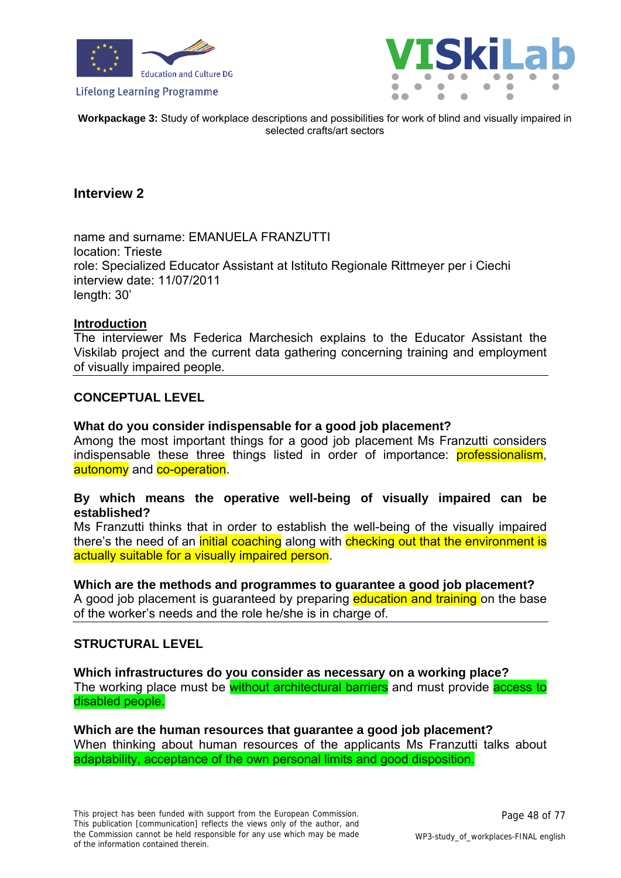**Workpackage 3:** Study of workplace descriptions and possibilities for work of blind and visually impaired in selected crafts/art sectors

## Interview 2

name and surname: EMANUELA FRANZUTTI
location: Trieste
role: Specialized Educator Assistant at Istituto Regionale Rittmeyer per i Ciechi
interview date: 11/07/2011
length: 30'

**Introduction**

The interviewer Ms Federica Marchesich explains to the Educator Assistant the Viskilab project and the current data gathering concerning training and employment of visually impaired people.

---

### CONCEPTUAL LEVEL

**What do you consider indispensable for a good job placement?**

Among the most important things for a good job placement Ms Franzutti considers indispensable these three things listed in order of importance: professionalism, autonomy and co-operation.

**By which means the operative well-being of visually impaired can be established?**

Ms Franzutti thinks that in order to establish the well-being of the visually impaired there's the need of an initial coaching along with checking out that the environment is actually suitable for a visually impaired person.

**Which are the methods and programmes to guarantee a good job placement?**

A good job placement is guaranteed by preparing education and training on the base of the worker's needs and the role he/she is in charge of.

---

### STRUCTURAL LEVEL

**Which infrastructures do you consider as necessary on a working place?**

The working place must be without architectural barriers and must provide access to disabled people.

**Which are the human resources that guarantee a good job placement?**

When thinking about human resources of the applicants Ms Franzutti talks about adaptability, acceptance of the own personal limits and good disposition.

This project has been funded with support from the European Commission. This publication [communication] reflects the views only of the author, and the Commission cannot be held responsible for any use which may be made of the information contained therein.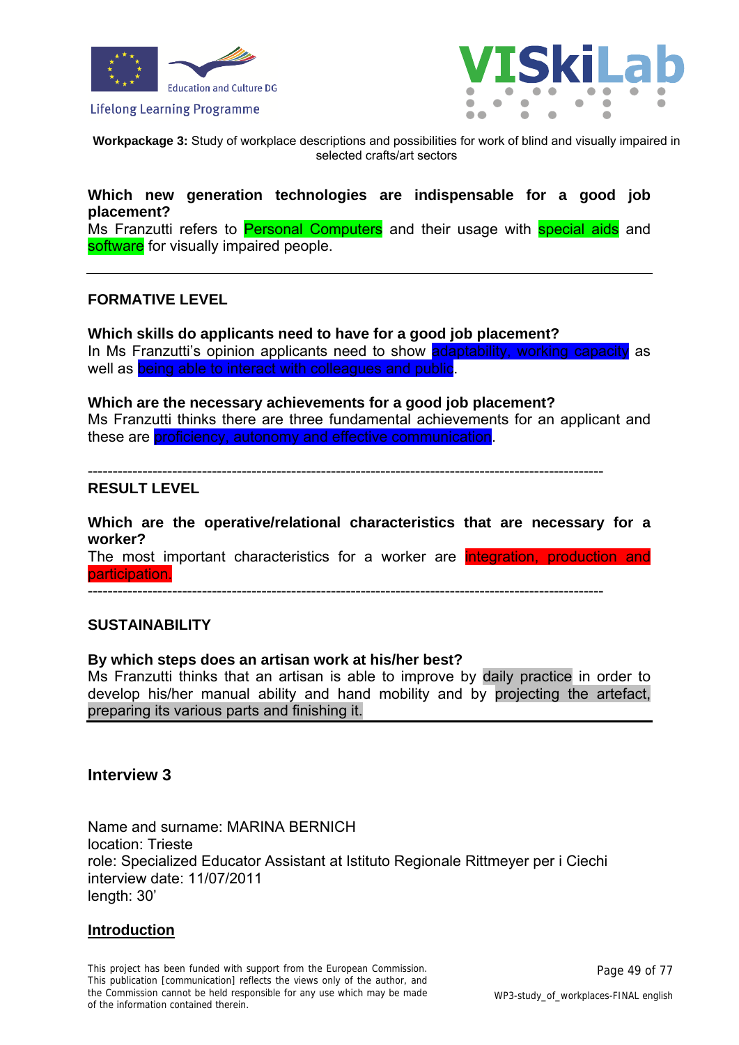**Workpackage 3:** Study of workplace descriptions and possibilities for work of blind and visually impaired in selected crafts/art sectors

**Which new generation technologies are indispensable for a good job placement?**
Ms Franzutti refers to Personal Computers and their usage with special aids and software for visually impaired people.

---

**FORMATIVE LEVEL**

**Which skills do applicants need to have for a good job placement?**
In Ms Franzutti's opinion applicants need to show adaptability, working capacity as well as being able to interact with colleagues and public.

**Which are the necessary achievements for a good job placement?**
Ms Franzutti thinks there are three fundamental achievements for an applicant and these are proficiency, autonomy and effective communication.

---

**RESULT LEVEL**

**Which are the operative/relational characteristics that are necessary for a worker?**
The most important characteristics for a worker are integration, production and participation.

---

**SUSTAINABILITY**

**By which steps does an artisan work at his/her best?**
Ms Franzutti thinks that an artisan is able to improve by daily practice in order to develop his/her manual ability and hand mobility and by projecting the artefact, preparing its various parts and finishing it.

---

## Interview 3

Name and surname: MARINA BERNICH
location: Trieste
role: Specialized Educator Assistant at Istituto Regionale Rittmeyer per i Ciechi
interview date: 11/07/2011
length: 30'

**Introduction**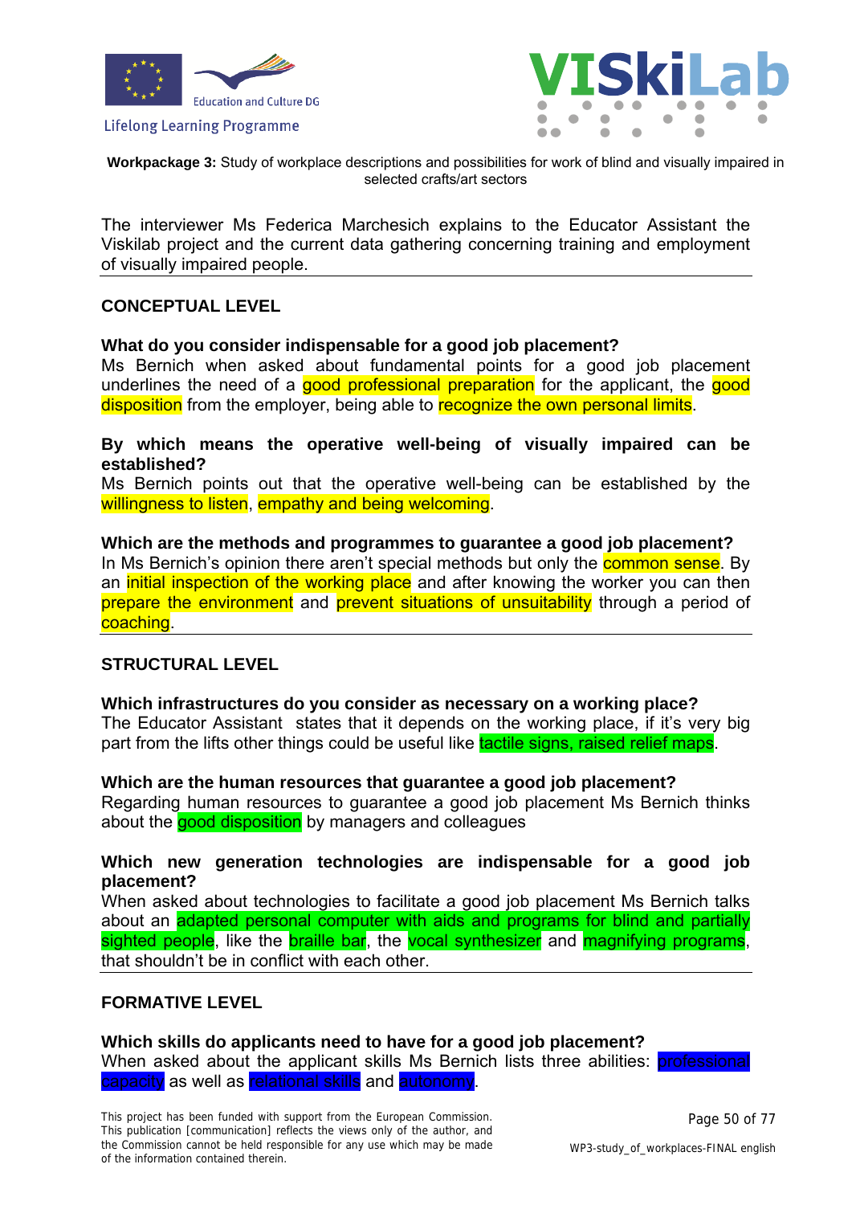The interviewer Ms Federica Marchesich explains to the Educator Assistant the Viskilab project and the current data gathering concerning training and employment of visually impaired people.

## CONCEPTUAL LEVEL

**What do you consider indispensable for a good job placement?**
Ms Bernich when asked about fundamental points for a good job placement underlines the need of a good professional preparation for the applicant, the good disposition from the employer, being able to recognize the own personal limits.

**By which means the operative well-being of visually impaired can be established?**
Ms Bernich points out that the operative well-being can be established by the willingness to listen, empathy and being welcoming.

**Which are the methods and programmes to guarantee a good job placement?**
In Ms Bernich's opinion there aren't special methods but only the common sense. By an initial inspection of the working place and after knowing the worker you can then prepare the environment and prevent situations of unsuitability through a period of coaching.

## STRUCTURAL LEVEL

**Which infrastructures do you consider as necessary on a working place?**
The Educator Assistant states that it depends on the working place, if it's very big part from the lifts other things could be useful like tactile signs, raised relief maps.

**Which are the human resources that guarantee a good job placement?**
Regarding human resources to guarantee a good job placement Ms Bernich thinks about the good disposition by managers and colleagues

**Which new generation technologies are indispensable for a good job placement?**
When asked about technologies to facilitate a good job placement Ms Bernich talks about an adapted personal computer with aids and programs for blind and partially sighted people, like the braille bar, the vocal synthesizer and magnifying programs, that shouldn't be in conflict with each other.

## FORMATIVE LEVEL

**Which skills do applicants need to have for a good job placement?**
When asked about the applicant skills Ms Bernich lists three abilities: professional capacity as well as relational skills and autonomy.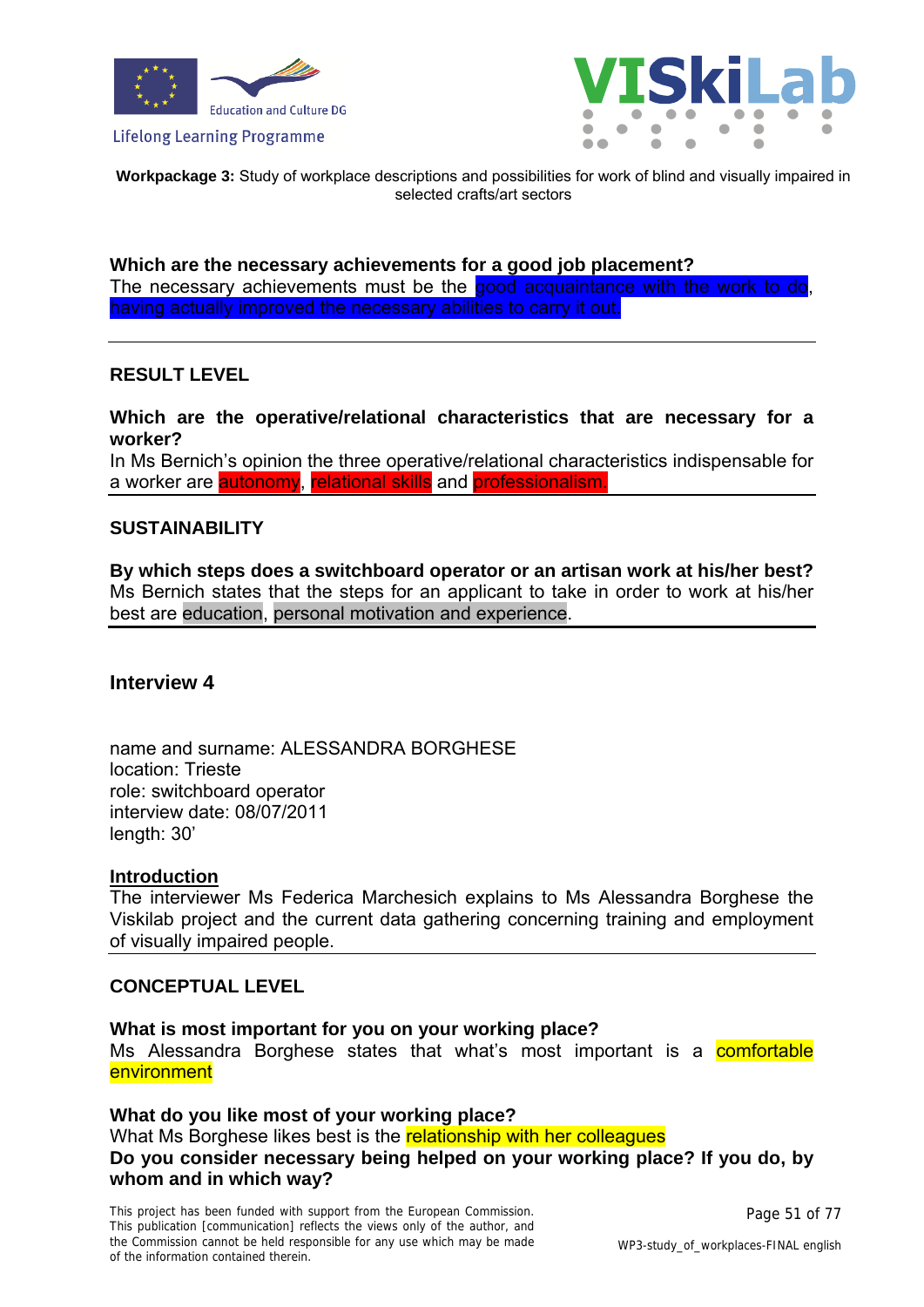**Workpackage 3:** Study of workplace descriptions and possibilities for work of blind and visually impaired in selected crafts/art sectors

**Which are the necessary achievements for a good job placement?**
The necessary achievements must be the good acquaintance with the work to do, having actually improved the necessary abilities to carry it out.

---

**RESULT LEVEL**

**Which are the operative/relational characteristics that are necessary for a worker?**
In Ms Bernich's opinion the three operative/relational characteristics indispensable for a worker are autonomy, relational skills and professionalism.

---

**SUSTAINABILITY**

**By which steps does a switchboard operator or an artisan work at his/her best?**
Ms Bernich states that the steps for an applicant to take in order to work at his/her best are education, personal motivation and experience.

---

## Interview 4

name and surname: ALESSANDRA BORGHESE
location: Trieste
role: switchboard operator
interview date: 08/07/2011
length: 30'

**Introduction**
The interviewer Ms Federica Marchesich explains to Ms Alessandra Borghese the Viskilab project and the current data gathering concerning training and employment of visually impaired people.

---

**CONCEPTUAL LEVEL**

**What is most important for you on your working place?**
Ms Alessandra Borghese states that what's most important is a comfortable environment

**What do you like most of your working place?**
What Ms Borghese likes best is the relationship with her colleagues
**Do you consider necessary being helped on your working place? If you do, by whom and in which way?**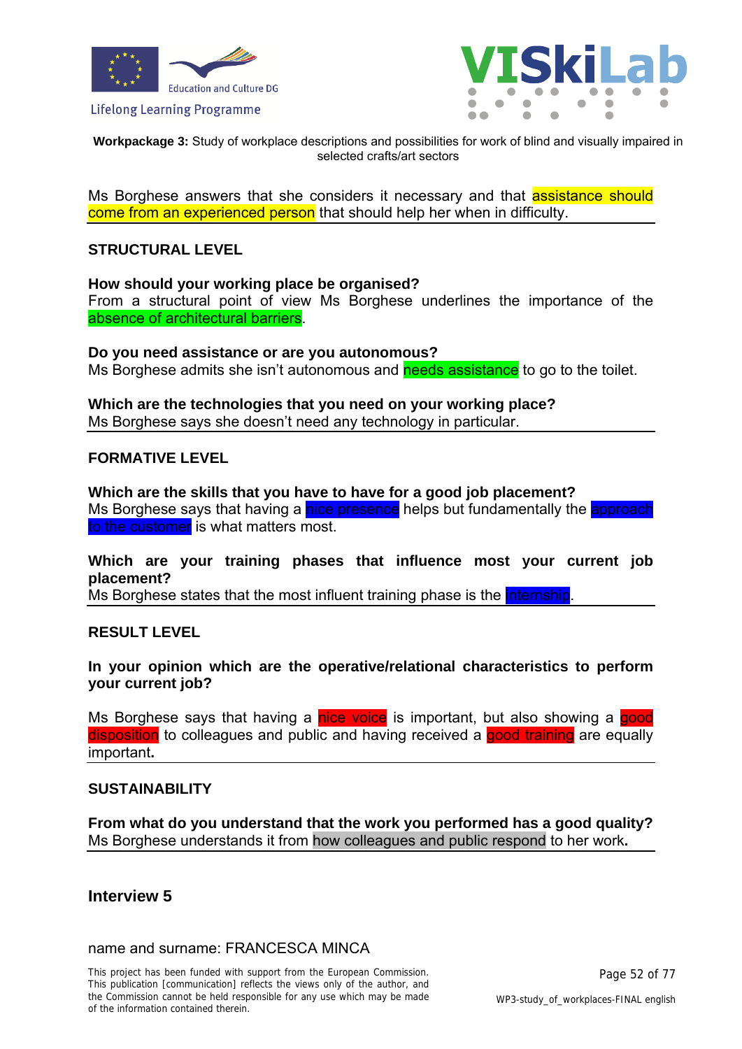Ms Borghese answers that she considers it necessary and that assistance should come from an experienced person that should help her when in difficulty.

**STRUCTURAL LEVEL**

**How should your working place be organised?**
From a structural point of view Ms Borghese underlines the importance of the absence of architectural barriers.

**Do you need assistance or are you autonomous?**
Ms Borghese admits she isn't autonomous and needs assistance to go to the toilet.

**Which are the technologies that you need on your working place?**
Ms Borghese says she doesn't need any technology in particular.

**FORMATIVE LEVEL**

**Which are the skills that you have to have for a good job placement?**
Ms Borghese says that having a nice presence helps but fundamentally the approach to the customer is what matters most.

**Which are your training phases that influence most your current job placement?**
Ms Borghese states that the most influent training phase is the internship.

**RESULT LEVEL**

**In your opinion which are the operative/relational characteristics to perform your current job?**

Ms Borghese says that having a nice voice is important, but also showing a good disposition to colleagues and public and having received a good training are equally important**.**

**SUSTAINABILITY**

**From what do you understand that the work you performed has a good quality?**
Ms Borghese understands it from how colleagues and public respond to her work**.**

## Interview 5

name and surname: FRANCESCA MINCA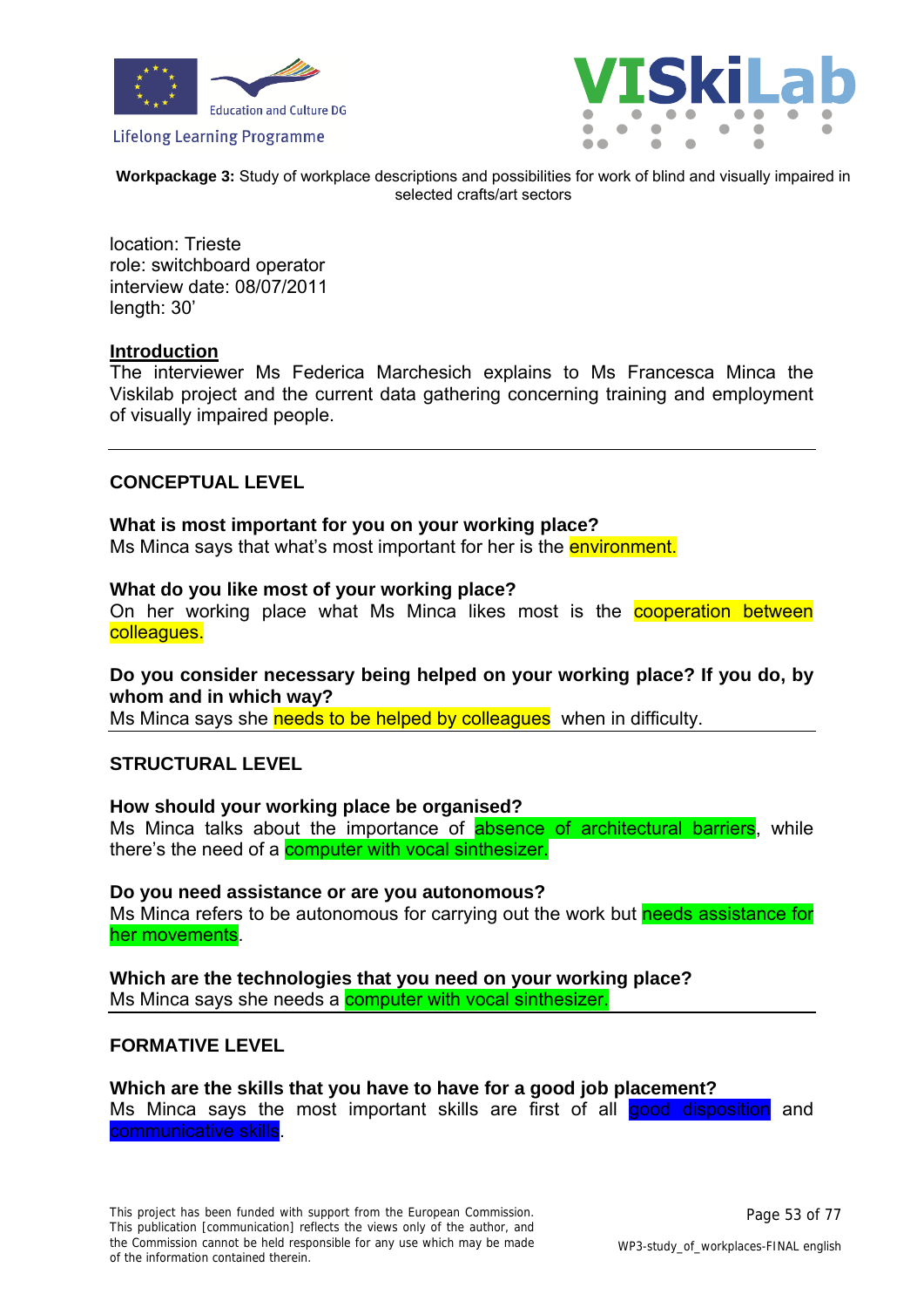**Workpackage 3:** Study of workplace descriptions and possibilities for work of blind and visually impaired in selected crafts/art sectors

location: Trieste
role: switchboard operator
interview date: 08/07/2011
length: 30'

**Introduction**

The interviewer Ms Federica Marchesich explains to Ms Francesca Minca the Viskilab project and the current data gathering concerning training and employment of visually impaired people.

---

## CONCEPTUAL LEVEL

**What is most important for you on your working place?**
Ms Minca says that what's most important for her is the environment.

**What do you like most of your working place?**
On her working place what Ms Minca likes most is the cooperation between colleagues.

**Do you consider necessary being helped on your working place? If you do, by whom and in which way?**
Ms Minca says she needs to be helped by colleagues when in difficulty.

---

## STRUCTURAL LEVEL

**How should your working place be organised?**
Ms Minca talks about the importance of absence of architectural barriers, while there's the need of a computer with vocal sinthesizer.

**Do you need assistance or are you autonomous?**
Ms Minca refers to be autonomous for carrying out the work but needs assistance for her movements.

**Which are the technologies that you need on your working place?**
Ms Minca says she needs a computer with vocal sinthesizer.

---

## FORMATIVE LEVEL

**Which are the skills that you have to have for a good job placement?**
Ms Minca says the most important skills are first of all good disposition and communicative skills.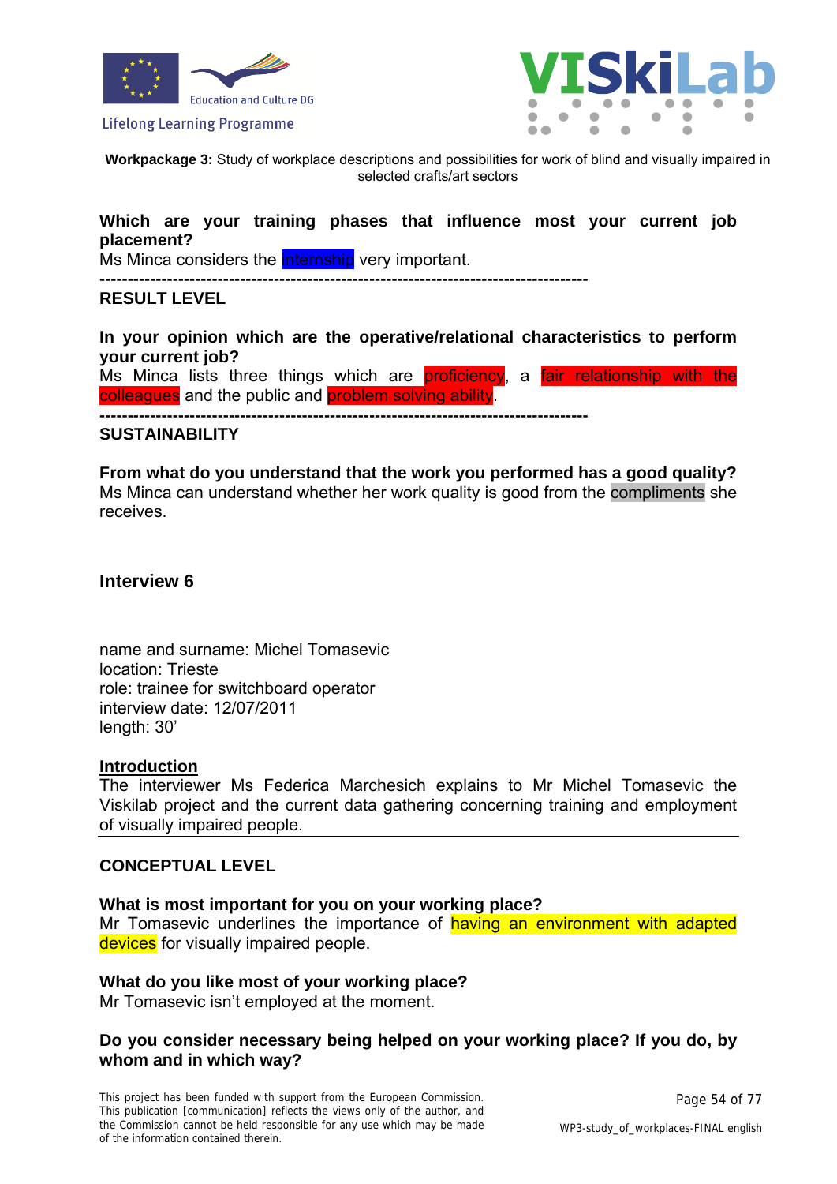**Workpackage 3:** Study of workplace descriptions and possibilities for work of blind and visually impaired in selected crafts/art sectors

**Which are your training phases that influence most your current job placement?**
Ms Minca considers the internship very important.

---------------------------------------------------------------------------------------

**RESULT LEVEL**

**In your opinion which are the operative/relational characteristics to perform your current job?**
Ms Minca lists three things which are proficiency, a fair relationship with the colleagues and the public and problem solving ability.

---------------------------------------------------------------------------------------

**SUSTAINABILITY**

**From what do you understand that the work you performed has a good quality?**
Ms Minca can understand whether her work quality is good from the compliments she receives.

### Interview 6

name and surname: Michel Tomasevic
location: Trieste
role: trainee for switchboard operator
interview date: 12/07/2011
length: 30'

**Introduction**
The interviewer Ms Federica Marchesich explains to Mr Michel Tomasevic the Viskilab project and the current data gathering concerning training and employment of visually impaired people.

**CONCEPTUAL LEVEL**

**What is most important for you on your working place?**
Mr Tomasevic underlines the importance of having an environment with adapted devices for visually impaired people.

**What do you like most of your working place?**
Mr Tomasevic isn't employed at the moment.

**Do you consider necessary being helped on your working place? If you do, by whom and in which way?**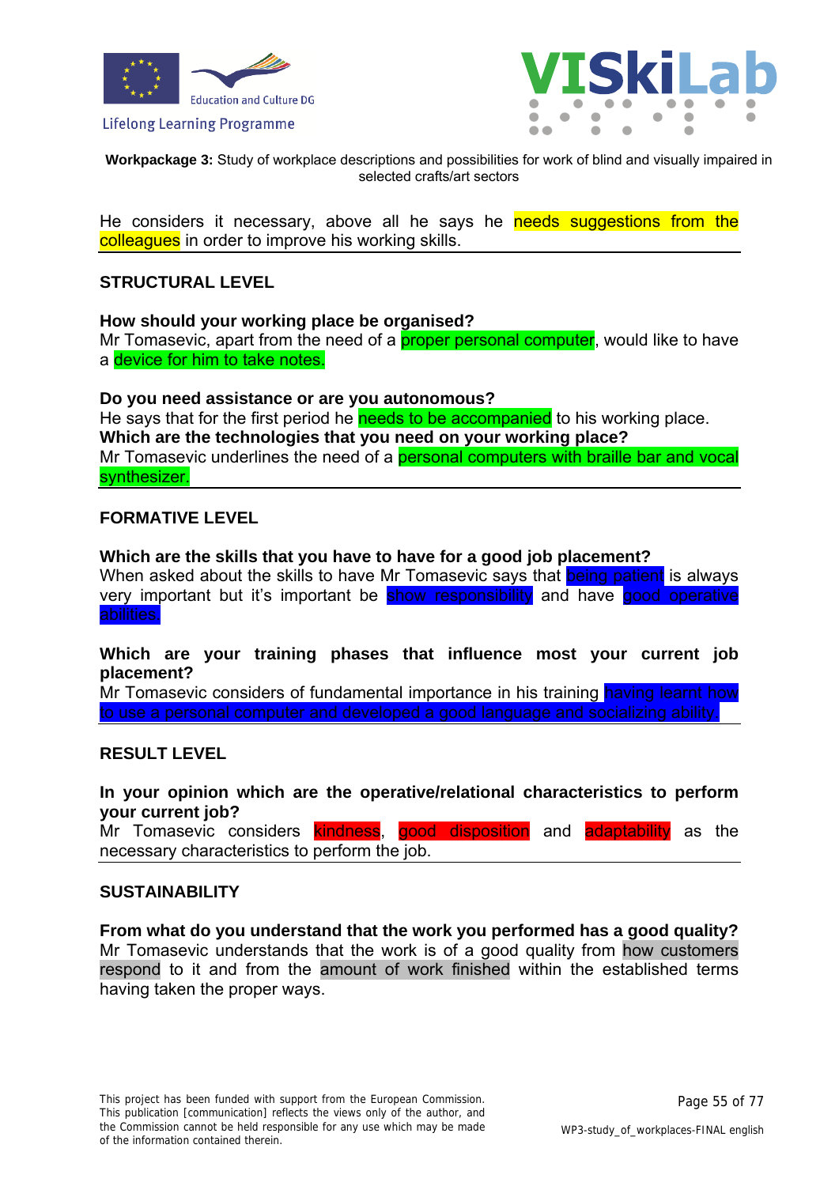He considers it necessary, above all he says he needs suggestions from the colleagues in order to improve his working skills.

---

## STRUCTURAL LEVEL

**How should your working place be organised?**
Mr Tomasevic, apart from the need of a proper personal computer, would like to have a device for him to take notes.

**Do you need assistance or are you autonomous?**
He says that for the first period he needs to be accompanied to his working place.
**Which are the technologies that you need on your working place?**
Mr Tomasevic underlines the need of a personal computers with braille bar and vocal synthesizer.

---

## FORMATIVE LEVEL

**Which are the skills that you have to have for a good job placement?**
When asked about the skills to have Mr Tomasevic says that being patient is always very important but it's important be show responsibility and have good operative abilities.

**Which are your training phases that influence most your current job placement?**
Mr Tomasevic considers of fundamental importance in his training having learnt how to use a personal computer and developed a good language and socializing ability.

---

## RESULT LEVEL

**In your opinion which are the operative/relational characteristics to perform your current job?**
Mr Tomasevic considers kindness, good disposition and adaptability as the necessary characteristics to perform the job.

---

## SUSTAINABILITY

**From what do you understand that the work you performed has a good quality?**
Mr Tomasevic understands that the work is of a good quality from how customers respond to it and from the amount of work finished within the established terms having taken the proper ways.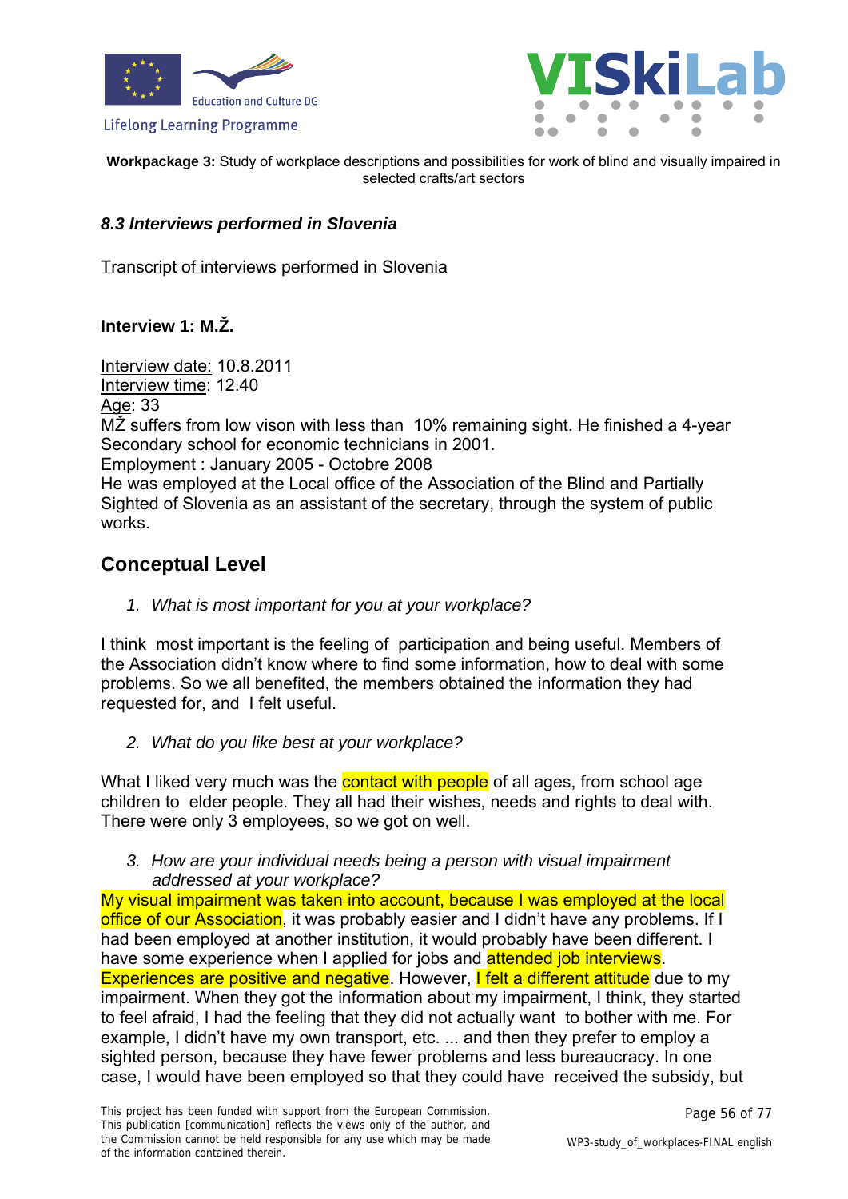**Workpackage 3:** Study of workplace descriptions and possibilities for work of blind and visually impaired in selected crafts/art sectors

### *8.3 Interviews performed in Slovenia*

Transcript of interviews performed in Slovenia

**Interview 1: M.Ž.**

Interview date: 10.8.2011
Interview time: 12.40
Age: 33
MŽ suffers from low vison with less than 10% remaining sight. He finished a 4-year Secondary school for economic technicians in 2001.
Employment : January 2005 - Octobre 2008
He was employed at the Local office of the Association of the Blind and Partially Sighted of Slovenia as an assistant of the secretary, through the system of public works.

## Conceptual Level

1. *What is most important for you at your workplace?*

I think most important is the feeling of participation and being useful. Members of the Association didn't know where to find some information, how to deal with some problems. So we all benefited, the members obtained the information they had requested for, and I felt useful.

2. *What do you like best at your workplace?*

What I liked very much was the contact with people of all ages, from school age children to elder people. They all had their wishes, needs and rights to deal with. There were only 3 employees, so we got on well.

3. *How are your individual needs being a person with visual impairment addressed at your workplace?*

My visual impairment was taken into account, because I was employed at the local office of our Association, it was probably easier and I didn't have any problems. If I had been employed at another institution, it would probably have been different. I have some experience when I applied for jobs and attended job interviews. Experiences are positive and negative. However, I felt a different attitude due to my impairment. When they got the information about my impairment, I think, they started to feel afraid, I had the feeling that they did not actually want to bother with me. For example, I didn't have my own transport, etc. ... and then they prefer to employ a sighted person, because they have fewer problems and less bureaucracy. In one case, I would have been employed so that they could have received the subsidy, but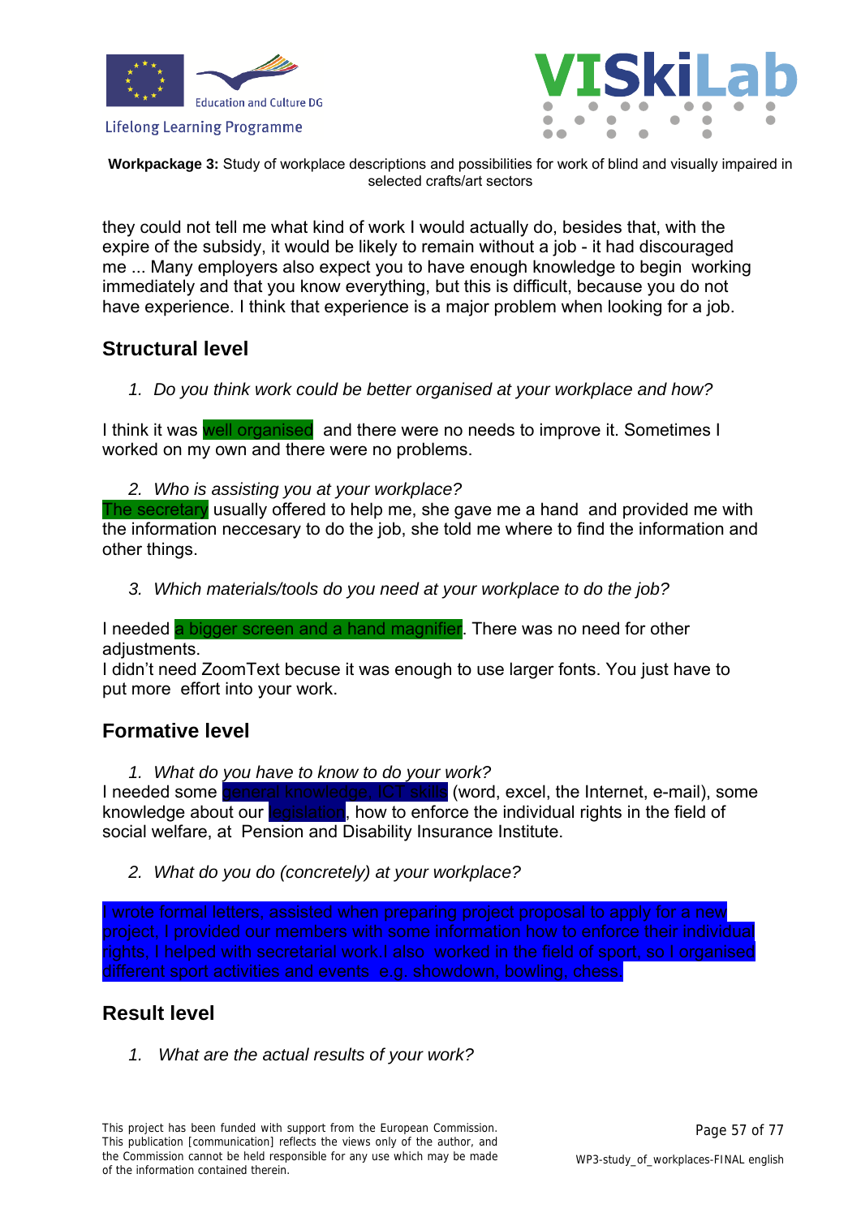they could not tell me what kind of work I would actually do, besides that, with the expire of the subsidy, it would be likely to remain without a job - it had discouraged me ... Many employers also expect you to have enough knowledge to begin working immediately and that you know everything, but this is difficult, because you do not have experience. I think that experience is a major problem when looking for a job.

## Structural level

1. *Do you think work could be better organised at your workplace and how?*

I think it was well organised and there were no needs to improve it. Sometimes I worked on my own and there were no problems.

2. *Who is assisting you at your workplace?*

The secretary usually offered to help me, she gave me a hand and provided me with the information neccesary to do the job, she told me where to find the information and other things.

3. *Which materials/tools do you need at your workplace to do the job?*

I needed a bigger screen and a hand magnifier. There was no need for other adjustments.
I didn't need ZoomText becuse it was enough to use larger fonts. You just have to put more effort into your work.

## Formative level

1. *What do you have to know to do your work?*

I needed some general knowledge, ICT skills (word, excel, the Internet, e-mail), some knowledge about our legislation, how to enforce the individual rights in the field of social welfare, at Pension and Disability Insurance Institute.

2. *What do you do (concretely) at your workplace?*

I wrote formal letters, assisted when preparing project proposal to apply for a new project, I provided our members with some information how to enforce their individual rights, I helped with secretarial work.I also worked in the field of sport, so I organised different sport activities and events e.g. showdown, bowling, chess.

## Result level

1. *What are the actual results of your work?*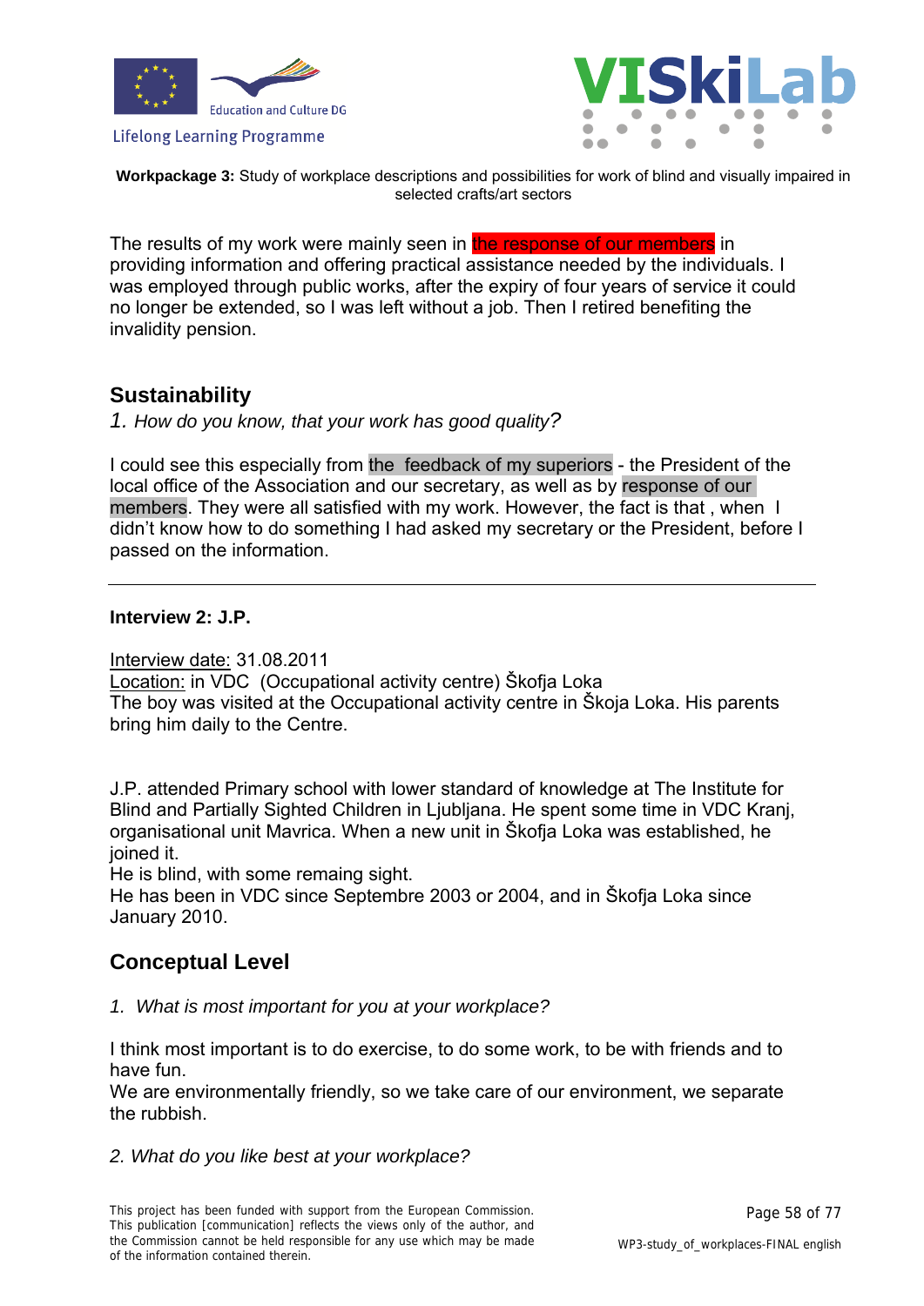The results of my work were mainly seen in the response of our members in providing information and offering practical assistance needed by the individuals. I was employed through public works, after the expiry of four years of service it could no longer be extended, so I was left without a job. Then I retired benefiting the invalidity pension.

## Sustainability

*1. How do you know, that your work has good quality?*

I could see this especially from the feedback of my superiors - the President of the local office of the Association and our secretary, as well as by response of our members. They were all satisfied with my work. However, the fact is that , when I didn't know how to do something I had asked my secretary or the President, before I passed on the information.

---

**Interview 2: J.P.**

Interview date: 31.08.2011
Location: in VDC (Occupational activity centre) Škofja Loka
The boy was visited at the Occupational activity centre in Škoja Loka. His parents bring him daily to the Centre.

J.P. attended Primary school with lower standard of knowledge at The Institute for Blind and Partially Sighted Children in Ljubljana. He spent some time in VDC Kranj, organisational unit Mavrica. When a new unit in Škofja Loka was established, he joined it.
He is blind, with some remaing sight.
He has been in VDC since Septembre 2003 or 2004, and in Škofja Loka since January 2010.

## Conceptual Level

*1. What is most important for you at your workplace?*

I think most important is to do exercise, to do some work, to be with friends and to have fun.
We are environmentally friendly, so we take care of our environment, we separate the rubbish.

*2. What do you like best at your workplace?*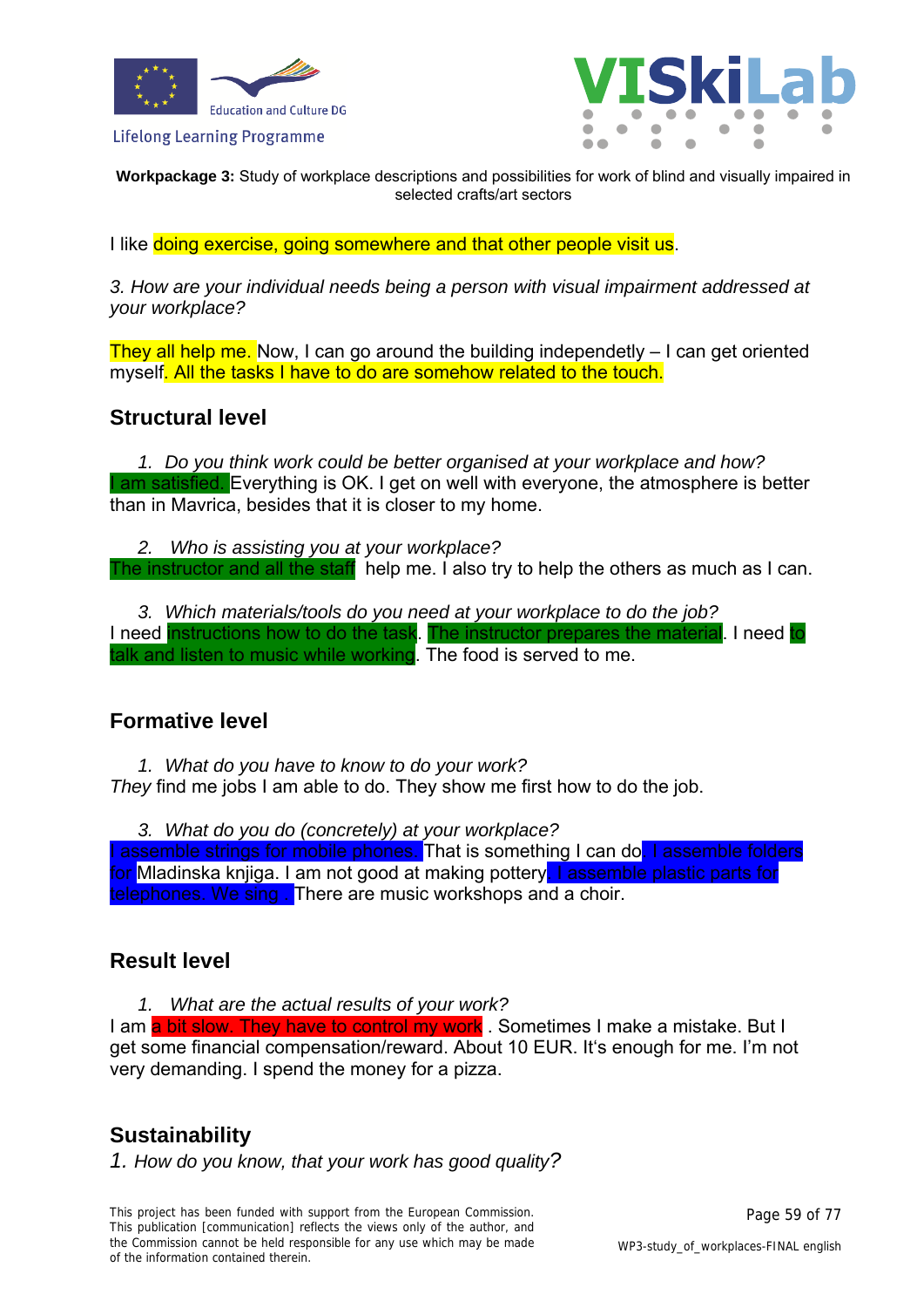**Workpackage 3:** Study of workplace descriptions and possibilities for work of blind and visually impaired in selected crafts/art sectors

I like doing exercise, going somewhere and that other people visit us.

*3. How are your individual needs being a person with visual impairment addressed at your workplace?*

They all help me. Now, I can go around the building independetly – I can get oriented myself. All the tasks I have to do are somehow related to the touch.

## Structural level

1. *Do you think work could be better organised at your workplace and how?*

I am satisfied. Everything is OK. I get on well with everyone, the atmosphere is better than in Mavrica, besides that it is closer to my home.

2. *Who is assisting you at your workplace?*

The instructor and all the staff help me. I also try to help the others as much as I can.

3. *Which materials/tools do you need at your workplace to do the job?*

I need instructions how to do the task. The instructor prepares the material. I need to talk and listen to music while working. The food is served to me.

## Formative level

1. *What do you have to know to do your work?*

*They* find me jobs I am able to do. They show me first how to do the job.

3. *What do you do (concretely) at your workplace?*

I assemble strings for mobile phones. That is something I can do. I assemble folders for Mladinska knjiga. I am not good at making pottery. I assemble plastic parts for telephones. We sing . There are music workshops and a choir.

## Result level

1. *What are the actual results of your work?*

I am a bit slow. They have to control my work . Sometimes I make a mistake. But I get some financial compensation/reward. About 10 EUR. It's enough for me. I'm not very demanding. I spend the money for a pizza.

## Sustainability

1. *How do you know, that your work has good quality?*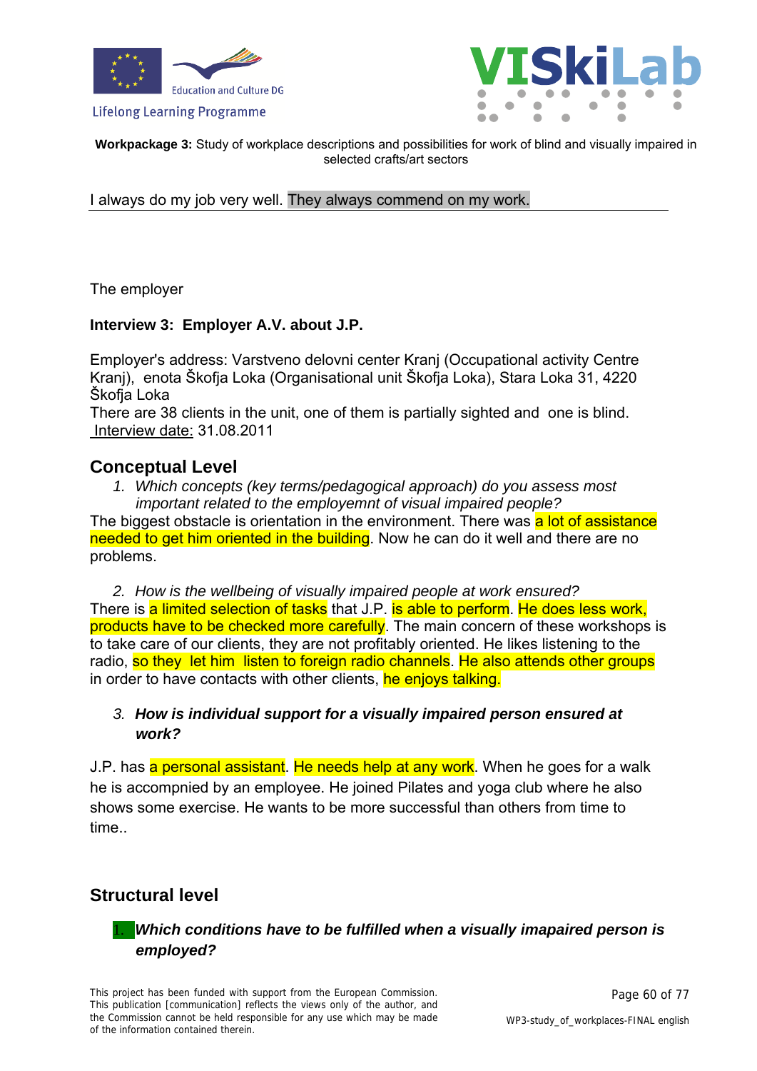I always do my job very well. They always commend on my work.

The employer

**Interview 3: Employer A.V. about J.P.**

Employer's address: Varstveno delovni center Kranj (Occupational activity Centre Kranj), enota Škofja Loka (Organisational unit Škofja Loka), Stara Loka 31, 4220 Škofja Loka

There are 38 clients in the unit, one of them is partially sighted and one is blind.

Interview date: 31.08.2011

## Conceptual Level

1. *Which concepts (key terms/pedagogical approach) do you assess most important related to the employemnt of visual impaired people?*

The biggest obstacle is orientation in the environment. There was a lot of assistance needed to get him oriented in the building. Now he can do it well and there are no problems.

2. *How is the wellbeing of visually impaired people at work ensured?*

There is a limited selection of tasks that J.P. is able to perform. He does less work, products have to be checked more carefully. The main concern of these workshops is to take care of our clients, they are not profitably oriented. He likes listening to the radio, so they let him listen to foreign radio channels. He also attends other groups in order to have contacts with other clients, he enjoys talking.

3. ***How is individual support for a visually impaired person ensured at work?***

J.P. has a personal assistant. He needs help at any work. When he goes for a walk he is accompnied by an employee. He joined Pilates and yoga club where he also shows some exercise. He wants to be more successful than others from time to time..

## Structural level

1. ***Which conditions have to be fulfilled when a visually imapaired person is employed?***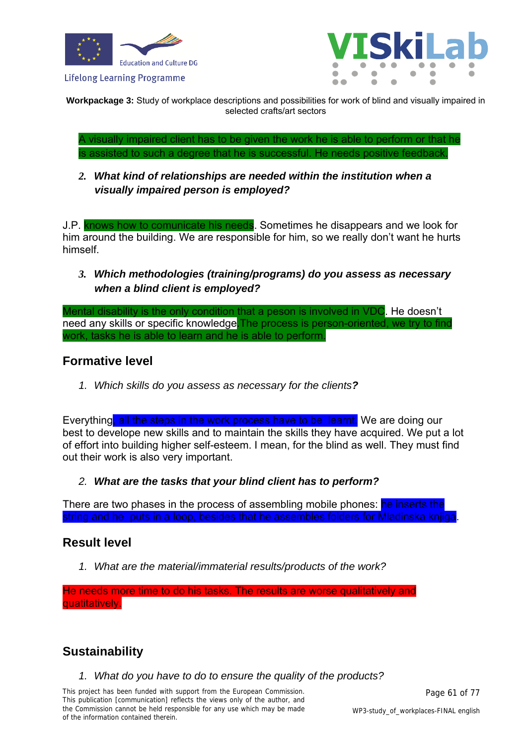A visually impaired client has to be given the work he is able to perform or that he is assisted to such a degree that he is successful. He needs positive feedback.

2. ***What kind of relationships are needed within the institution when a visually impaired person is employed?***

J.P. knows how to comunicate his needs. Sometimes he disappears and we look for him around the building. We are responsible for him, so we really don't want he hurts himself.

3. ***Which methodologies (training/programs) do you assess as necessary when a blind client is employed?***

Mental disability is the only condition that a peson is involved in VDC. He doesn't need any skills or specific knowledge.The process is person-oriented, we try to find work, tasks he is able to learn and he is able to perform.

## Formative level

1. *Which skills do you assess as necessary for the clients**?***

Everything, all the steps in the work process have to be learnt. We are doing our best to develop new skills and to maintain the skills they have acquired. We put a lot of effort into building higher self-esteem. I mean, for the blind as well. They must find out their work is also very important.

2. ***What are the tasks that your blind client has to perform?***

There are two phases in the process of assembling mobile phones: he inserts the string and he puts in a loop, besides that he assembles folders for Mladinska knjiga.

## Result level

1. *What are the material/immaterial results/products of the work?*

He needs more time to do his tasks. The results are worse qualitatively and quatitatively.

## Sustainability

1. *What do you have to do to ensure the quality of the products?*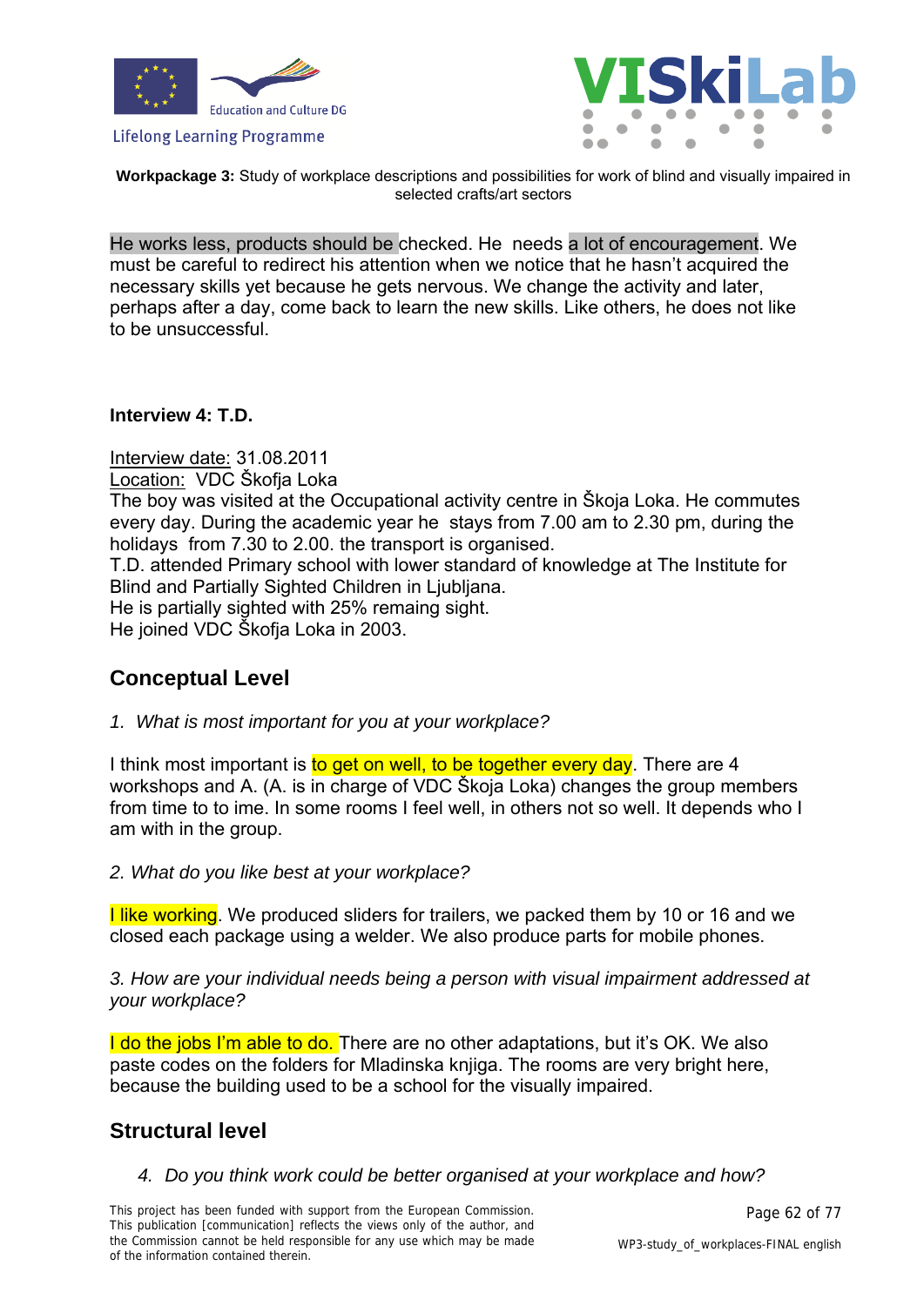**Workpackage 3:** Study of workplace descriptions and possibilities for work of blind and visually impaired in selected crafts/art sectors

He works less, products should be checked. He needs a lot of encouragement. We must be careful to redirect his attention when we notice that he hasn't acquired the necessary skills yet because he gets nervous. We change the activity and later, perhaps after a day, come back to learn the new skills. Like others, he does not like to be unsuccessful.

**Interview 4: T.D.**

Interview date: 31.08.2011
Location: VDC Škofja Loka
The boy was visited at the Occupational activity centre in Škoja Loka. He commutes every day. During the academic year he stays from 7.00 am to 2.30 pm, during the holidays from 7.30 to 2.00. the transport is organised.
T.D. attended Primary school with lower standard of knowledge at The Institute for Blind and Partially Sighted Children in Ljubljana.
He is partially sighted with 25% remaing sight.
He joined VDC Škofja Loka in 2003.

## Conceptual Level

*1. What is most important for you at your workplace?*

I think most important is to get on well, to be together every day. There are 4 workshops and A. (A. is in charge of VDC Škoja Loka) changes the group members from time to to ime. In some rooms I feel well, in others not so well. It depends who I am with in the group.

*2. What do you like best at your workplace?*

I like working. We produced sliders for trailers, we packed them by 10 or 16 and we closed each package using a welder. We also produce parts for mobile phones.

*3. How are your individual needs being a person with visual impairment addressed at your workplace?*

I do the jobs I'm able to do. There are no other adaptations, but it's OK. We also paste codes on the folders for Mladinska knjiga. The rooms are very bright here, because the building used to be a school for the visually impaired.

## Structural level

*4. Do you think work could be better organised at your workplace and how?*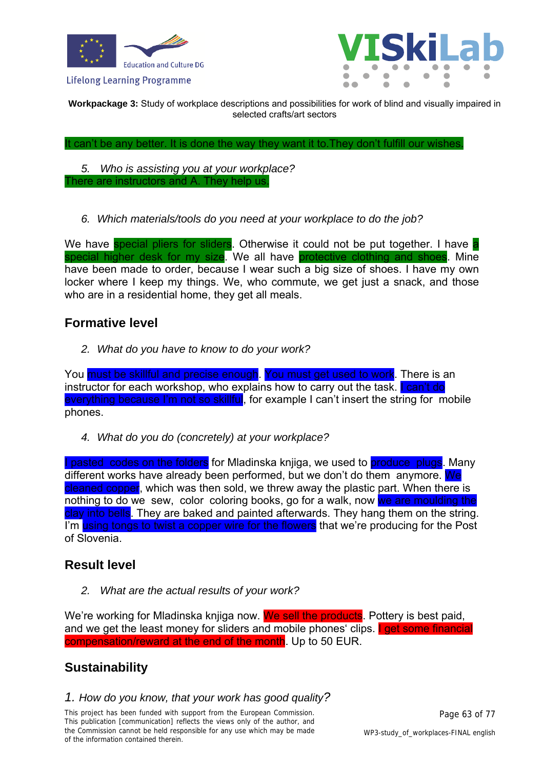It can't be any better. It is done the way they want it to.They don't fulfill our wishes.

5. *Who is assisting you at your workplace?*

There are instructors and A. They help us.

6. *Which materials/tools do you need at your workplace to do the job?*

We have special pliers for sliders. Otherwise it could not be put together. I have a special higher desk for my size. We all have protective clothing and shoes. Mine have been made to order, because I wear such a big size of shoes. I have my own locker where I keep my things. We, who commute, we get just a snack, and those who are in a residential home, they get all meals.

## Formative level

2. *What do you have to know to do your work?*

You must be skillful and precise enough. You must get used to work. There is an instructor for each workshop, who explains how to carry out the task. I can't do everything because I'm not so skillful, for example I can't insert the string for mobile phones.

4. *What do you do (concretely) at your workplace?*

I pasted codes on the folders for Mladinska knjiga, we used to produce plugs. Many different works have already been performed, but we don't do them anymore. We cleaned copper, which was then sold, we threw away the plastic part. When there is nothing to do we sew, color coloring books, go for a walk, now we are moulding the clay into bells. They are baked and painted afterwards. They hang them on the string. I'm using tongs to twist a copper wire for the flowers that we're producing for the Post of Slovenia.

## Result level

2. *What are the actual results of your work?*

We're working for Mladinska knjiga now. We sell the products. Pottery is best paid, and we get the least money for sliders and mobile phones' clips. I get some financial compensation/reward at the end of the month. Up to 50 EUR.

## Sustainability

1. *How do you know, that your work has good quality?*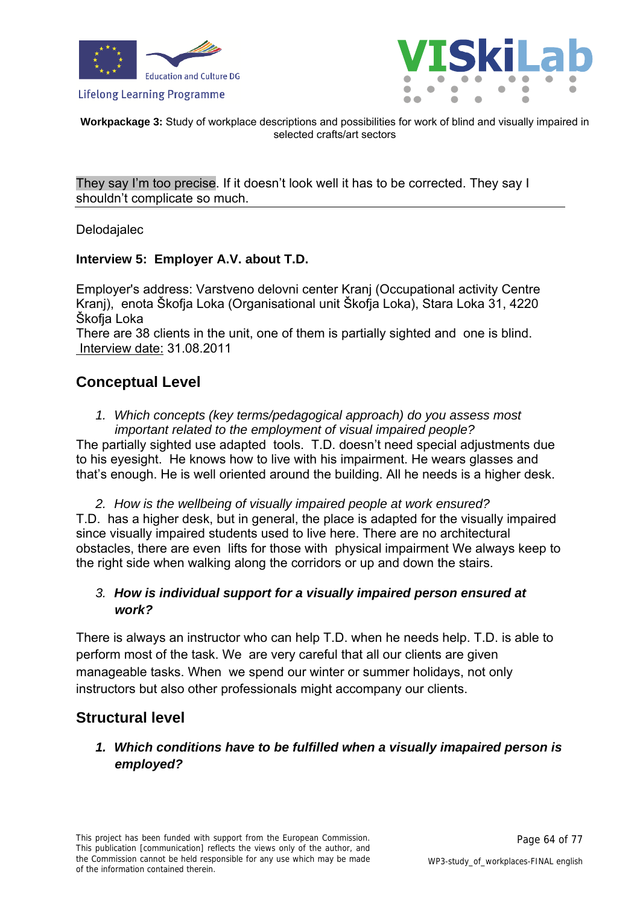They say I'm too precise. If it doesn't look well it has to be corrected. They say I shouldn't complicate so much.

---

Delodajalec

**Interview 5: Employer A.V. about T.D.**

Employer's address: Varstveno delovni center Kranj (Occupational activity Centre Kranj), enota Škofja Loka (Organisational unit Škofja Loka), Stara Loka 31, 4220 Škofja Loka
There are 38 clients in the unit, one of them is partially sighted and one is blind.
Interview date: 31.08.2011

## Conceptual Level

1. *Which concepts (key terms/pedagogical approach) do you assess most important related to the employment of visual impaired people?*

The partially sighted use adapted tools. T.D. doesn't need special adjustments due to his eyesight. He knows how to live with his impairment. He wears glasses and that's enough. He is well oriented around the building. All he needs is a higher desk.

2. *How is the wellbeing of visually impaired people at work ensured?*

T.D. has a higher desk, but in general, the place is adapted for the visually impaired since visually impaired students used to live here. There are no architectural obstacles, there are even lifts for those with physical impairment We always keep to the right side when walking along the corridors or up and down the stairs.

3. ***How is individual support for a visually impaired person ensured at work?***

There is always an instructor who can help T.D. when he needs help. T.D. is able to perform most of the task. We are very careful that all our clients are given manageable tasks. When we spend our winter or summer holidays, not only instructors but also other professionals might accompany our clients.

## Structural level

1. ***Which conditions have to be fulfilled when a visually imapaired person is employed?***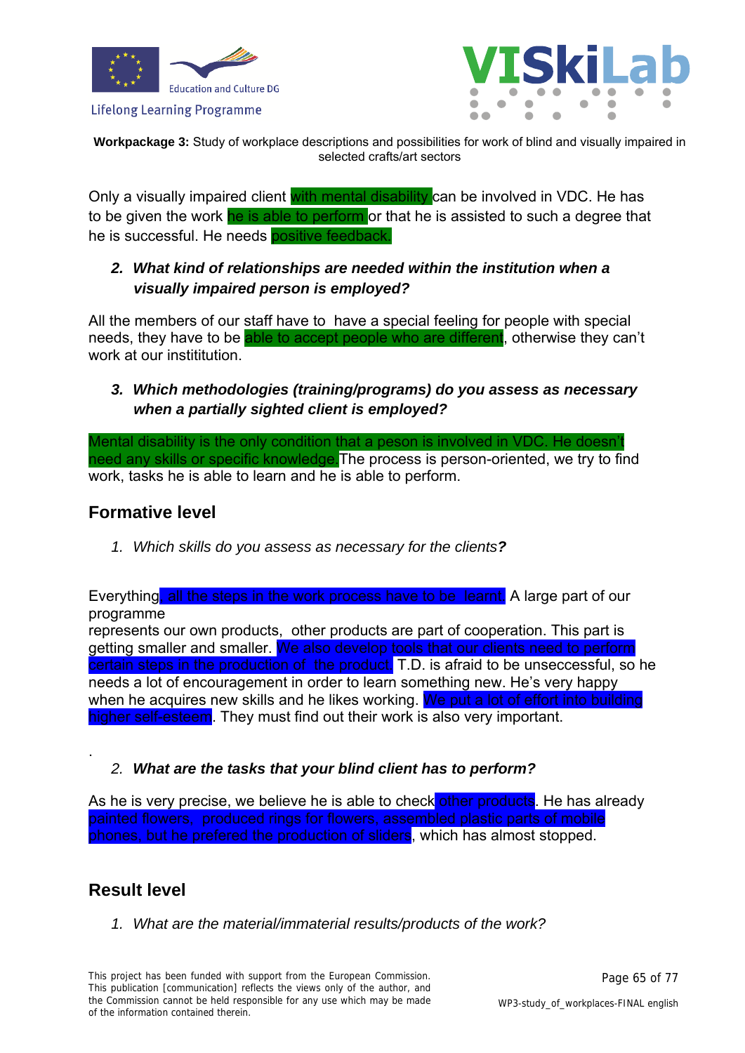**Workpackage 3:** Study of workplace descriptions and possibilities for work of blind and visually impaired in selected crafts/art sectors

Only a visually impaired client with mental disability can be involved in VDC. He has to be given the work he is able to perform or that he is assisted to such a degree that he is successful. He needs positive feedback.

2. ***What kind of relationships are needed within the institution when a visually impaired person is employed?***

All the members of our staff have to have a special feeling for people with special needs, they have to be able to accept people who are different, otherwise they can't work at our instititution.

3. ***Which methodologies (training/programs) do you assess as necessary when a partially sighted client is employed?***

Mental disability is the only condition that a peson is involved in VDC. He doesn't need any skills or specific knowledge. The process is person-oriented, we try to find work, tasks he is able to learn and he is able to perform.

## Formative level

1. *Which skills do you assess as necessary for the clients**?***

Everything, all the steps in the work process have to be learnt. A large part of our programme
represents our own products, other products are part of cooperation. This part is getting smaller and smaller. We also develop tools that our clients need to perform certain steps in the production of the product. T.D. is afraid to be unseccessful, so he needs a lot of encouragement in order to learn something new. He's very happy when he acquires new skills and he likes working. We put a lot of effort into building higher self-esteem. They must find out their work is also very important.

.

2. ***What are the tasks that your blind client has to perform?***

As he is very precise, we believe he is able to check other products. He has already painted flowers, produced rings for flowers, assembled plastic parts of mobile phones, but he prefered the production of sliders, which has almost stopped.

## Result level

1. *What are the material/immaterial results/products of the work?*

This project has been funded with support from the European Commission. This publication [communication] reflects the views only of the author, and the Commission cannot be held responsible for any use which may be made of the information contained therein.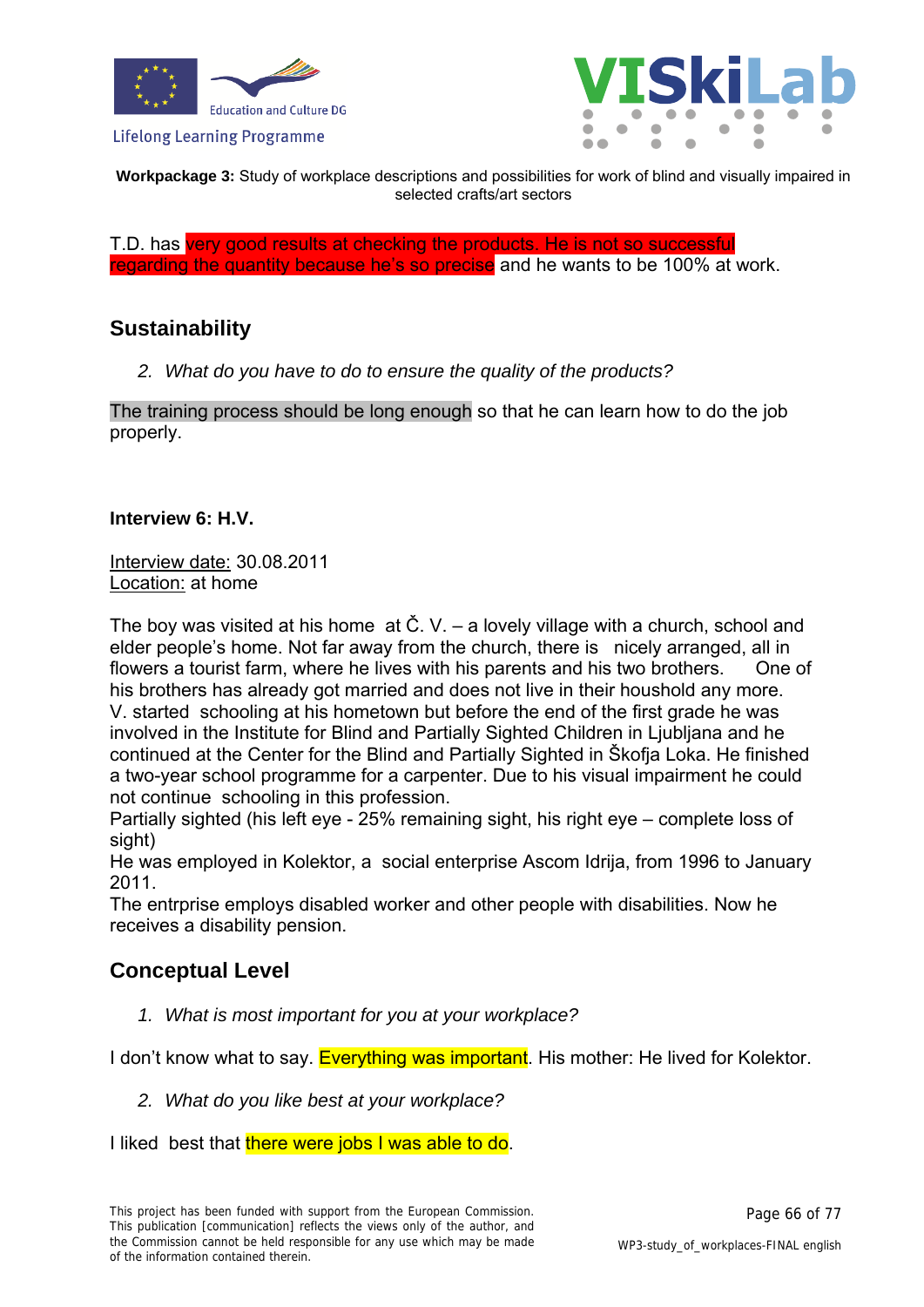T.D. has very good results at checking the products. He is not so successful regarding the quantity because he's so precise and he wants to be 100% at work.

## Sustainability

2. *What do you have to do to ensure the quality of the products?*

The training process should be long enough so that he can learn how to do the job properly.

**Interview 6: H.V.**

Interview date: 30.08.2011
Location: at home

The boy was visited at his home at Č. V. – a lovely village with a church, school and elder people's home. Not far away from the church, there is nicely arranged, all in flowers a tourist farm, where he lives with his parents and his two brothers. One of his brothers has already got married and does not live in their houshold any more. V. started schooling at his hometown but before the end of the first grade he was involved in the Institute for Blind and Partially Sighted Children in Ljubljana and he continued at the Center for the Blind and Partially Sighted in Škofja Loka. He finished a two-year school programme for a carpenter. Due to his visual impairment he could not continue schooling in this profession.
Partially sighted (his left eye - 25% remaining sight, his right eye – complete loss of sight)
He was employed in Kolektor, a social enterprise Ascom Idrija, from 1996 to January 2011.
The entrprise employs disabled worker and other people with disabilities. Now he receives a disability pension.

## Conceptual Level

1. *What is most important for you at your workplace?*

I don't know what to say. Everything was important. His mother: He lived for Kolektor.

2. *What do you like best at your workplace?*

I liked best that there were jobs I was able to do.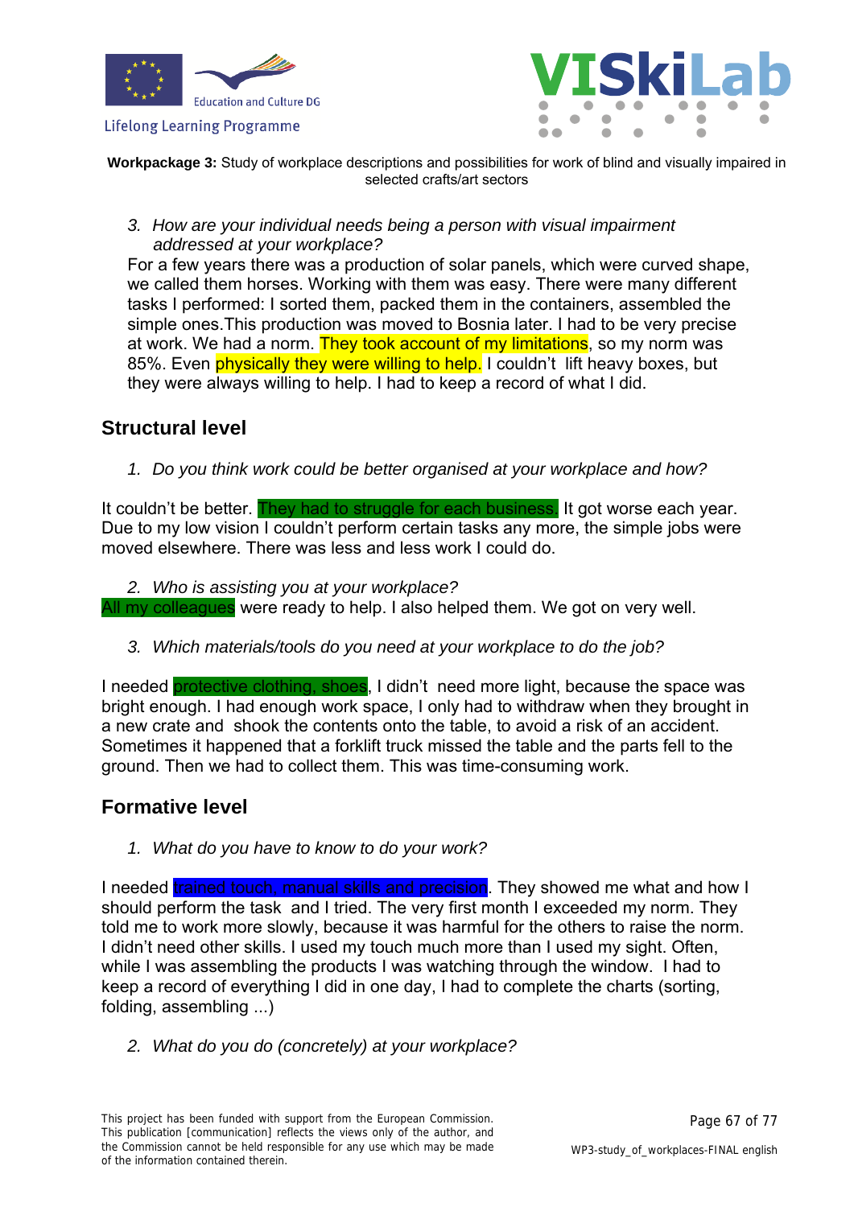**Workpackage 3:** Study of workplace descriptions and possibilities for work of blind and visually impaired in selected crafts/art sectors

3. *How are your individual needs being a person with visual impairment addressed at your workplace?*

For a few years there was a production of solar panels, which were curved shape, we called them horses. Working with them was easy. There were many different tasks I performed: I sorted them, packed them in the containers, assembled the simple ones.This production was moved to Bosnia later. I had to be very precise at work. We had a norm. They took account of my limitations, so my norm was 85%. Even physically they were willing to help. I couldn't lift heavy boxes, but they were always willing to help. I had to keep a record of what I did.

## Structural level

1. *Do you think work could be better organised at your workplace and how?*

It couldn't be better. They had to struggle for each business. It got worse each year. Due to my low vision I couldn't perform certain tasks any more, the simple jobs were moved elsewhere. There was less and less work I could do.

2. *Who is assisting you at your workplace?*

All my colleagues were ready to help. I also helped them. We got on very well.

3. *Which materials/tools do you need at your workplace to do the job?*

I needed protective clothing, shoes, I didn't need more light, because the space was bright enough. I had enough work space, I only had to withdraw when they brought in a new crate and shook the contents onto the table, to avoid a risk of an accident. Sometimes it happened that a forklift truck missed the table and the parts fell to the ground. Then we had to collect them. This was time-consuming work.

## Formative level

1. *What do you have to know to do your work?*

I needed trained touch, manual skills and precision. They showed me what and how I should perform the task and I tried. The very first month I exceeded my norm. They told me to work more slowly, because it was harmful for the others to raise the norm. I didn't need other skills. I used my touch much more than I used my sight. Often, while I was assembling the products I was watching through the window. I had to keep a record of everything I did in one day, I had to complete the charts (sorting, folding, assembling ...)

2. *What do you do (concretely) at your workplace?*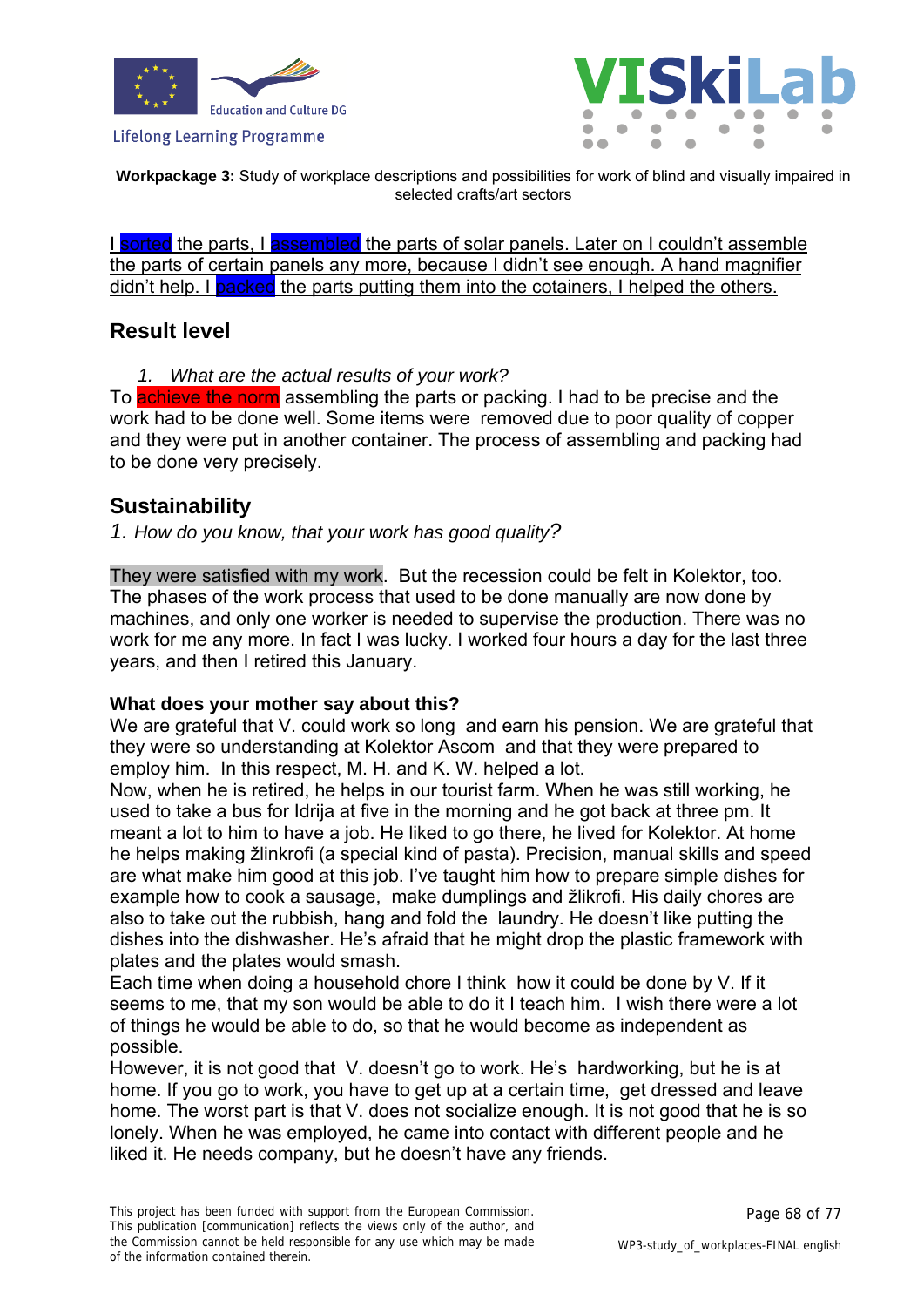I sorted the parts, I assembled the parts of solar panels. Later on I couldn't assemble the parts of certain panels any more, because I didn't see enough. A hand magnifier didn't help. I packed the parts putting them into the cotainers, I helped the others.

## Result level

1. *What are the actual results of your work?*

To achieve the norm assembling the parts or packing. I had to be precise and the work had to be done well. Some items were removed due to poor quality of copper and they were put in another container. The process of assembling and packing had to be done very precisely.

## Sustainability

*1. How do you know, that your work has good quality?*

They were satisfied with my work. But the recession could be felt in Kolektor, too. The phases of the work process that used to be done manually are now done by machines, and only one worker is needed to supervise the production. There was no work for me any more. In fact I was lucky. I worked four hours a day for the last three years, and then I retired this January.

**What does your mother say about this?**

We are grateful that V. could work so long and earn his pension. We are grateful that they were so understanding at Kolektor Ascom and that they were prepared to employ him. In this respect, M. H. and K. W. helped a lot.

Now, when he is retired, he helps in our tourist farm. When he was still working, he used to take a bus for Idrija at five in the morning and he got back at three pm. It meant a lot to him to have a job. He liked to go there, he lived for Kolektor. At home he helps making žlinkrofi (a special kind of pasta). Precision, manual skills and speed are what make him good at this job. I've taught him how to prepare simple dishes for example how to cook a sausage, make dumplings and žlikrofi. His daily chores are also to take out the rubbish, hang and fold the laundry. He doesn't like putting the dishes into the dishwasher. He's afraid that he might drop the plastic framework with plates and the plates would smash.

Each time when doing a household chore I think how it could be done by V. If it seems to me, that my son would be able to do it I teach him. I wish there were a lot of things he would be able to do, so that he would become as independent as possible.

However, it is not good that V. doesn't go to work. He's hardworking, but he is at home. If you go to work, you have to get up at a certain time, get dressed and leave home. The worst part is that V. does not socialize enough. It is not good that he is so lonely. When he was employed, he came into contact with different people and he liked it. He needs company, but he doesn't have any friends.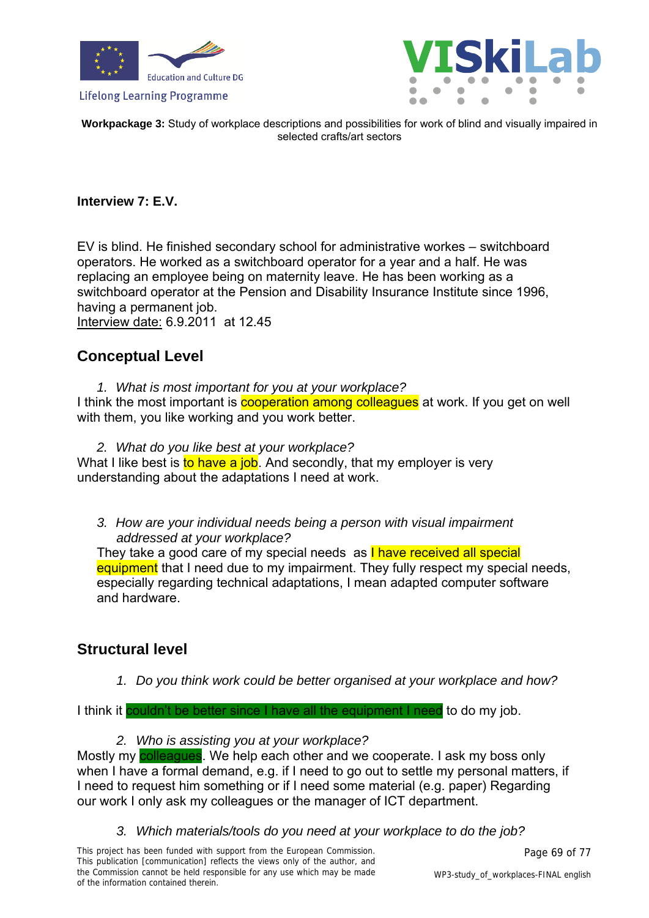**Workpackage 3:** Study of workplace descriptions and possibilities for work of blind and visually impaired in selected crafts/art sectors

**Interview 7: E.V.**

EV is blind. He finished secondary school for administrative workes – switchboard operators. He worked as a switchboard operator for a year and a half. He was replacing an employee being on maternity leave. He has been working as a switchboard operator at the Pension and Disability Insurance Institute since 1996, having a permanent job.
Interview date: 6.9.2011 at 12.45

## Conceptual Level

1. *What is most important for you at your workplace?*

I think the most important is cooperation among colleagues at work. If you get on well with them, you like working and you work better.

2. *What do you like best at your workplace?*

What I like best is to have a job. And secondly, that my employer is very understanding about the adaptations I need at work.

3. *How are your individual needs being a person with visual impairment addressed at your workplace?*

They take a good care of my special needs as I have received all special equipment that I need due to my impairment. They fully respect my special needs, especially regarding technical adaptations, I mean adapted computer software and hardware.

## Structural level

1. *Do you think work could be better organised at your workplace and how?*

I think it couldn't be better since I have all the equipment I need to do my job.

2. *Who is assisting you at your workplace?*

Mostly my colleagues. We help each other and we cooperate. I ask my boss only when I have a formal demand, e.g. if I need to go out to settle my personal matters, if I need to request him something or if I need some material (e.g. paper) Regarding our work I only ask my colleagues or the manager of ICT department.

3. *Which materials/tools do you need at your workplace to do the job?*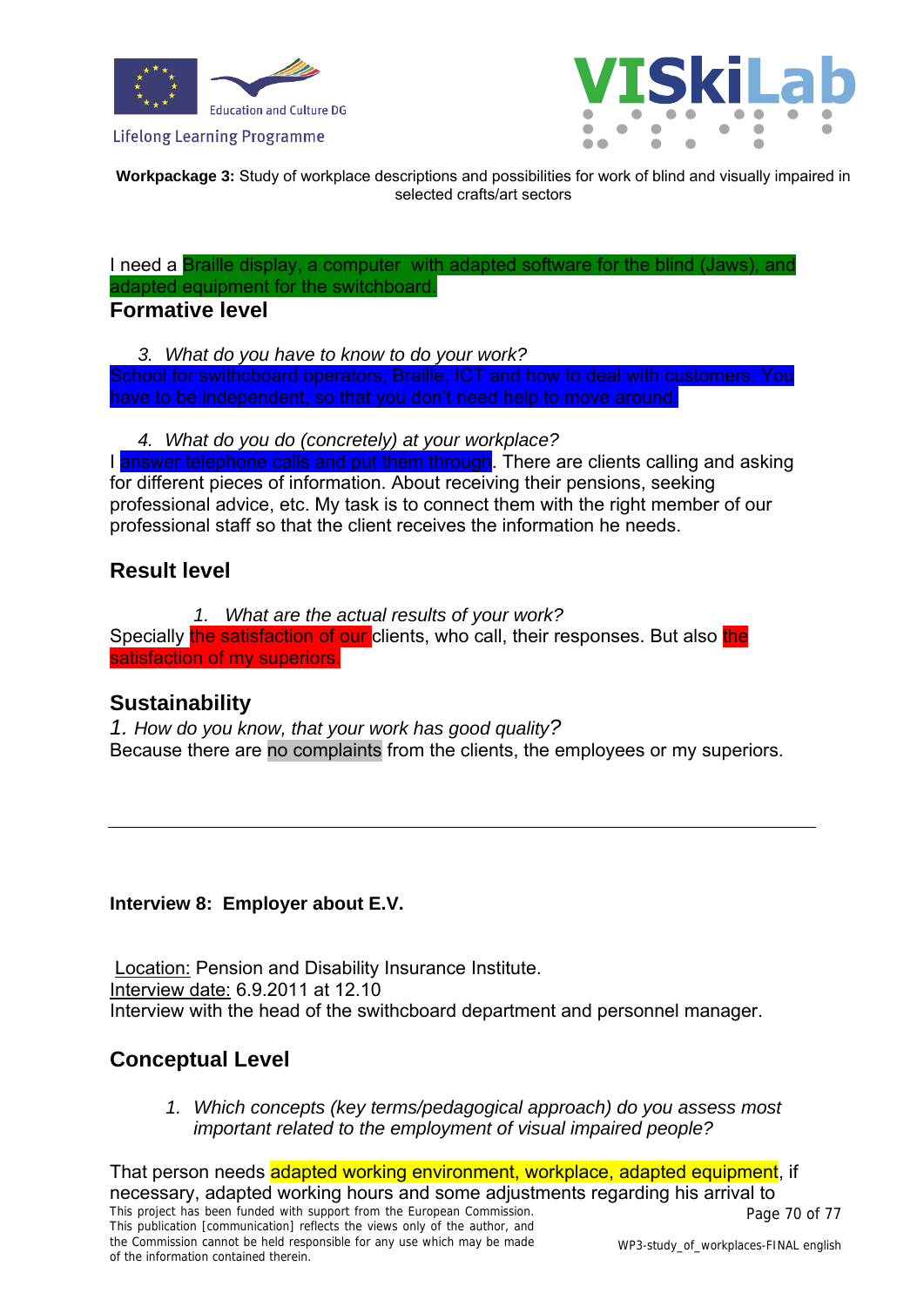I need a Braille display, a computer  with adapted software for the blind (Jaws), and adapted equipment for the switchboard.

## Formative level

3. *What do you have to know to do your work?*

School for swithcboard operators, Braille, ICT and how to deal with customers. You have to be independent, so that you don't need help to move around.

4. *What do you do (concretely) at your workplace?*

I answer telephone calls and put them through. There are clients calling and asking for different pieces of information. About receiving their pensions, seeking professional advice, etc. My task is to connect them with the right member of our professional staff so that the client receives the information he needs.

## Result level

1. *What are the actual results of your work?*

Specially the satisfaction of our clients, who call, their responses. But also the satisfaction of my superiors.

## Sustainability

1. *How do you know, that your work has good quality?*

Because there are no complaints from the clients, the employees or my superiors.

---

**Interview 8: Employer about E.V.**

Location: Pension and Disability Insurance Institute.
Interview date: 6.9.2011 at 12.10
Interview with the head of the switchboard department and personnel manager.

## Conceptual Level

1. *Which concepts (key terms/pedagogical approach) do you assess most important related to the employment of visual impaired people?*

That person needs adapted working environment, workplace, adapted equipment, if necessary, adapted working hours and some adjustments regarding his arrival to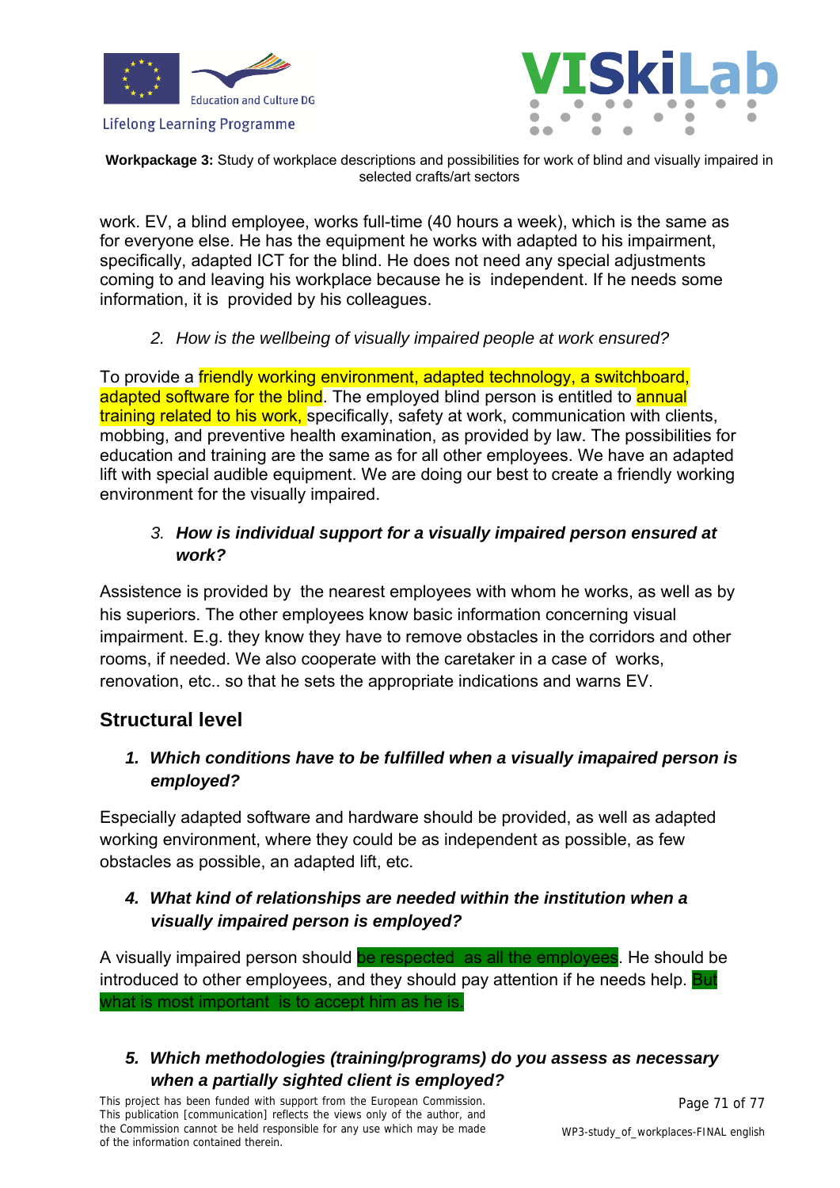work. EV, a blind employee, works full-time (40 hours a week), which is the same as for everyone else. He has the equipment he works with adapted to his impairment, specifically, adapted ICT for the blind. He does not need any special adjustments coming to and leaving his workplace because he is independent. If he needs some information, it is provided by his colleagues.

2. *How is the wellbeing of visually impaired people at work ensured?*

To provide a friendly working environment, adapted technology, a switchboard, adapted software for the blind. The employed blind person is entitled to annual training related to his work, specifically, safety at work, communication with clients, mobbing, and preventive health examination, as provided by law. The possibilities for education and training are the same as for all other employees. We have an adapted lift with special audible equipment. We are doing our best to create a friendly working environment for the visually impaired.

3. ***How is individual support for a visually impaired person ensured at work?***

Assistence is provided by the nearest employees with whom he works, as well as by his superiors. The other employees know basic information concerning visual impairment. E.g. they know they have to remove obstacles in the corridors and other rooms, if needed. We also cooperate with the caretaker in a case of works, renovation, etc.. so that he sets the appropriate indications and warns EV.

## Structural level

1. ***Which conditions have to be fulfilled when a visually imapaired person is employed?***

Especially adapted software and hardware should be provided, as well as adapted working environment, where they could be as independent as possible, as few obstacles as possible, an adapted lift, etc.

4. ***What kind of relationships are needed within the institution when a visually impaired person is employed?***

A visually impaired person should be respected as all the employees. He should be introduced to other employees, and they should pay attention if he needs help. But what is most important is to accept him as he is.

5. ***Which methodologies (training/programs) do you assess as necessary when a partially sighted client is employed?***

This project has been funded with support from the European Commission. This publication [communication] reflects the views only of the author, and the Commission cannot be held responsible for any use which may be made of the information contained therein.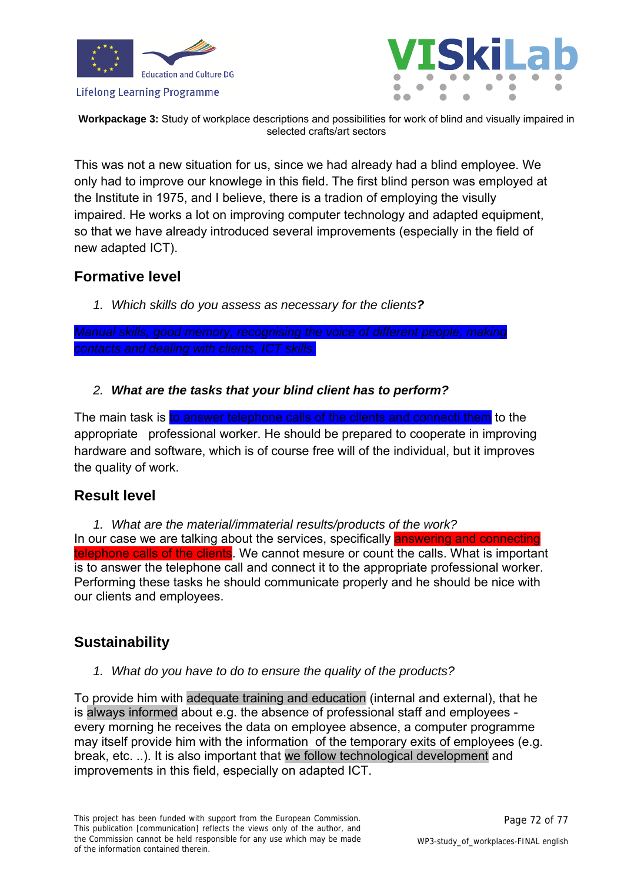**Workpackage 3:** Study of workplace descriptions and possibilities for work of blind and visually impaired in selected crafts/art sectors

This was not a new situation for us, since we had already had a blind employee. We only had to improve our knowlege in this field. The first blind person was employed at the Institute in 1975, and I believe, there is a tradion of employing the visully impaired. He works a lot on improving computer technology and adapted equipment, so that we have already introduced several improvements (especially in the field of new adapted ICT).

## Formative level

1. *Which skills do you assess as necessary for the clients**?***

*Manual skills, good memory, recognising the voice of different people, making contacts and dealing with clients, ICT skills.*

2. ***What are the tasks that your blind client has to perform?***

The main task is to answer telephone calls of the clients and connecti them to the appropriate professional worker. He should be prepared to cooperate in improving hardware and software, which is of course free will of the individual, but it improves the quality of work.

## Result level

1. *What are the material/immaterial results/products of the work?*

In our case we are talking about the services, specifically answering and connecting telephone calls of the clients. We cannot mesure or count the calls. What is important is to answer the telephone call and connect it to the appropriate professional worker. Performing these tasks he should communicate properly and he should be nice with our clients and employees.

## Sustainability

1. *What do you have to do to ensure the quality of the products?*

To provide him with adequate training and education (internal and external), that he is always informed about e.g. the absence of professional staff and employees - every morning he receives the data on employee absence, a computer programme may itself provide him with the information of the temporary exits of employees (e.g. break, etc. ..). It is also important that we follow technological development and improvements in this field, especially on adapted ICT.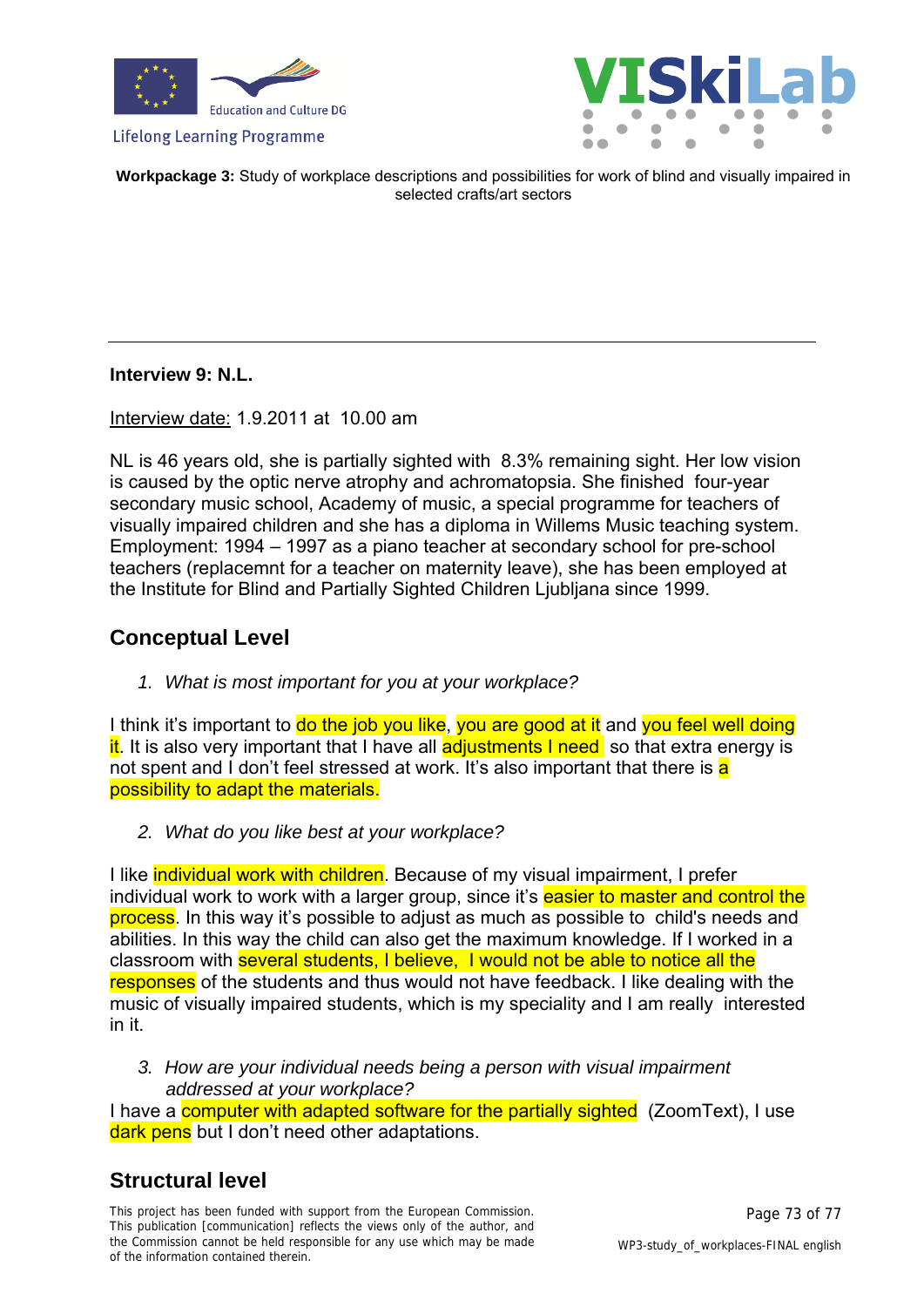**Interview 9: N.L.**

Interview date: 1.9.2011 at 10.00 am

NL is 46 years old, she is partially sighted with 8.3% remaining sight. Her low vision is caused by the optic nerve atrophy and achromatopsia. She finished four-year secondary music school, Academy of music, a special programme for teachers of visually impaired children and she has a diploma in Willems Music teaching system. Employment: 1994 – 1997 as a piano teacher at secondary school for pre-school teachers (replacemnt for a teacher on maternity leave), she has been employed at the Institute for Blind and Partially Sighted Children Ljubljana since 1999.

## Conceptual Level

1. *What is most important for you at your workplace?*

I think it's important to do the job you like, you are good at it and you feel well doing it. It is also very important that I have all adjustments I need so that extra energy is not spent and I don't feel stressed at work. It's also important that there is a possibility to adapt the materials.

2. *What do you like best at your workplace?*

I like individual work with children. Because of my visual impairment, I prefer individual work to work with a larger group, since it's easier to master and control the process. In this way it's possible to adjust as much as possible to child's needs and abilities. In this way the child can also get the maximum knowledge. If I worked in a classroom with several students, I believe, I would not be able to notice all the responses of the students and thus would not have feedback. I like dealing with the music of visually impaired students, which is my speciality and I am really interested in it.

3. *How are your individual needs being a person with visual impairment addressed at your workplace?*

I have a computer with adapted software for the partially sighted (ZoomText), I use dark pens but I don't need other adaptations.

## Structural level

This project has been funded with support from the European Commission. This publication [communication] reflects the views only of the author, and the Commission cannot be held responsible for any use which may be made of the information contained therein.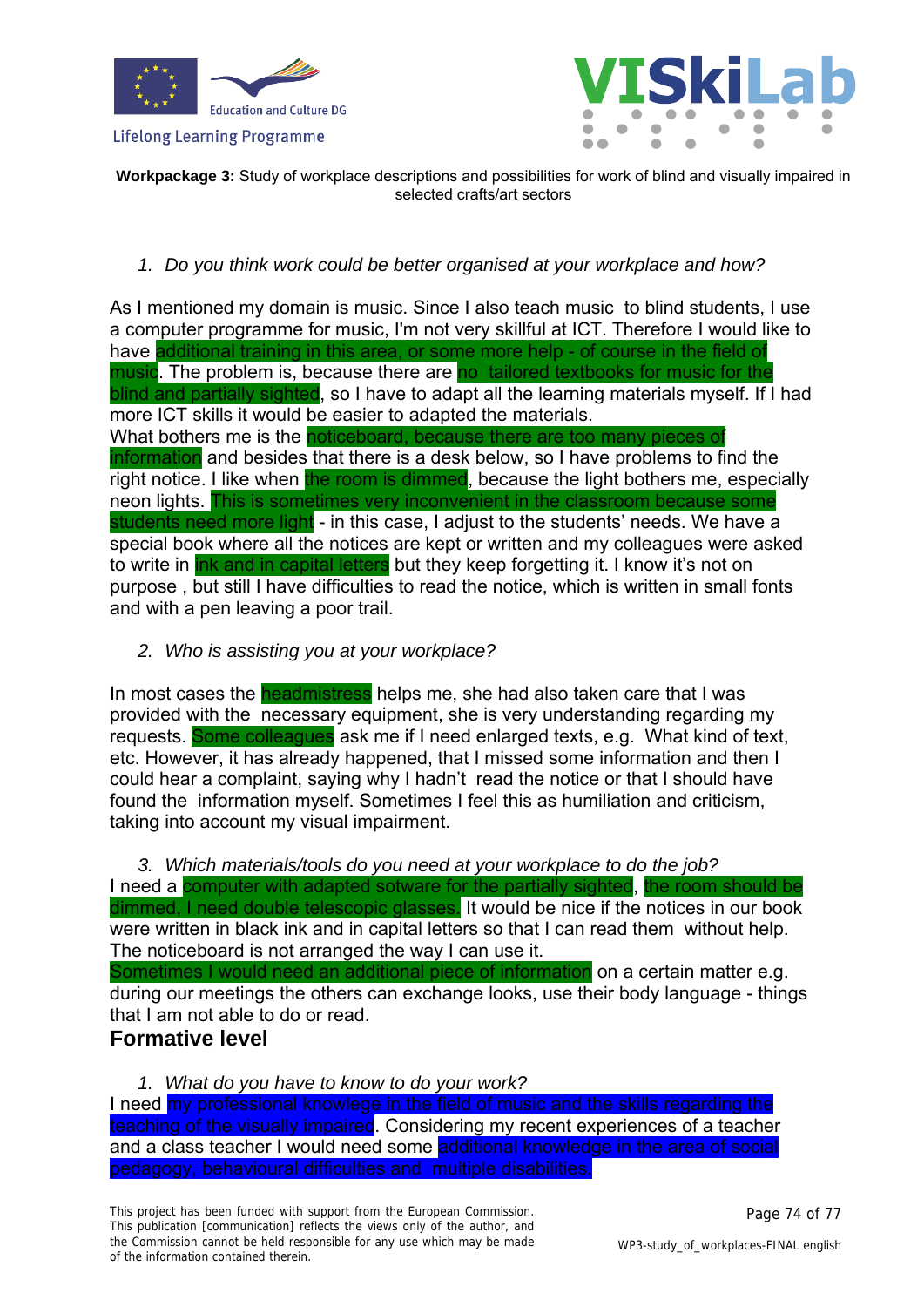**Workpackage 3:** Study of workplace descriptions and possibilities for work of blind and visually impaired in selected crafts/art sectors

1. *Do you think work could be better organised at your workplace and how?*

As I mentioned my domain is music. Since I also teach music to blind students, I use a computer programme for music, I'm not very skillful at ICT. Therefore I would like to have additional training in this area, or some more help - of course in the field of music. The problem is, because there are no tailored textbooks for music for the blind and partially sighted, so I have to adapt all the learning materials myself. If I had more ICT skills it would be easier to adapted the materials.
What bothers me is the noticeboard, because there are too many pieces of information and besides that there is a desk below, so I have problems to find the right notice. I like when the room is dimmed, because the light bothers me, especially neon lights. This is sometimes very inconvenient in the classroom because some students need more light - in this case, I adjust to the students' needs. We have a special book where all the notices are kept or written and my colleagues were asked to write in ink and in capital letters but they keep forgetting it. I know it's not on purpose , but still I have difficulties to read the notice, which is written in small fonts and with a pen leaving a poor trail.

2. *Who is assisting you at your workplace?*

In most cases the headmistress helps me, she had also taken care that I was provided with the necessary equipment, she is very understanding regarding my requests. Some colleagues ask me if I need enlarged texts, e.g. What kind of text, etc. However, it has already happened, that I missed some information and then I could hear a complaint, saying why I hadn't read the notice or that I should have found the information myself. Sometimes I feel this as humiliation and criticism, taking into account my visual impairment.

3. *Which materials/tools do you need at your workplace to do the job?*

I need a computer with adapted sotware for the partially sighted, the room should be dimmed, I need double telescopic glasses. It would be nice if the notices in our book were written in black ink and in capital letters so that I can read them without help. The noticeboard is not arranged the way I can use it.
Sometimes I would need an additional piece of information on a certain matter e.g. during our meetings the others can exchange looks, use their body language - things that I am not able to do or read.

## Formative level

1. *What do you have to know to do your work?*

I need my professional knowlege in the field of music and the skills regarding the teaching of the visually impaired. Considering my recent experiences of a teacher and a class teacher I would need some additional knowledge in the area of social pedagogy, behavioural difficulties and multiple disabilities.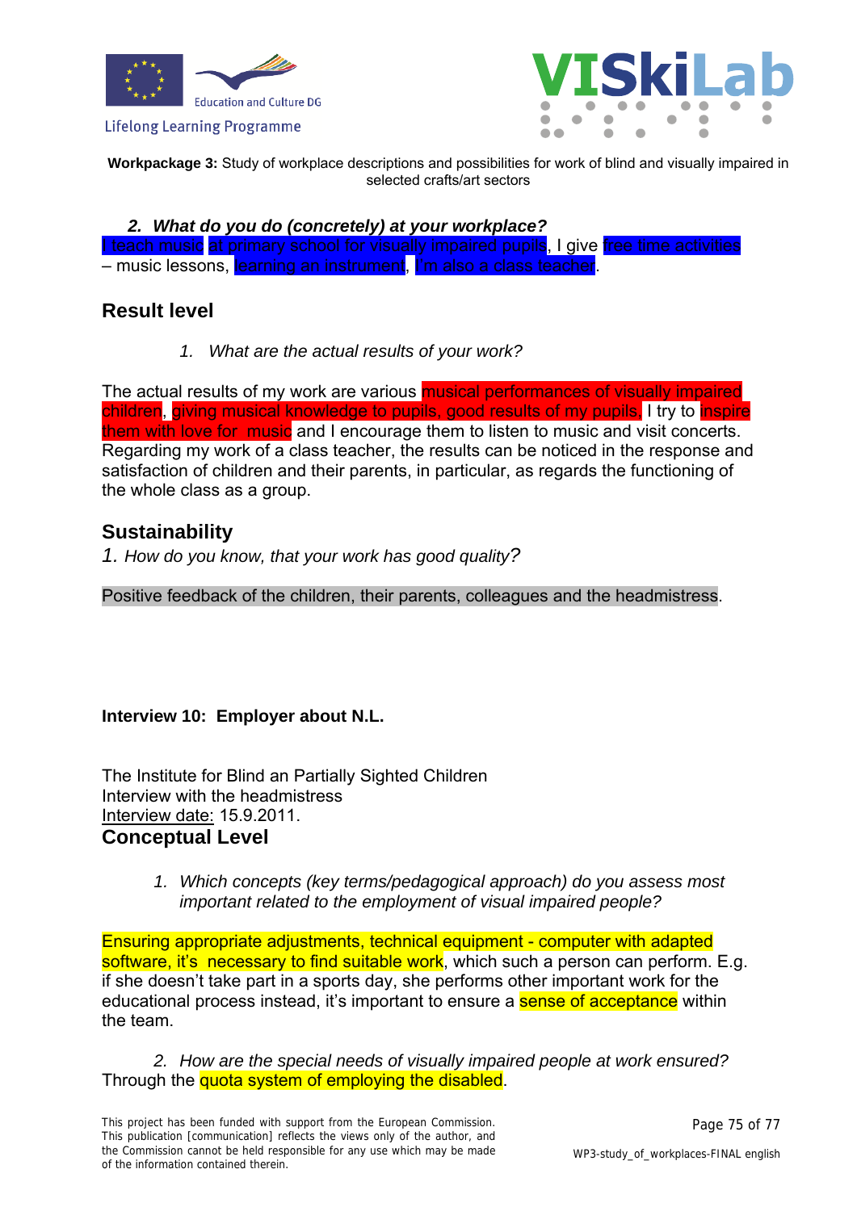**Workpackage 3:** Study of workplace descriptions and possibilities for work of blind and visually impaired in selected crafts/art sectors

2. ***What do you do (concretely) at your workplace?***

I teach music at primary school for visually impaired pupils, I give free time activities – music lessons, learning an instrument, I'm also a class teacher.

## Result level

1. *What are the actual results of your work?*

The actual results of my work are various musical performances of visually impaired children, giving musical knowledge to pupils, good results of my pupils, I try to inspire them with love for music and I encourage them to listen to music and visit concerts. Regarding my work of a class teacher, the results can be noticed in the response and satisfaction of children and their parents, in particular, as regards the functioning of the whole class as a group.

## Sustainability

1. *How do you know, that your work has good quality?*

Positive feedback of the children, their parents, colleagues and the headmistress.

**Interview 10: Employer about N.L.**

The Institute for Blind an Partially Sighted Children
Interview with the headmistress
Interview date: 15.9.2011.

## Conceptual Level

1. *Which concepts (key terms/pedagogical approach) do you assess most important related to the employment of visual impaired people?*

Ensuring appropriate adjustments, technical equipment - computer with adapted software, it's necessary to find suitable work, which such a person can perform. E.g. if she doesn't take part in a sports day, she performs other important work for the educational process instead, it's important to ensure a sense of acceptance within the team.

2. *How are the special needs of visually impaired people at work ensured?*

Through the quota system of employing the disabled.

This project has been funded with support from the European Commission. This publication [communication] reflects the views only of the author, and the Commission cannot be held responsible for any use which may be made of the information contained therein.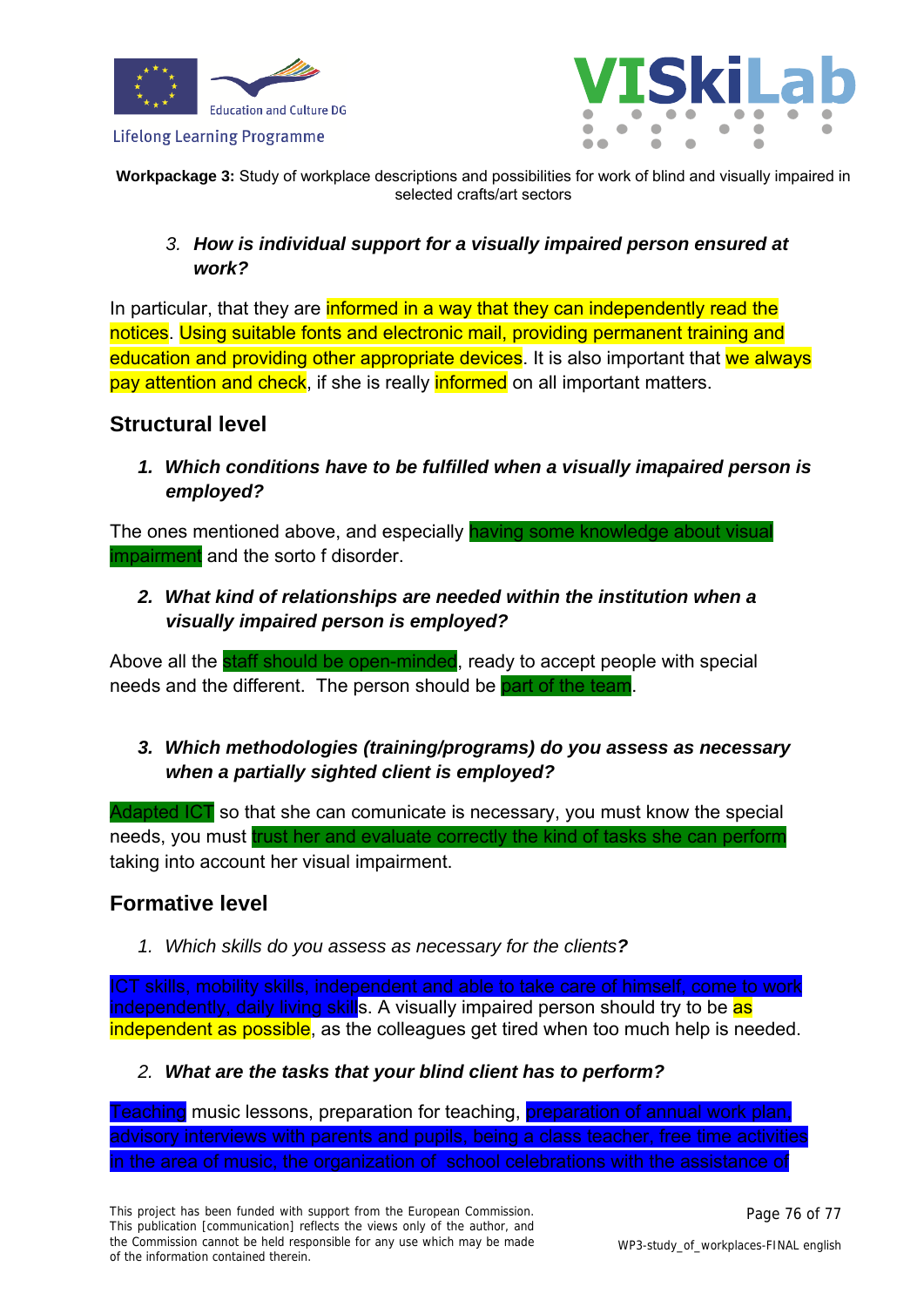**Workpackage 3:** Study of workplace descriptions and possibilities for work of blind and visually impaired in selected crafts/art sectors

3. ***How is individual support for a visually impaired person ensured at work?***

In particular, that they are informed in a way that they can independently read the notices. Using suitable fonts and electronic mail, providing permanent training and education and providing other appropriate devices. It is also important that we always pay attention and check, if she is really informed on all important matters.

## Structural level

1. ***Which conditions have to be fulfilled when a visually imapaired person is employed?***

The ones mentioned above, and especially having some knowledge about visual impairment and the sorto f disorder.

2. ***What kind of relationships are needed within the institution when a visually impaired person is employed?***

Above all the staff should be open-minded, ready to accept people with special needs and the different. The person should be part of the team.

3. ***Which methodologies (training/programs) do you assess as necessary when a partially sighted client is employed?***

Adapted ICT so that she can comunicate is necessary, you must know the special needs, you must trust her and evaluate correctly the kind of tasks she can perform taking into account her visual impairment.

## Formative level

1. *Which skills do you assess as necessary for the clients**?***

ICT skills, mobility skills, independent and able to take care of himself, come to work independently, daily living skills. A visually impaired person should try to be as independent as possible, as the colleagues get tired when too much help is needed.

2. ***What are the tasks that your blind client has to perform?***

Teaching music lessons, preparation for teaching, preparation of annual work plan, advisory interviews with parents and pupils, being a class teacher, free time activities in the area of music, the organization of school celebrations with the assistance of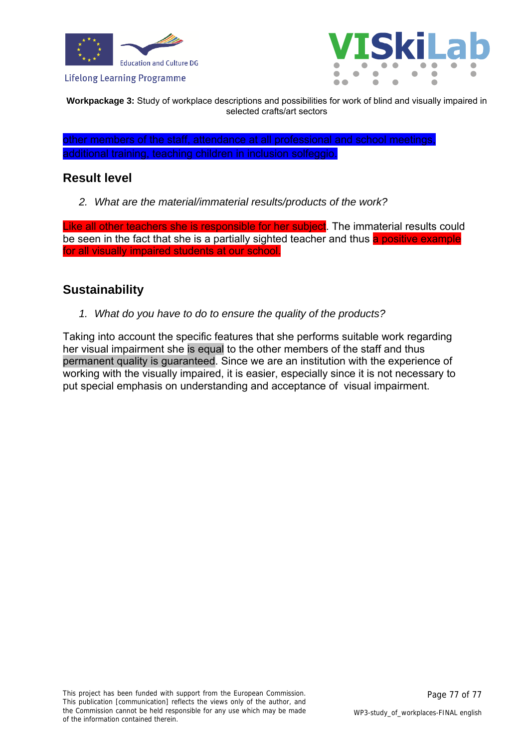other members of the staff, attendance at all professional and school meetings, additional training, teaching children in inclusion solfeggio.

## Result level

2. *What are the material/immaterial results/products of the work?*

Like all other teachers she is responsible for her subject. The immaterial results could be seen in the fact that she is a partially sighted teacher and thus a positive example for all visually impaired students at our school.

## Sustainability

1. *What do you have to do to ensure the quality of the products?*

Taking into account the specific features that she performs suitable work regarding her visual impairment she is equal to the other members of the staff and thus permanent quality is guaranteed. Since we are an institution with the experience of working with the visually impaired, it is easier, especially since it is not necessary to put special emphasis on understanding and acceptance of visual impairment.